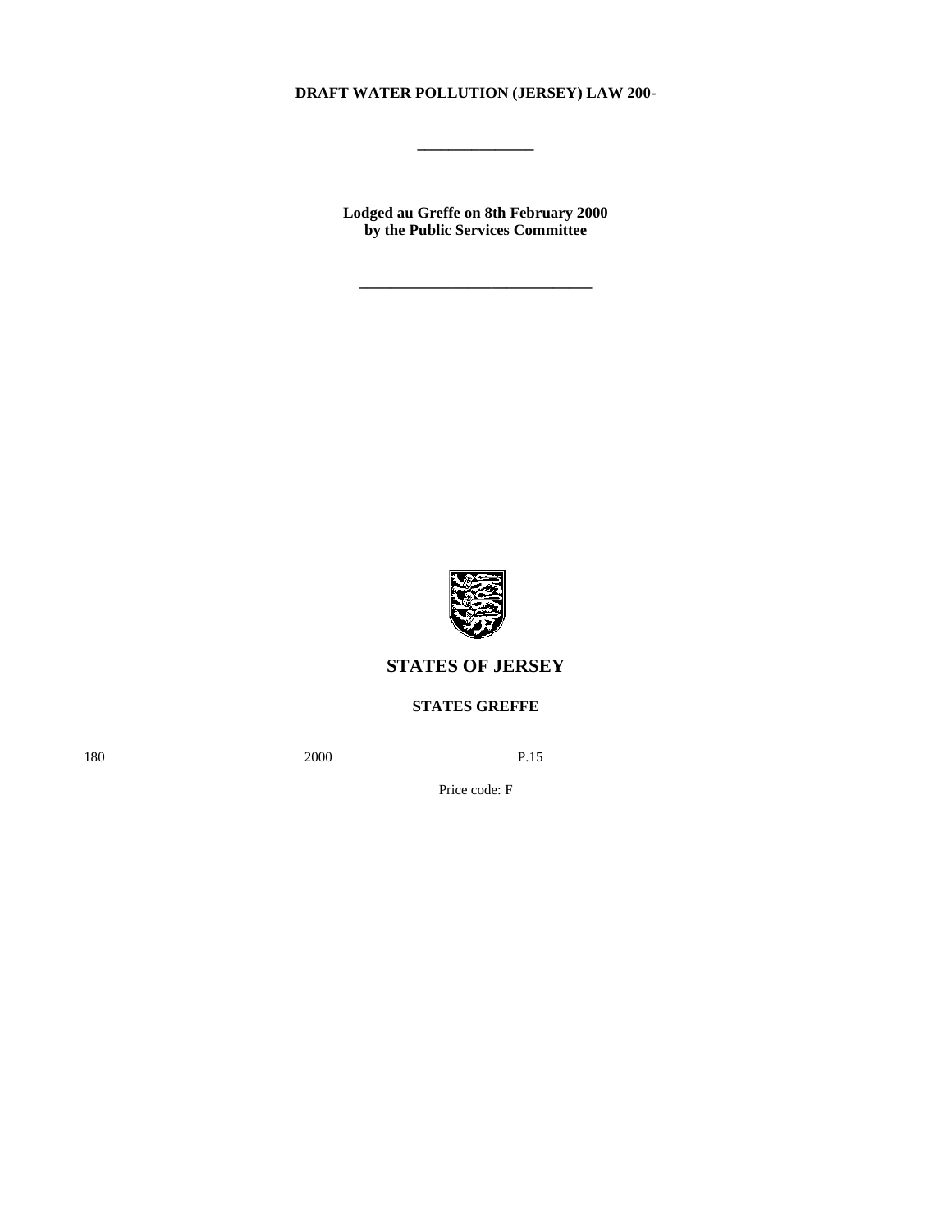**DRAFT WATER POLLUTION (JERSEY) LAW 200-**

---

**Lodged au Greffe on 8th February 2000**
**by the Public Services Committee**

---

## STATES OF JERSEY

**STATES GREFFE**

180 2000 P.15

Price code: F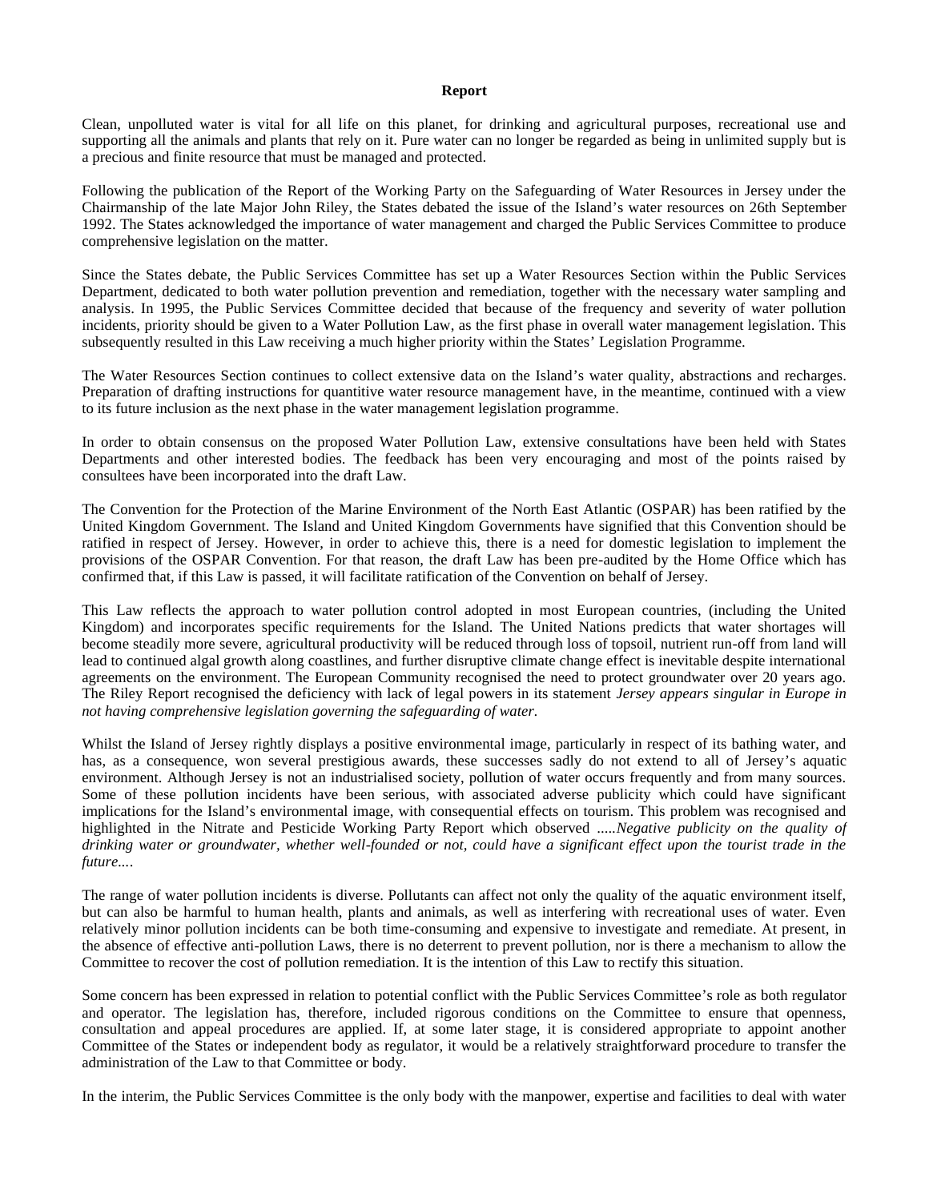**Report**

Clean, unpolluted water is vital for all life on this planet, for drinking and agricultural purposes, recreational use and supporting all the animals and plants that rely on it. Pure water can no longer be regarded as being in unlimited supply but is a precious and finite resource that must be managed and protected.

Following the publication of the Report of the Working Party on the Safeguarding of Water Resources in Jersey under the Chairmanship of the late Major John Riley, the States debated the issue of the Island's water resources on 26th September 1992. The States acknowledged the importance of water management and charged the Public Services Committee to produce comprehensive legislation on the matter.

Since the States debate, the Public Services Committee has set up a Water Resources Section within the Public Services Department, dedicated to both water pollution prevention and remediation, together with the necessary water sampling and analysis. In 1995, the Public Services Committee decided that because of the frequency and severity of water pollution incidents, priority should be given to a Water Pollution Law, as the first phase in overall water management legislation. This subsequently resulted in this Law receiving a much higher priority within the States' Legislation Programme.

The Water Resources Section continues to collect extensive data on the Island's water quality, abstractions and recharges. Preparation of drafting instructions for quantitive water resource management have, in the meantime, continued with a view to its future inclusion as the next phase in the water management legislation programme.

In order to obtain consensus on the proposed Water Pollution Law, extensive consultations have been held with States Departments and other interested bodies. The feedback has been very encouraging and most of the points raised by consultees have been incorporated into the draft Law.

The Convention for the Protection of the Marine Environment of the North East Atlantic (OSPAR) has been ratified by the United Kingdom Government. The Island and United Kingdom Governments have signified that this Convention should be ratified in respect of Jersey. However, in order to achieve this, there is a need for domestic legislation to implement the provisions of the OSPAR Convention. For that reason, the draft Law has been pre-audited by the Home Office which has confirmed that, if this Law is passed, it will facilitate ratification of the Convention on behalf of Jersey.

This Law reflects the approach to water pollution control adopted in most European countries, (including the United Kingdom) and incorporates specific requirements for the Island. The United Nations predicts that water shortages will become steadily more severe, agricultural productivity will be reduced through loss of topsoil, nutrient run-off from land will lead to continued algal growth along coastlines, and further disruptive climate change effect is inevitable despite international agreements on the environment. The European Community recognised the need to protect groundwater over 20 years ago. The Riley Report recognised the deficiency with lack of legal powers in its statement *Jersey appears singular in Europe in not having comprehensive legislation governing the safeguarding of water*.

Whilst the Island of Jersey rightly displays a positive environmental image, particularly in respect of its bathing water, and has, as a consequence, won several prestigious awards, these successes sadly do not extend to all of Jersey's aquatic environment. Although Jersey is not an industrialised society, pollution of water occurs frequently and from many sources. Some of these pollution incidents have been serious, with associated adverse publicity which could have significant implications for the Island's environmental image, with consequential effects on tourism. This problem was recognised and highlighted in the Nitrate and Pesticide Working Party Report which observed .....*Negative publicity on the quality of drinking water or groundwater, whether well-founded or not, could have a significant effect upon the tourist trade in the future....*

The range of water pollution incidents is diverse. Pollutants can affect not only the quality of the aquatic environment itself, but can also be harmful to human health, plants and animals, as well as interfering with recreational uses of water. Even relatively minor pollution incidents can be both time-consuming and expensive to investigate and remediate. At present, in the absence of effective anti-pollution Laws, there is no deterrent to prevent pollution, nor is there a mechanism to allow the Committee to recover the cost of pollution remediation. It is the intention of this Law to rectify this situation.

Some concern has been expressed in relation to potential conflict with the Public Services Committee's role as both regulator and operator. The legislation has, therefore, included rigorous conditions on the Committee to ensure that openness, consultation and appeal procedures are applied. If, at some later stage, it is considered appropriate to appoint another Committee of the States or independent body as regulator, it would be a relatively straightforward procedure to transfer the administration of the Law to that Committee or body.

In the interim, the Public Services Committee is the only body with the manpower, expertise and facilities to deal with water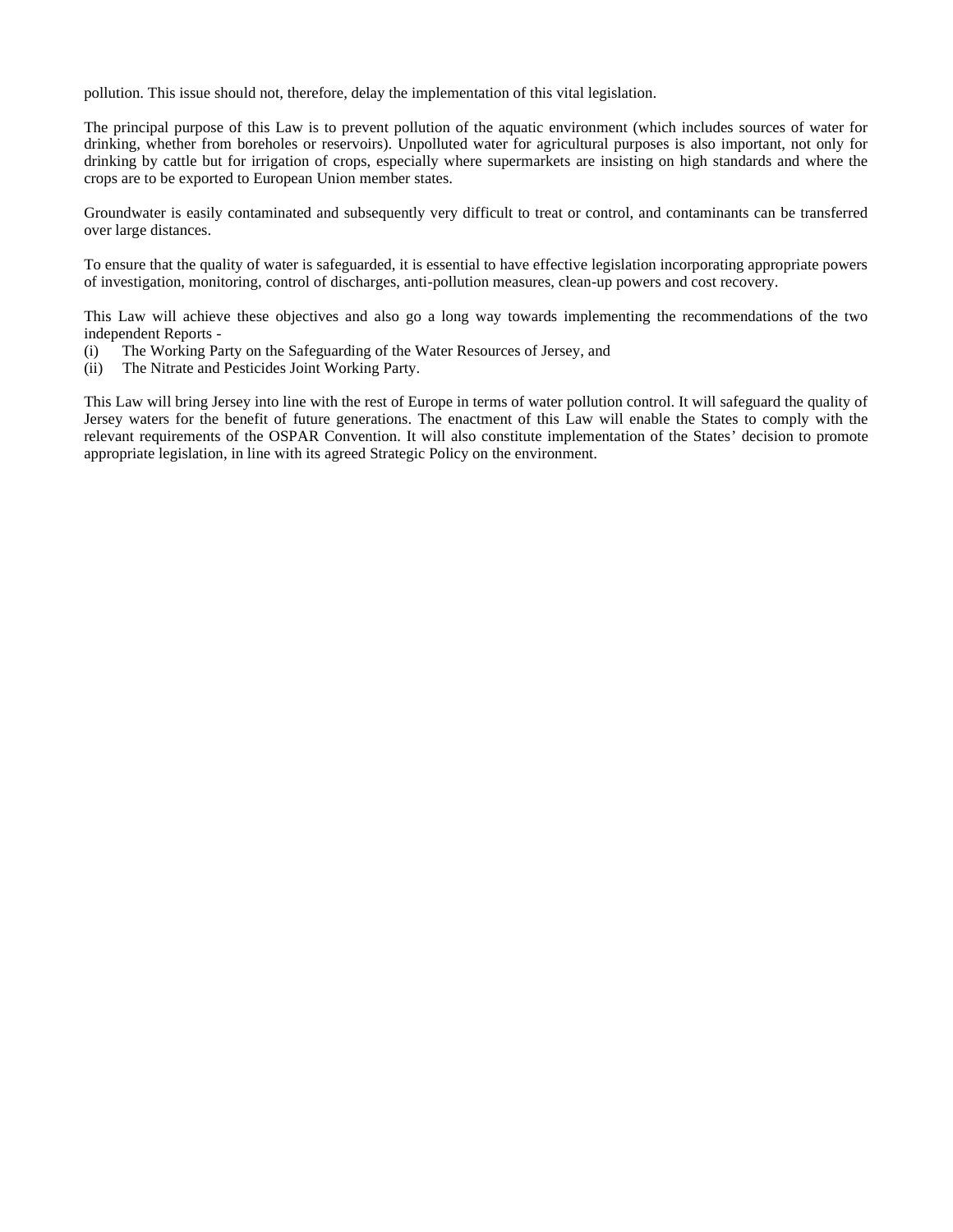pollution. This issue should not, therefore, delay the implementation of this vital legislation.

The principal purpose of this Law is to prevent pollution of the aquatic environment (which includes sources of water for drinking, whether from boreholes or reservoirs). Unpolluted water for agricultural purposes is also important, not only for drinking by cattle but for irrigation of crops, especially where supermarkets are insisting on high standards and where the crops are to be exported to European Union member states.

Groundwater is easily contaminated and subsequently very difficult to treat or control, and contaminants can be transferred over large distances.

To ensure that the quality of water is safeguarded, it is essential to have effective legislation incorporating appropriate powers of investigation, monitoring, control of discharges, anti-pollution measures, clean-up powers and cost recovery.

This Law will achieve these objectives and also go a long way towards implementing the recommendations of the two independent Reports -

(i) The Working Party on the Safeguarding of the Water Resources of Jersey, and
(ii) The Nitrate and Pesticides Joint Working Party.

This Law will bring Jersey into line with the rest of Europe in terms of water pollution control. It will safeguard the quality of Jersey waters for the benefit of future generations. The enactment of this Law will enable the States to comply with the relevant requirements of the OSPAR Convention. It will also constitute implementation of the States' decision to promote appropriate legislation, in line with its agreed Strategic Policy on the environment.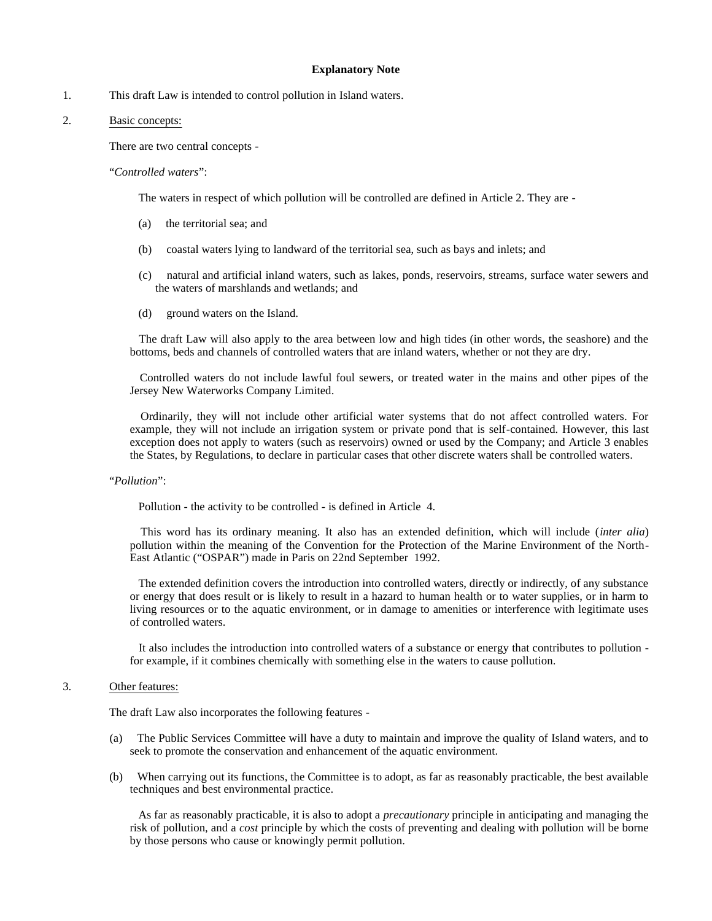**Explanatory Note**

1. This draft Law is intended to control pollution in Island waters.

2. Basic concepts:

   There are two central concepts -

   "*Controlled waters*":

   The waters in respect of which pollution will be controlled are defined in Article 2. They are -

   (a) the territorial sea; and

   (b) coastal waters lying to landward of the territorial sea, such as bays and inlets; and

   (c) natural and artificial inland waters, such as lakes, ponds, reservoirs, streams, surface water sewers and the waters of marshlands and wetlands; and

   (d) ground waters on the Island.

   The draft Law will also apply to the area between low and high tides (in other words, the seashore) and the bottoms, beds and channels of controlled waters that are inland waters, whether or not they are dry.

   Controlled waters do not include lawful foul sewers, or treated water in the mains and other pipes of the Jersey New Waterworks Company Limited.

   Ordinarily, they will not include other artificial water systems that do not affect controlled waters. For example, they will not include an irrigation system or private pond that is self-contained. However, this last exception does not apply to waters (such as reservoirs) owned or used by the Company; and Article 3 enables the States, by Regulations, to declare in particular cases that other discrete waters shall be controlled waters.

   "*Pollution*":

   Pollution - the activity to be controlled - is defined in Article 4.

   This word has its ordinary meaning. It also has an extended definition, which will include (*inter alia*) pollution within the meaning of the Convention for the Protection of the Marine Environment of the North-East Atlantic ("OSPAR") made in Paris on 22nd September 1992.

   The extended definition covers the introduction into controlled waters, directly or indirectly, of any substance or energy that does result or is likely to result in a hazard to human health or to water supplies, or in harm to living resources or to the aquatic environment, or in damage to amenities or interference with legitimate uses of controlled waters.

   It also includes the introduction into controlled waters of a substance or energy that contributes to pollution - for example, if it combines chemically with something else in the waters to cause pollution.

3. Other features:

   The draft Law also incorporates the following features -

   (a) The Public Services Committee will have a duty to maintain and improve the quality of Island waters, and to seek to promote the conservation and enhancement of the aquatic environment.

   (b) When carrying out its functions, the Committee is to adopt, as far as reasonably practicable, the best available techniques and best environmental practice.

   As far as reasonably practicable, it is also to adopt a *precautionary* principle in anticipating and managing the risk of pollution, and a *cost* principle by which the costs of preventing and dealing with pollution will be borne by those persons who cause or knowingly permit pollution.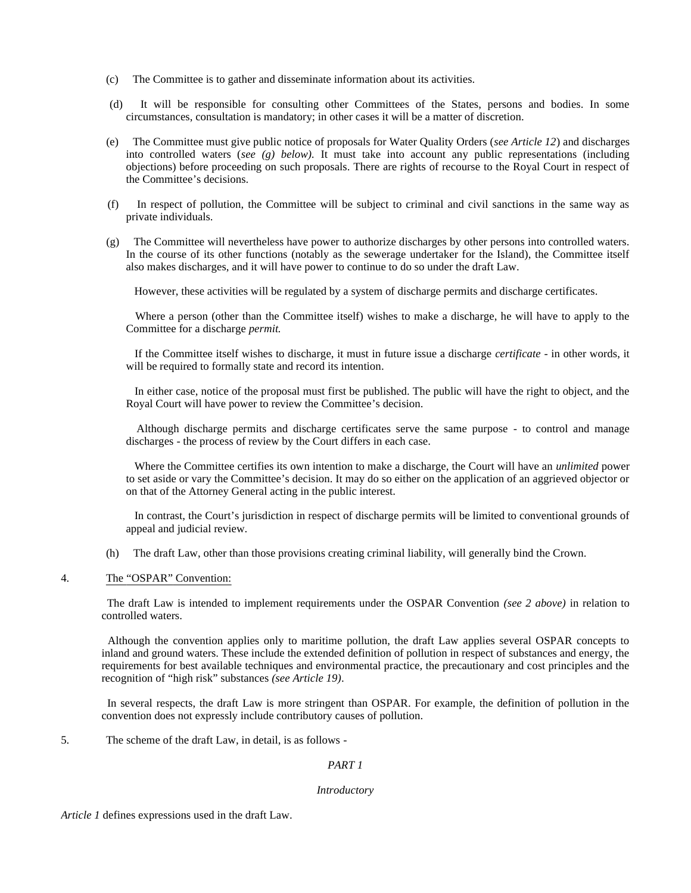(c) The Committee is to gather and disseminate information about its activities.

(d) It will be responsible for consulting other Committees of the States, persons and bodies. In some circumstances, consultation is mandatory; in other cases it will be a matter of discretion.

(e) The Committee must give public notice of proposals for Water Quality Orders (*see Article 12*) and discharges into controlled waters (*see (g) below).* It must take into account any public representations (including objections) before proceeding on such proposals. There are rights of recourse to the Royal Court in respect of the Committee's decisions.

(f) In respect of pollution, the Committee will be subject to criminal and civil sanctions in the same way as private individuals.

(g) The Committee will nevertheless have power to authorize discharges by other persons into controlled waters. In the course of its other functions (notably as the sewerage undertaker for the Island), the Committee itself also makes discharges, and it will have power to continue to do so under the draft Law.

However, these activities will be regulated by a system of discharge permits and discharge certificates.

Where a person (other than the Committee itself) wishes to make a discharge, he will have to apply to the Committee for a discharge *permit.*

If the Committee itself wishes to discharge, it must in future issue a discharge *certificate* - in other words, it will be required to formally state and record its intention.

In either case, notice of the proposal must first be published. The public will have the right to object, and the Royal Court will have power to review the Committee's decision.

Although discharge permits and discharge certificates serve the same purpose - to control and manage discharges - the process of review by the Court differs in each case.

Where the Committee certifies its own intention to make a discharge, the Court will have an *unlimited* power to set aside or vary the Committee's decision. It may do so either on the application of an aggrieved objector or on that of the Attorney General acting in the public interest.

In contrast, the Court's jurisdiction in respect of discharge permits will be limited to conventional grounds of appeal and judicial review.

(h) The draft Law, other than those provisions creating criminal liability, will generally bind the Crown.

4. The "OSPAR" Convention:

The draft Law is intended to implement requirements under the OSPAR Convention *(see 2 above)* in relation to controlled waters.

Although the convention applies only to maritime pollution, the draft Law applies several OSPAR concepts to inland and ground waters. These include the extended definition of pollution in respect of substances and energy, the requirements for best available techniques and environmental practice, the precautionary and cost principles and the recognition of "high risk" substances *(see Article 19)*.

In several respects, the draft Law is more stringent than OSPAR. For example, the definition of pollution in the convention does not expressly include contributory causes of pollution.

5. The scheme of the draft Law, in detail, is as follows -

*PART 1*

*Introductory*

*Article 1* defines expressions used in the draft Law.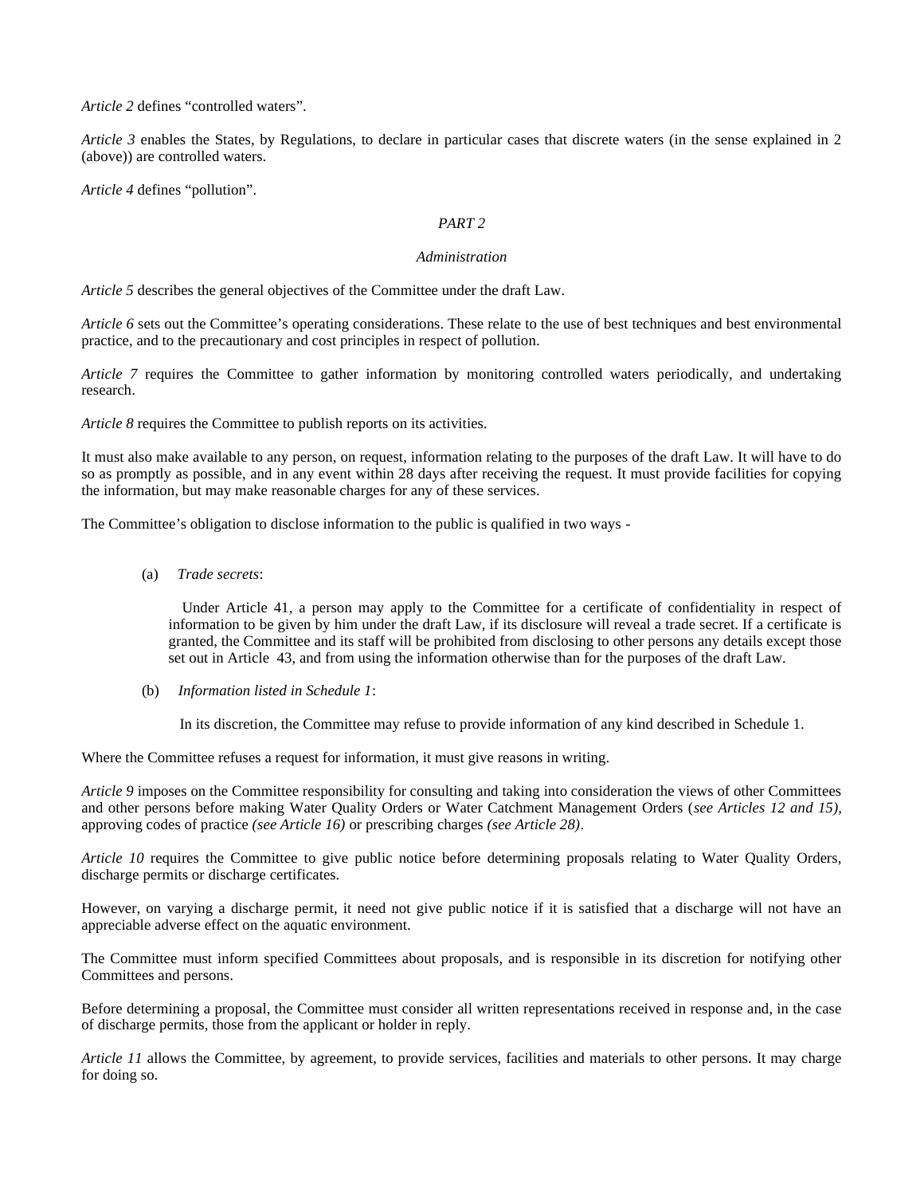*Article 2* defines “controlled waters”.

*Article 3* enables the States, by Regulations, to declare in particular cases that discrete waters (in the sense explained in 2 (above)) are controlled waters.

*Article 4* defines “pollution”.

*PART 2*

*Administration*

*Article 5* describes the general objectives of the Committee under the draft Law.

*Article 6* sets out the Committee’s operating considerations. These relate to the use of best techniques and best environmental practice, and to the precautionary and cost principles in respect of pollution.

*Article 7* requires the Committee to gather information by monitoring controlled waters periodically, and undertaking research.

*Article 8* requires the Committee to publish reports on its activities.

It must also make available to any person, on request, information relating to the purposes of the draft Law. It will have to do so as promptly as possible, and in any event within 28 days after receiving the request. It must provide facilities for copying the information, but may make reasonable charges for any of these services.

The Committee’s obligation to disclose information to the public is qualified in two ways -

(a) *Trade secrets*:

Under Article 41, a person may apply to the Committee for a certificate of confidentiality in respect of information to be given by him under the draft Law, if its disclosure will reveal a trade secret. If a certificate is granted, the Committee and its staff will be prohibited from disclosing to other persons any details except those set out in Article 43, and from using the information otherwise than for the purposes of the draft Law.

(b) *Information listed in Schedule 1*:

In its discretion, the Committee may refuse to provide information of any kind described in Schedule 1.

Where the Committee refuses a request for information, it must give reasons in writing.

*Article 9* imposes on the Committee responsibility for consulting and taking into consideration the views of other Committees and other persons before making Water Quality Orders or Water Catchment Management Orders (*see Articles 12 and 15),* approving codes of practice *(see Article 16)* or prescribing charges *(see Article 28)*.

*Article 10* requires the Committee to give public notice before determining proposals relating to Water Quality Orders, discharge permits or discharge certificates.

However, on varying a discharge permit, it need not give public notice if it is satisfied that a discharge will not have an appreciable adverse effect on the aquatic environment.

The Committee must inform specified Committees about proposals, and is responsible in its discretion for notifying other Committees and persons.

Before determining a proposal, the Committee must consider all written representations received in response and, in the case of discharge permits, those from the applicant or holder in reply.

*Article 11* allows the Committee, by agreement, to provide services, facilities and materials to other persons. It may charge for doing so.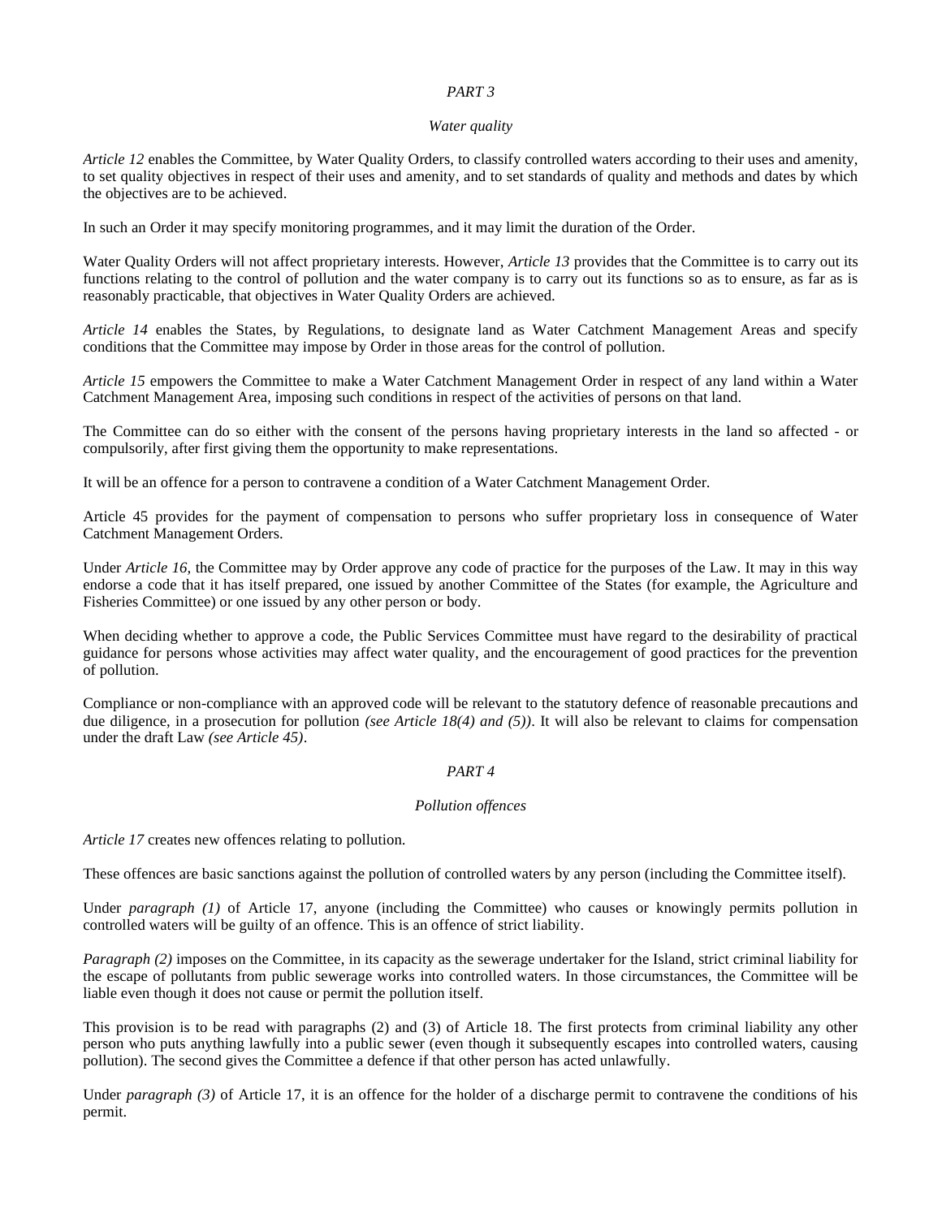*PART 3*

*Water quality*

*Article 12* enables the Committee, by Water Quality Orders, to classify controlled waters according to their uses and amenity, to set quality objectives in respect of their uses and amenity, and to set standards of quality and methods and dates by which the objectives are to be achieved.

In such an Order it may specify monitoring programmes, and it may limit the duration of the Order.

Water Quality Orders will not affect proprietary interests. However, *Article 13* provides that the Committee is to carry out its functions relating to the control of pollution and the water company is to carry out its functions so as to ensure, as far as is reasonably practicable, that objectives in Water Quality Orders are achieved.

*Article 14* enables the States, by Regulations, to designate land as Water Catchment Management Areas and specify conditions that the Committee may impose by Order in those areas for the control of pollution.

*Article 15* empowers the Committee to make a Water Catchment Management Order in respect of any land within a Water Catchment Management Area, imposing such conditions in respect of the activities of persons on that land.

The Committee can do so either with the consent of the persons having proprietary interests in the land so affected - or compulsorily, after first giving them the opportunity to make representations.

It will be an offence for a person to contravene a condition of a Water Catchment Management Order.

Article 45 provides for the payment of compensation to persons who suffer proprietary loss in consequence of Water Catchment Management Orders.

Under *Article 16*, the Committee may by Order approve any code of practice for the purposes of the Law. It may in this way endorse a code that it has itself prepared, one issued by another Committee of the States (for example, the Agriculture and Fisheries Committee) or one issued by any other person or body.

When deciding whether to approve a code, the Public Services Committee must have regard to the desirability of practical guidance for persons whose activities may affect water quality, and the encouragement of good practices for the prevention of pollution.

Compliance or non-compliance with an approved code will be relevant to the statutory defence of reasonable precautions and due diligence, in a prosecution for pollution *(see Article 18(4) and (5))*. It will also be relevant to claims for compensation under the draft Law *(see Article 45)*.

*PART 4*

*Pollution offences*

*Article 17* creates new offences relating to pollution.

These offences are basic sanctions against the pollution of controlled waters by any person (including the Committee itself).

Under *paragraph (1)* of Article 17, anyone (including the Committee) who causes or knowingly permits pollution in controlled waters will be guilty of an offence. This is an offence of strict liability.

*Paragraph (2)* imposes on the Committee, in its capacity as the sewerage undertaker for the Island, strict criminal liability for the escape of pollutants from public sewerage works into controlled waters. In those circumstances, the Committee will be liable even though it does not cause or permit the pollution itself.

This provision is to be read with paragraphs (2) and (3) of Article 18. The first protects from criminal liability any other person who puts anything lawfully into a public sewer (even though it subsequently escapes into controlled waters, causing pollution). The second gives the Committee a defence if that other person has acted unlawfully.

Under *paragraph (3)* of Article 17, it is an offence for the holder of a discharge permit to contravene the conditions of his permit.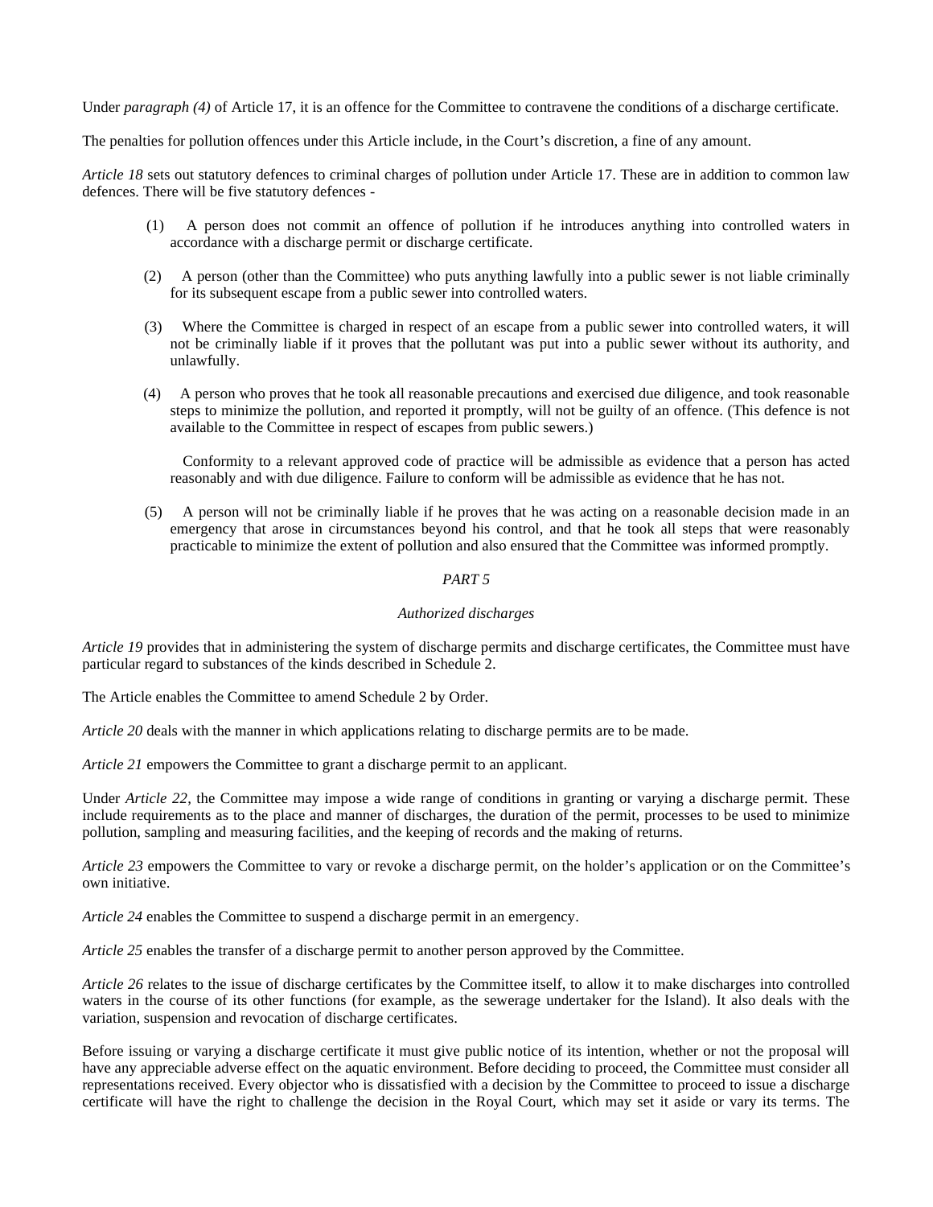Under *paragraph (4)* of Article 17, it is an offence for the Committee to contravene the conditions of a discharge certificate.

The penalties for pollution offences under this Article include, in the Court's discretion, a fine of any amount.

*Article 18* sets out statutory defences to criminal charges of pollution under Article 17. These are in addition to common law defences. There will be five statutory defences -

(1) A person does not commit an offence of pollution if he introduces anything into controlled waters in accordance with a discharge permit or discharge certificate.

(2) A person (other than the Committee) who puts anything lawfully into a public sewer is not liable criminally for its subsequent escape from a public sewer into controlled waters.

(3) Where the Committee is charged in respect of an escape from a public sewer into controlled waters, it will not be criminally liable if it proves that the pollutant was put into a public sewer without its authority, and unlawfully.

(4) A person who proves that he took all reasonable precautions and exercised due diligence, and took reasonable steps to minimize the pollution, and reported it promptly, will not be guilty of an offence. (This defence is not available to the Committee in respect of escapes from public sewers.)

Conformity to a relevant approved code of practice will be admissible as evidence that a person has acted reasonably and with due diligence. Failure to conform will be admissible as evidence that he has not.

(5) A person will not be criminally liable if he proves that he was acting on a reasonable decision made in an emergency that arose in circumstances beyond his control, and that he took all steps that were reasonably practicable to minimize the extent of pollution and also ensured that the Committee was informed promptly.

*PART 5*

*Authorized discharges*

*Article 19* provides that in administering the system of discharge permits and discharge certificates, the Committee must have particular regard to substances of the kinds described in Schedule 2.

The Article enables the Committee to amend Schedule 2 by Order.

*Article 20* deals with the manner in which applications relating to discharge permits are to be made.

*Article 21* empowers the Committee to grant a discharge permit to an applicant.

Under *Article 22*, the Committee may impose a wide range of conditions in granting or varying a discharge permit. These include requirements as to the place and manner of discharges, the duration of the permit, processes to be used to minimize pollution, sampling and measuring facilities, and the keeping of records and the making of returns.

*Article 23* empowers the Committee to vary or revoke a discharge permit, on the holder's application or on the Committee's own initiative.

*Article 24* enables the Committee to suspend a discharge permit in an emergency.

*Article 25* enables the transfer of a discharge permit to another person approved by the Committee.

*Article 26* relates to the issue of discharge certificates by the Committee itself, to allow it to make discharges into controlled waters in the course of its other functions (for example, as the sewerage undertaker for the Island). It also deals with the variation, suspension and revocation of discharge certificates.

Before issuing or varying a discharge certificate it must give public notice of its intention, whether or not the proposal will have any appreciable adverse effect on the aquatic environment. Before deciding to proceed, the Committee must consider all representations received. Every objector who is dissatisfied with a decision by the Committee to proceed to issue a discharge certificate will have the right to challenge the decision in the Royal Court, which may set it aside or vary its terms. The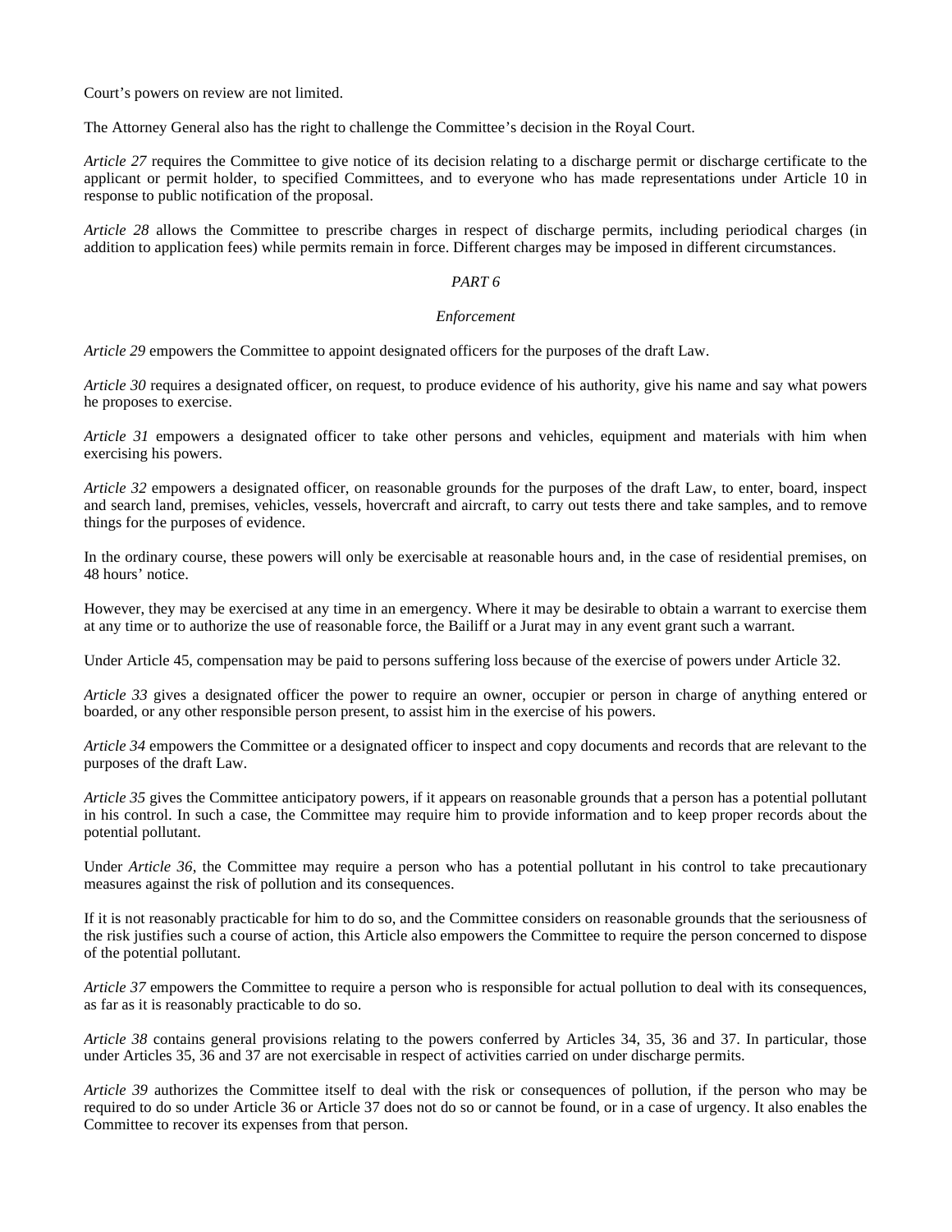Court's powers on review are not limited.

The Attorney General also has the right to challenge the Committee's decision in the Royal Court.

*Article 27* requires the Committee to give notice of its decision relating to a discharge permit or discharge certificate to the applicant or permit holder, to specified Committees, and to everyone who has made representations under Article 10 in response to public notification of the proposal.

*Article 28* allows the Committee to prescribe charges in respect of discharge permits, including periodical charges (in addition to application fees) while permits remain in force. Different charges may be imposed in different circumstances.

*PART 6*

*Enforcement*

*Article 29* empowers the Committee to appoint designated officers for the purposes of the draft Law.

*Article 30* requires a designated officer, on request, to produce evidence of his authority, give his name and say what powers he proposes to exercise.

*Article 31* empowers a designated officer to take other persons and vehicles, equipment and materials with him when exercising his powers.

*Article 32* empowers a designated officer, on reasonable grounds for the purposes of the draft Law, to enter, board, inspect and search land, premises, vehicles, vessels, hovercraft and aircraft, to carry out tests there and take samples, and to remove things for the purposes of evidence.

In the ordinary course, these powers will only be exercisable at reasonable hours and, in the case of residential premises, on 48 hours' notice.

However, they may be exercised at any time in an emergency. Where it may be desirable to obtain a warrant to exercise them at any time or to authorize the use of reasonable force, the Bailiff or a Jurat may in any event grant such a warrant.

Under Article 45, compensation may be paid to persons suffering loss because of the exercise of powers under Article 32.

*Article 33* gives a designated officer the power to require an owner, occupier or person in charge of anything entered or boarded, or any other responsible person present, to assist him in the exercise of his powers.

*Article 34* empowers the Committee or a designated officer to inspect and copy documents and records that are relevant to the purposes of the draft Law.

*Article 35* gives the Committee anticipatory powers, if it appears on reasonable grounds that a person has a potential pollutant in his control. In such a case, the Committee may require him to provide information and to keep proper records about the potential pollutant.

Under *Article 36*, the Committee may require a person who has a potential pollutant in his control to take precautionary measures against the risk of pollution and its consequences.

If it is not reasonably practicable for him to do so, and the Committee considers on reasonable grounds that the seriousness of the risk justifies such a course of action, this Article also empowers the Committee to require the person concerned to dispose of the potential pollutant.

*Article 37* empowers the Committee to require a person who is responsible for actual pollution to deal with its consequences, as far as it is reasonably practicable to do so.

*Article 38* contains general provisions relating to the powers conferred by Articles 34, 35, 36 and 37. In particular, those under Articles 35, 36 and 37 are not exercisable in respect of activities carried on under discharge permits.

*Article 39* authorizes the Committee itself to deal with the risk or consequences of pollution, if the person who may be required to do so under Article 36 or Article 37 does not do so or cannot be found, or in a case of urgency. It also enables the Committee to recover its expenses from that person.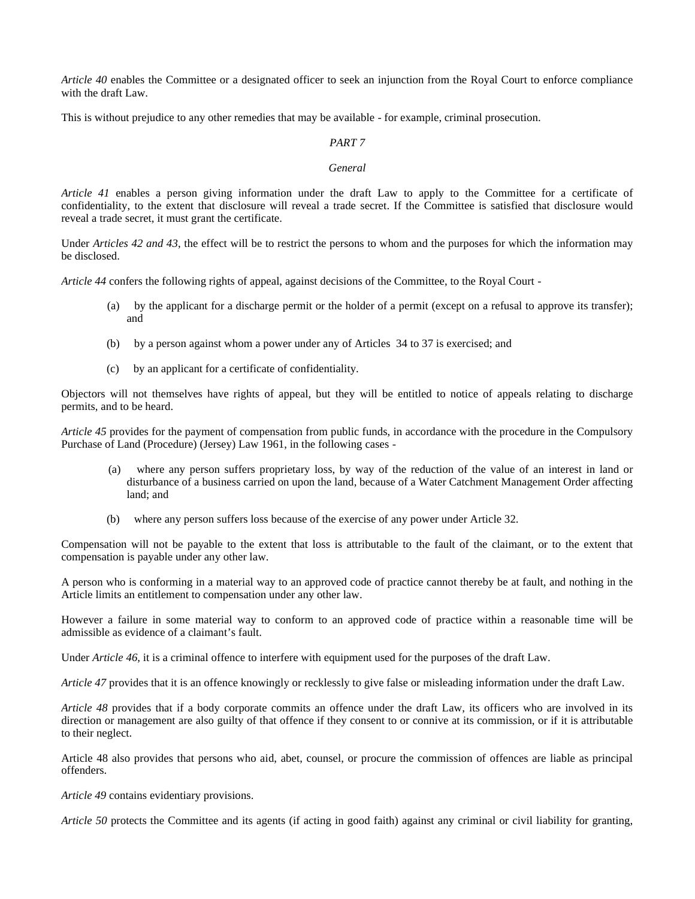*Article 40* enables the Committee or a designated officer to seek an injunction from the Royal Court to enforce compliance with the draft Law.

This is without prejudice to any other remedies that may be available - for example, criminal prosecution.

*PART 7*

*General*

*Article 41* enables a person giving information under the draft Law to apply to the Committee for a certificate of confidentiality, to the extent that disclosure will reveal a trade secret. If the Committee is satisfied that disclosure would reveal a trade secret, it must grant the certificate.

Under *Articles 42 and 43*, the effect will be to restrict the persons to whom and the purposes for which the information may be disclosed.

*Article 44* confers the following rights of appeal, against decisions of the Committee, to the Royal Court -

(a) by the applicant for a discharge permit or the holder of a permit (except on a refusal to approve its transfer); and

(b) by a person against whom a power under any of Articles 34 to 37 is exercised; and

(c) by an applicant for a certificate of confidentiality.

Objectors will not themselves have rights of appeal, but they will be entitled to notice of appeals relating to discharge permits, and to be heard.

*Article 45* provides for the payment of compensation from public funds, in accordance with the procedure in the Compulsory Purchase of Land (Procedure) (Jersey) Law 1961, in the following cases -

(a) where any person suffers proprietary loss, by way of the reduction of the value of an interest in land or disturbance of a business carried on upon the land, because of a Water Catchment Management Order affecting land; and

(b) where any person suffers loss because of the exercise of any power under Article 32.

Compensation will not be payable to the extent that loss is attributable to the fault of the claimant, or to the extent that compensation is payable under any other law.

A person who is conforming in a material way to an approved code of practice cannot thereby be at fault, and nothing in the Article limits an entitlement to compensation under any other law.

However a failure in some material way to conform to an approved code of practice within a reasonable time will be admissible as evidence of a claimant's fault.

Under *Article 46*, it is a criminal offence to interfere with equipment used for the purposes of the draft Law.

*Article 47* provides that it is an offence knowingly or recklessly to give false or misleading information under the draft Law.

*Article 48* provides that if a body corporate commits an offence under the draft Law, its officers who are involved in its direction or management are also guilty of that offence if they consent to or connive at its commission, or if it is attributable to their neglect.

Article 48 also provides that persons who aid, abet, counsel, or procure the commission of offences are liable as principal offenders.

*Article 49* contains evidentiary provisions.

*Article 50* protects the Committee and its agents (if acting in good faith) against any criminal or civil liability for granting,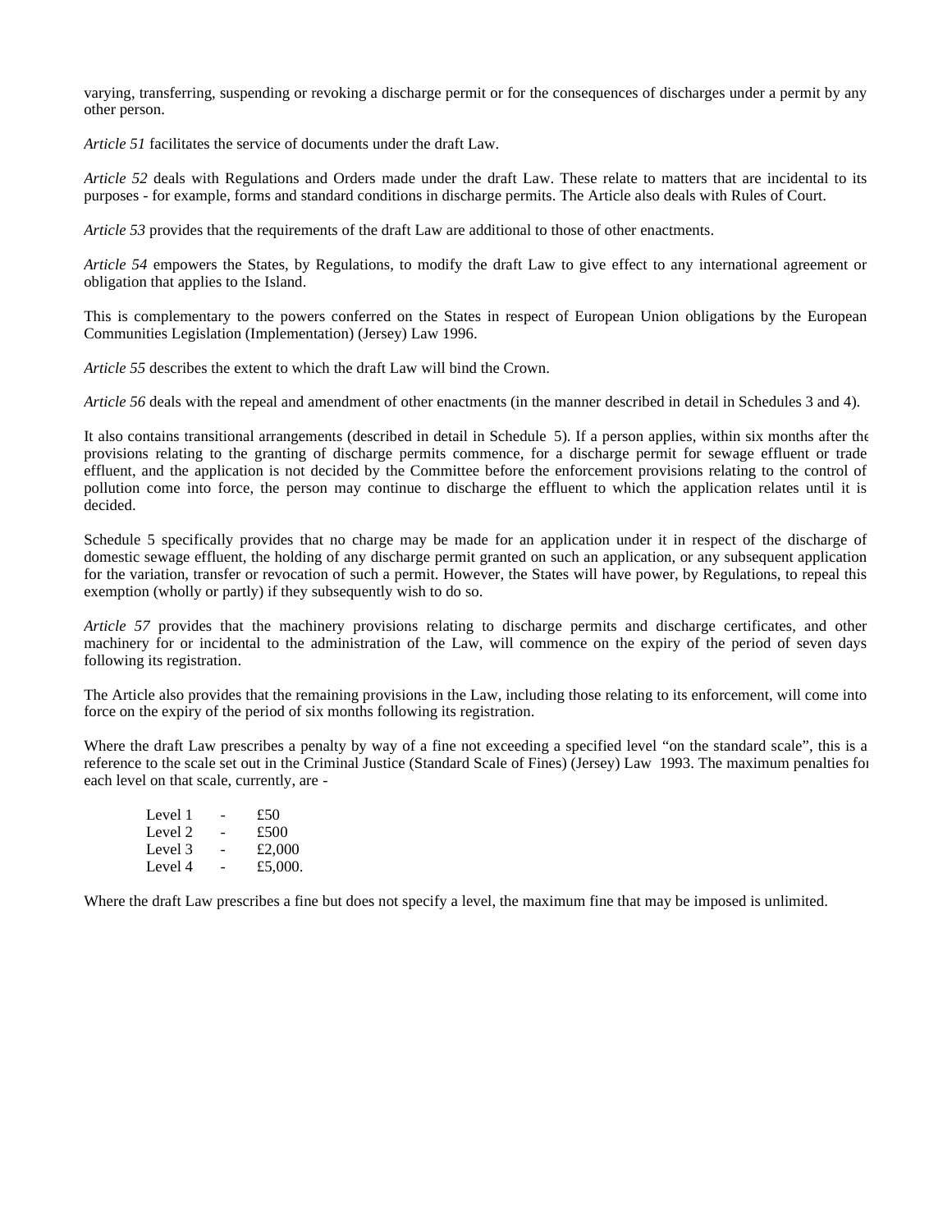varying, transferring, suspending or revoking a discharge permit or for the consequences of discharges under a permit by any other person.

*Article 51* facilitates the service of documents under the draft Law.

*Article 52* deals with Regulations and Orders made under the draft Law. These relate to matters that are incidental to its purposes - for example, forms and standard conditions in discharge permits. The Article also deals with Rules of Court.

*Article 53* provides that the requirements of the draft Law are additional to those of other enactments.

*Article 54* empowers the States, by Regulations, to modify the draft Law to give effect to any international agreement or obligation that applies to the Island.

This is complementary to the powers conferred on the States in respect of European Union obligations by the European Communities Legislation (Implementation) (Jersey) Law 1996.

*Article 55* describes the extent to which the draft Law will bind the Crown.

*Article 56* deals with the repeal and amendment of other enactments (in the manner described in detail in Schedules 3 and 4).

It also contains transitional arrangements (described in detail in Schedule 5). If a person applies, within six months after the provisions relating to the granting of discharge permits commence, for a discharge permit for sewage effluent or trade effluent, and the application is not decided by the Committee before the enforcement provisions relating to the control of pollution come into force, the person may continue to discharge the effluent to which the application relates until it is decided.

Schedule 5 specifically provides that no charge may be made for an application under it in respect of the discharge of domestic sewage effluent, the holding of any discharge permit granted on such an application, or any subsequent application for the variation, transfer or revocation of such a permit. However, the States will have power, by Regulations, to repeal this exemption (wholly or partly) if they subsequently wish to do so.

*Article 57* provides that the machinery provisions relating to discharge permits and discharge certificates, and other machinery for or incidental to the administration of the Law, will commence on the expiry of the period of seven days following its registration.

The Article also provides that the remaining provisions in the Law, including those relating to its enforcement, will come into force on the expiry of the period of six months following its registration.

Where the draft Law prescribes a penalty by way of a fine not exceeding a specified level "on the standard scale", this is a reference to the scale set out in the Criminal Justice (Standard Scale of Fines) (Jersey) Law 1993. The maximum penalties for each level on that scale, currently, are -

Level 1 - £50
Level 2 - £500
Level 3 - £2,000
Level 4 - £5,000.

Where the draft Law prescribes a fine but does not specify a level, the maximum fine that may be imposed is unlimited.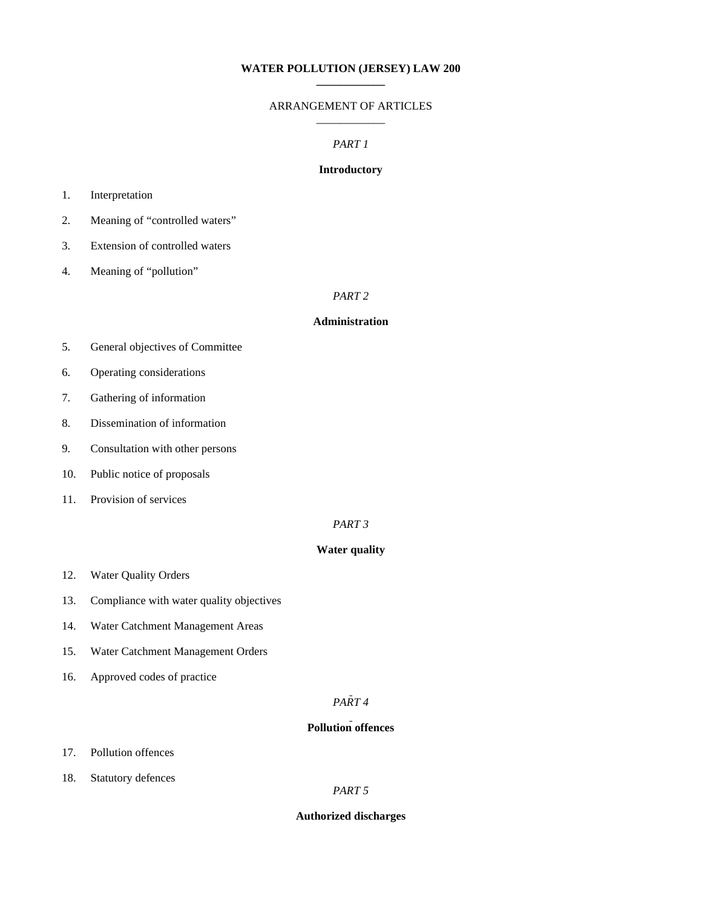# WATER POLLUTION (JERSEY) LAW 200

ARRANGEMENT OF ARTICLES

*PART 1*

**Introductory**

1. Interpretation
2. Meaning of "controlled waters"
3. Extension of controlled waters
4. Meaning of "pollution"

*PART 2*

**Administration**

5. General objectives of Committee
6. Operating considerations
7. Gathering of information
8. Dissemination of information
9. Consultation with other persons
10. Public notice of proposals
11. Provision of services

*PART 3*

**Water quality**

12. Water Quality Orders
13. Compliance with water quality objectives
14. Water Catchment Management Areas
15. Water Catchment Management Orders
16. Approved codes of practice

*PART 4*

**Pollution offences**

17. Pollution offences
18. Statutory defences

*PART 5*

**Authorized discharges**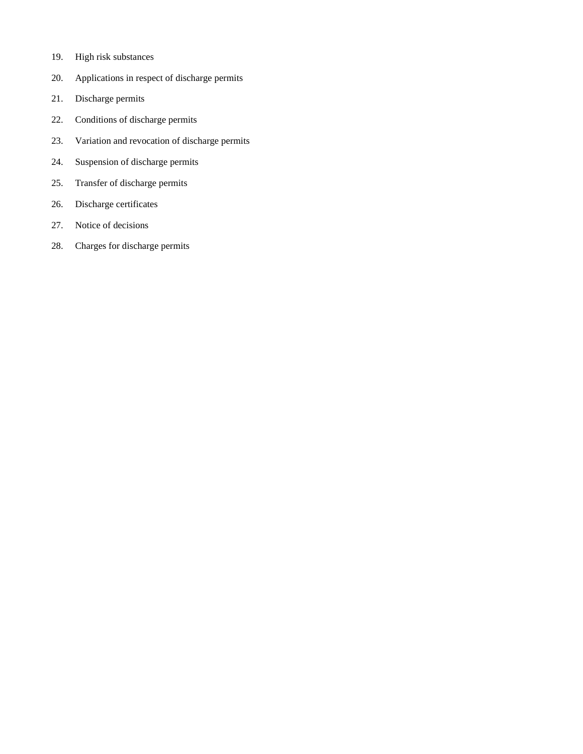19. High risk substances
20. Applications in respect of discharge permits
21. Discharge permits
22. Conditions of discharge permits
23. Variation and revocation of discharge permits
24. Suspension of discharge permits
25. Transfer of discharge permits
26. Discharge certificates
27. Notice of decisions
28. Charges for discharge permits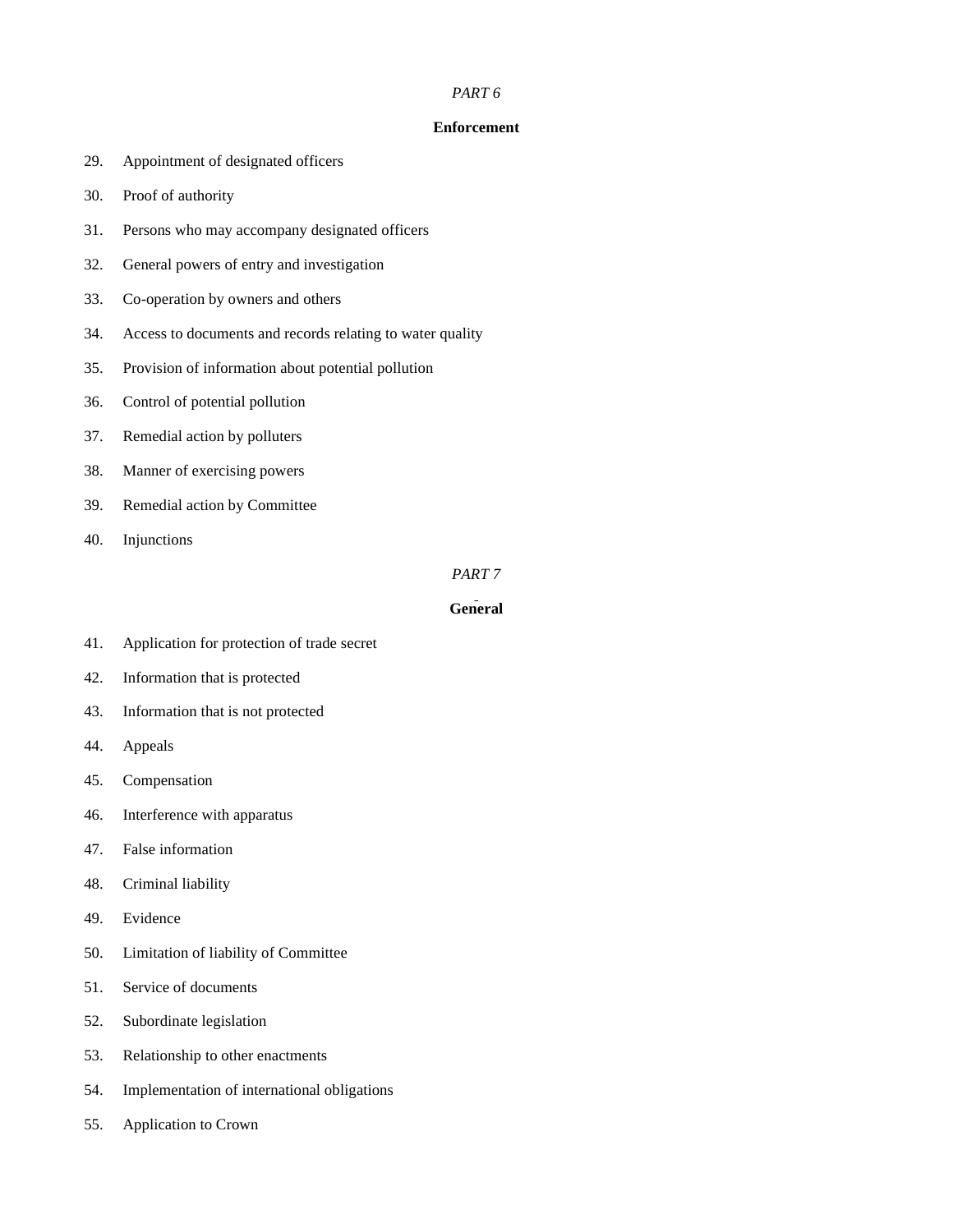*PART 6*

**Enforcement**

29. Appointment of designated officers

30. Proof of authority

31. Persons who may accompany designated officers

32. General powers of entry and investigation

33. Co-operation by owners and others

34. Access to documents and records relating to water quality

35. Provision of information about potential pollution

36. Control of potential pollution

37. Remedial action by polluters

38. Manner of exercising powers

39. Remedial action by Committee

40. Injunctions

*PART 7*

**General**

41. Application for protection of trade secret

42. Information that is protected

43. Information that is not protected

44. Appeals

45. Compensation

46. Interference with apparatus

47. False information

48. Criminal liability

49. Evidence

50. Limitation of liability of Committee

51. Service of documents

52. Subordinate legislation

53. Relationship to other enactments

54. Implementation of international obligations

55. Application to Crown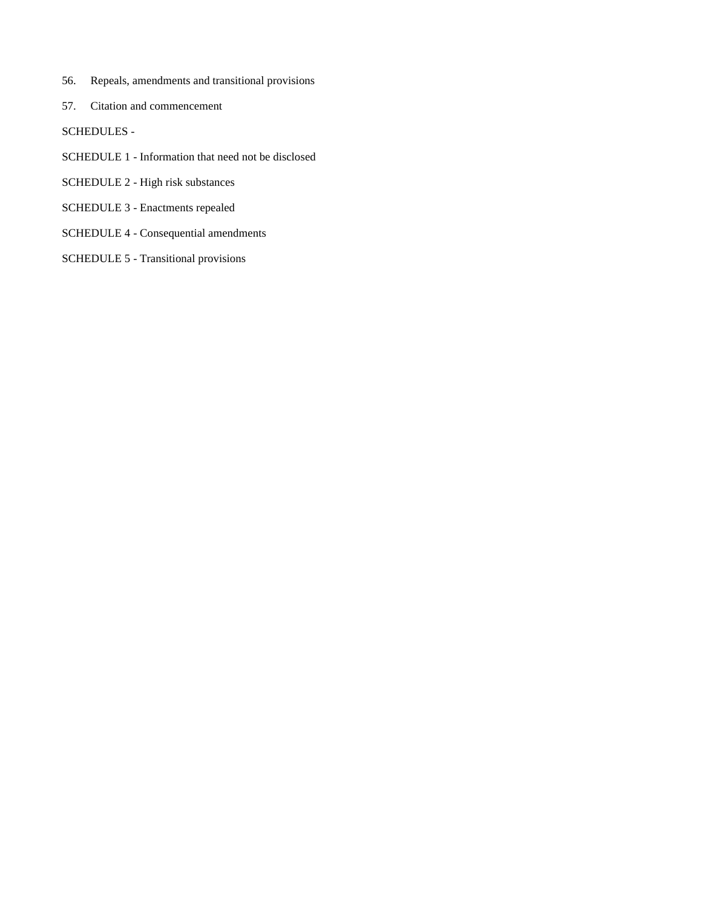56. Repeals, amendments and transitional provisions

57. Citation and commencement

SCHEDULES -

SCHEDULE 1 - Information that need not be disclosed

SCHEDULE 2 - High risk substances

SCHEDULE 3 - Enactments repealed

SCHEDULE 4 - Consequential amendments

SCHEDULE 5 - Transitional provisions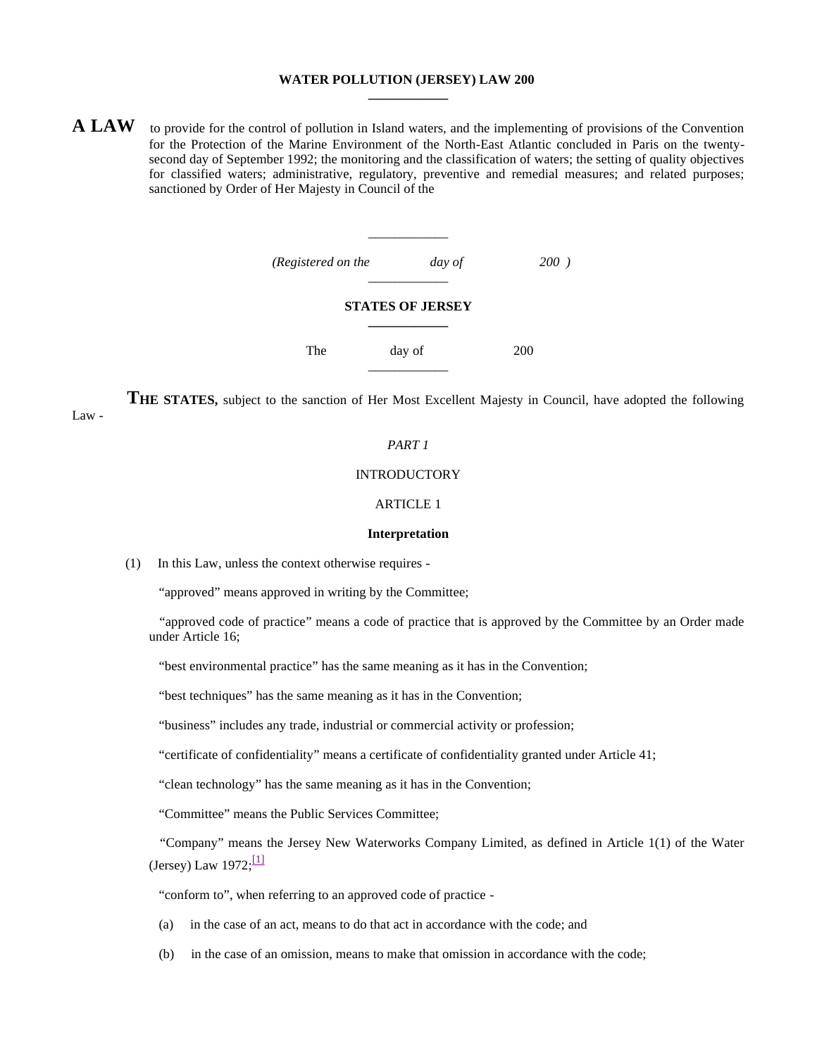**WATER POLLUTION (JERSEY) LAW 200**

**A LAW** to provide for the control of pollution in Island waters, and the implementing of provisions of the Convention for the Protection of the Marine Environment of the North-East Atlantic concluded in Paris on the twenty-second day of September 1992; the monitoring and the classification of waters; the setting of quality objectives for classified waters; administrative, regulatory, preventive and remedial measures; and related purposes; sanctioned by Order of Her Majesty in Council of the

*(Registered on the day of 200 )*

**STATES OF JERSEY**

The day of 200

**THE STATES,** subject to the sanction of Her Most Excellent Majesty in Council, have adopted the following Law -

*PART 1*

INTRODUCTORY

ARTICLE 1

**Interpretation**

(1) In this Law, unless the context otherwise requires -

"approved" means approved in writing by the Committee;

"approved code of practice" means a code of practice that is approved by the Committee by an Order made under Article 16;

"best environmental practice" has the same meaning as it has in the Convention;

"best techniques" has the same meaning as it has in the Convention;

"business" includes any trade, industrial or commercial activity or profession;

"certificate of confidentiality" means a certificate of confidentiality granted under Article 41;

"clean technology" has the same meaning as it has in the Convention;

"Committee" means the Public Services Committee;

"Company" means the Jersey New Waterworks Company Limited, as defined in Article 1(1) of the Water (Jersey) Law 1972;[1]

"conform to", when referring to an approved code of practice -

(a) in the case of an act, means to do that act in accordance with the code; and

(b) in the case of an omission, means to make that omission in accordance with the code;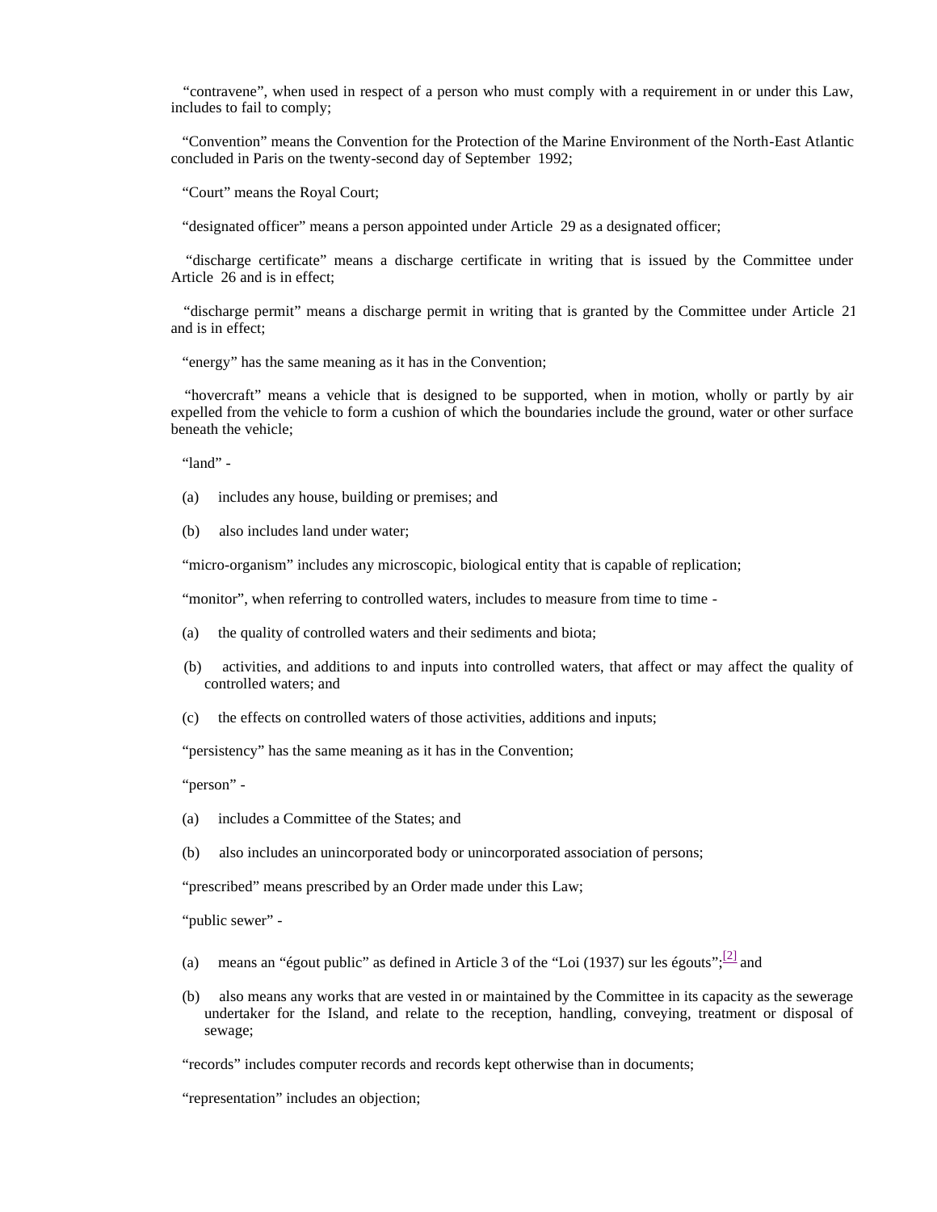"contravene", when used in respect of a person who must comply with a requirement in or under this Law, includes to fail to comply;

"Convention" means the Convention for the Protection of the Marine Environment of the North-East Atlantic concluded in Paris on the twenty-second day of September 1992;

"Court" means the Royal Court;

"designated officer" means a person appointed under Article 29 as a designated officer;

"discharge certificate" means a discharge certificate in writing that is issued by the Committee under Article 26 and is in effect;

"discharge permit" means a discharge permit in writing that is granted by the Committee under Article 21 and is in effect;

"energy" has the same meaning as it has in the Convention;

"hovercraft" means a vehicle that is designed to be supported, when in motion, wholly or partly by air expelled from the vehicle to form a cushion of which the boundaries include the ground, water or other surface beneath the vehicle;

"land" -

(a) includes any house, building or premises; and

(b) also includes land under water;

"micro-organism" includes any microscopic, biological entity that is capable of replication;

"monitor", when referring to controlled waters, includes to measure from time to time -

(a) the quality of controlled waters and their sediments and biota;

(b) activities, and additions to and inputs into controlled waters, that affect or may affect the quality of controlled waters; and

(c) the effects on controlled waters of those activities, additions and inputs;

"persistency" has the same meaning as it has in the Convention;

"person" -

(a) includes a Committee of the States; and

(b) also includes an unincorporated body or unincorporated association of persons;

"prescribed" means prescribed by an Order made under this Law;

"public sewer" -

(a) means an "égout public" as defined in Article 3 of the "Loi (1937) sur les égouts";[2] and

(b) also means any works that are vested in or maintained by the Committee in its capacity as the sewerage undertaker for the Island, and relate to the reception, handling, conveying, treatment or disposal of sewage;

"records" includes computer records and records kept otherwise than in documents;

"representation" includes an objection;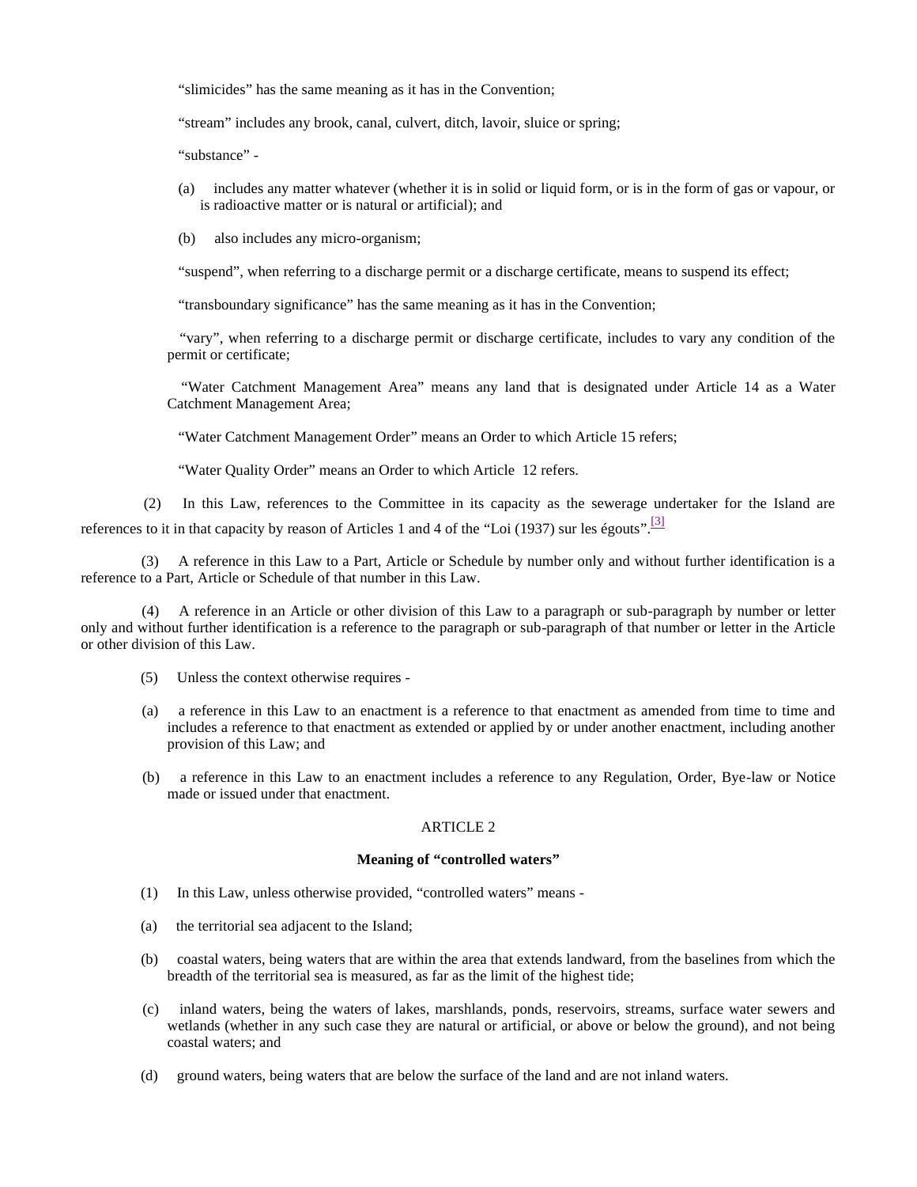"slimicides" has the same meaning as it has in the Convention;

"stream" includes any brook, canal, culvert, ditch, lavoir, sluice or spring;

"substance" -

(a) includes any matter whatever (whether it is in solid or liquid form, or is in the form of gas or vapour, or is radioactive matter or is natural or artificial); and

(b) also includes any micro-organism;

"suspend", when referring to a discharge permit or a discharge certificate, means to suspend its effect;

"transboundary significance" has the same meaning as it has in the Convention;

"vary", when referring to a discharge permit or discharge certificate, includes to vary any condition of the permit or certificate;

"Water Catchment Management Area" means any land that is designated under Article 14 as a Water Catchment Management Area;

"Water Catchment Management Order" means an Order to which Article 15 refers;

"Water Quality Order" means an Order to which Article 12 refers.

(2) In this Law, references to the Committee in its capacity as the sewerage undertaker for the Island are references to it in that capacity by reason of Articles 1 and 4 of the "Loi (1937) sur les égouts".[3]

(3) A reference in this Law to a Part, Article or Schedule by number only and without further identification is a reference to a Part, Article or Schedule of that number in this Law.

(4) A reference in an Article or other division of this Law to a paragraph or sub-paragraph by number or letter only and without further identification is a reference to the paragraph or sub-paragraph of that number or letter in the Article or other division of this Law.

(5) Unless the context otherwise requires -

(a) a reference in this Law to an enactment is a reference to that enactment as amended from time to time and includes a reference to that enactment as extended or applied by or under another enactment, including another provision of this Law; and

(b) a reference in this Law to an enactment includes a reference to any Regulation, Order, Bye-law or Notice made or issued under that enactment.

ARTICLE 2

**Meaning of "controlled waters"**

(1) In this Law, unless otherwise provided, "controlled waters" means -

(a) the territorial sea adjacent to the Island;

(b) coastal waters, being waters that are within the area that extends landward, from the baselines from which the breadth of the territorial sea is measured, as far as the limit of the highest tide;

(c) inland waters, being the waters of lakes, marshlands, ponds, reservoirs, streams, surface water sewers and wetlands (whether in any such case they are natural or artificial, or above or below the ground), and not being coastal waters; and

(d) ground waters, being waters that are below the surface of the land and are not inland waters.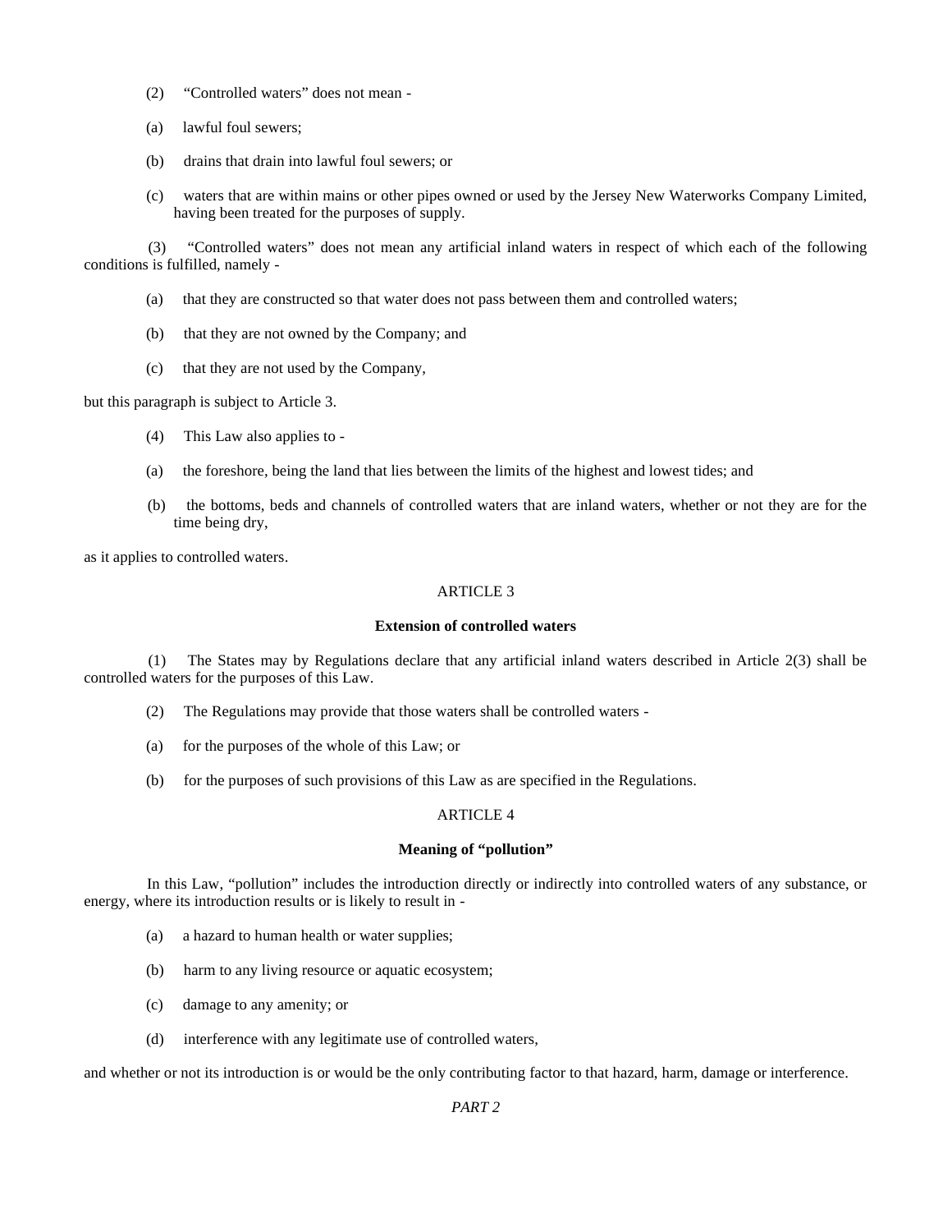(2) "Controlled waters" does not mean -

(a) lawful foul sewers;

(b) drains that drain into lawful foul sewers; or

(c) waters that are within mains or other pipes owned or used by the Jersey New Waterworks Company Limited, having been treated for the purposes of supply.

(3) "Controlled waters" does not mean any artificial inland waters in respect of which each of the following conditions is fulfilled, namely -

(a) that they are constructed so that water does not pass between them and controlled waters;

(b) that they are not owned by the Company; and

(c) that they are not used by the Company,

but this paragraph is subject to Article 3.

(4) This Law also applies to -

(a) the foreshore, being the land that lies between the limits of the highest and lowest tides; and

(b) the bottoms, beds and channels of controlled waters that are inland waters, whether or not they are for the time being dry,

as it applies to controlled waters.

ARTICLE 3

**Extension of controlled waters**

(1) The States may by Regulations declare that any artificial inland waters described in Article 2(3) shall be controlled waters for the purposes of this Law.

(2) The Regulations may provide that those waters shall be controlled waters -

(a) for the purposes of the whole of this Law; or

(b) for the purposes of such provisions of this Law as are specified in the Regulations.

ARTICLE 4

**Meaning of "pollution"**

In this Law, "pollution" includes the introduction directly or indirectly into controlled waters of any substance, or energy, where its introduction results or is likely to result in -

(a) a hazard to human health or water supplies;

(b) harm to any living resource or aquatic ecosystem;

(c) damage to any amenity; or

(d) interference with any legitimate use of controlled waters,

and whether or not its introduction is or would be the only contributing factor to that hazard, harm, damage or interference.

*PART 2*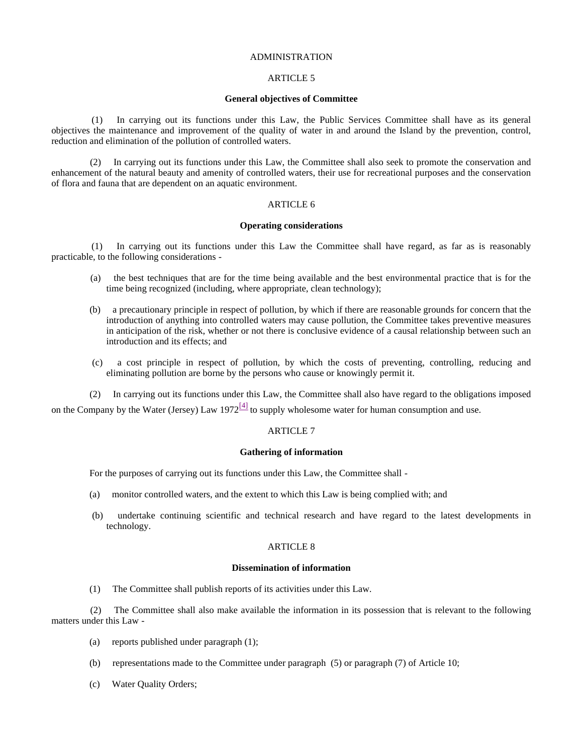ADMINISTRATION

ARTICLE 5

**General objectives of Committee**

(1) In carrying out its functions under this Law, the Public Services Committee shall have as its general objectives the maintenance and improvement of the quality of water in and around the Island by the prevention, control, reduction and elimination of the pollution of controlled waters.

(2) In carrying out its functions under this Law, the Committee shall also seek to promote the conservation and enhancement of the natural beauty and amenity of controlled waters, their use for recreational purposes and the conservation of flora and fauna that are dependent on an aquatic environment.

ARTICLE 6

**Operating considerations**

(1) In carrying out its functions under this Law the Committee shall have regard, as far as is reasonably practicable, to the following considerations -

(a) the best techniques that are for the time being available and the best environmental practice that is for the time being recognized (including, where appropriate, clean technology);

(b) a precautionary principle in respect of pollution, by which if there are reasonable grounds for concern that the introduction of anything into controlled waters may cause pollution, the Committee takes preventive measures in anticipation of the risk, whether or not there is conclusive evidence of a causal relationship between such an introduction and its effects; and

(c) a cost principle in respect of pollution, by which the costs of preventing, controlling, reducing and eliminating pollution are borne by the persons who cause or knowingly permit it.

(2) In carrying out its functions under this Law, the Committee shall also have regard to the obligations imposed on the Company by the Water (Jersey) Law 1972[4] to supply wholesome water for human consumption and use.

ARTICLE 7

**Gathering of information**

For the purposes of carrying out its functions under this Law, the Committee shall -

(a) monitor controlled waters, and the extent to which this Law is being complied with; and

(b) undertake continuing scientific and technical research and have regard to the latest developments in technology.

ARTICLE 8

**Dissemination of information**

(1) The Committee shall publish reports of its activities under this Law.

(2) The Committee shall also make available the information in its possession that is relevant to the following matters under this Law -

(a) reports published under paragraph (1);

(b) representations made to the Committee under paragraph (5) or paragraph (7) of Article 10;

(c) Water Quality Orders;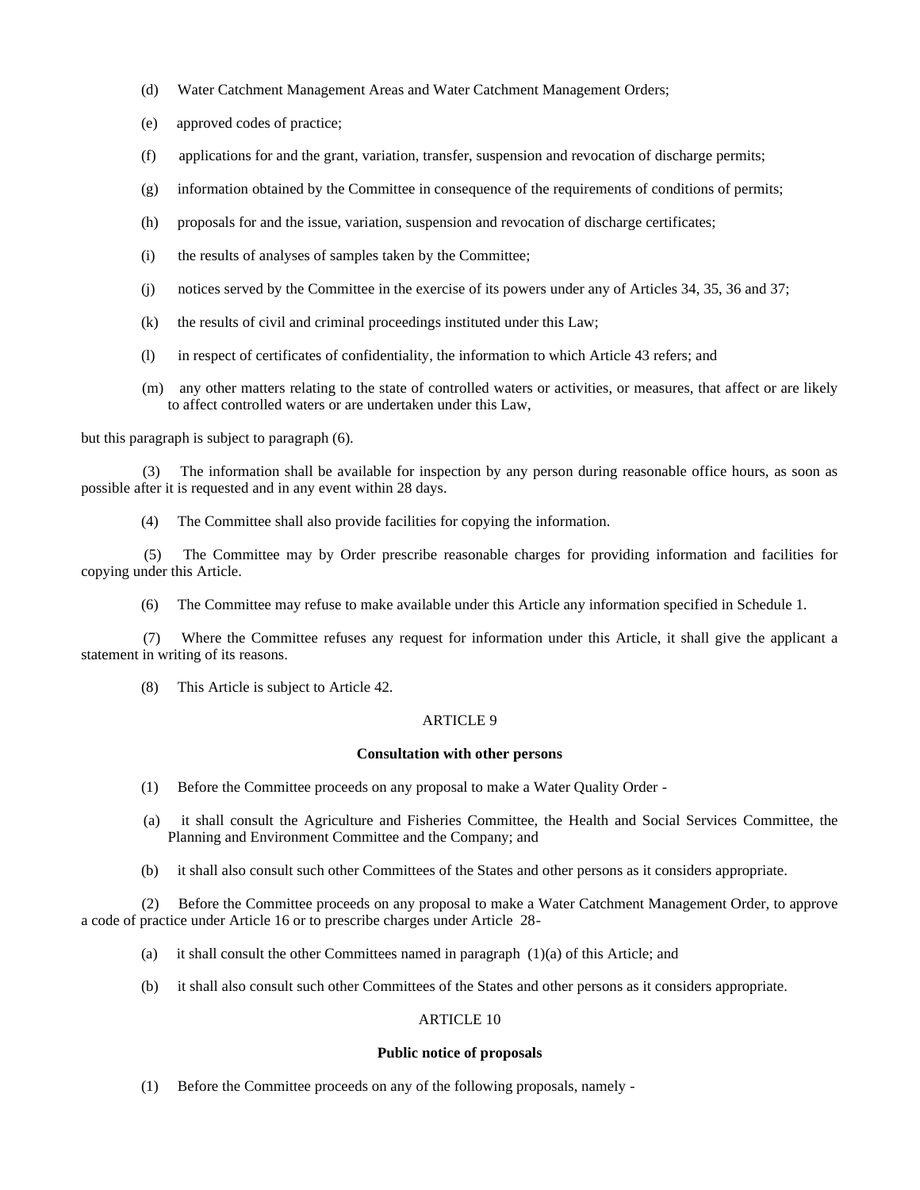(d) Water Catchment Management Areas and Water Catchment Management Orders;

(e) approved codes of practice;

(f) applications for and the grant, variation, transfer, suspension and revocation of discharge permits;

(g) information obtained by the Committee in consequence of the requirements of conditions of permits;

(h) proposals for and the issue, variation, suspension and revocation of discharge certificates;

(i) the results of analyses of samples taken by the Committee;

(j) notices served by the Committee in the exercise of its powers under any of Articles 34, 35, 36 and 37;

(k) the results of civil and criminal proceedings instituted under this Law;

(l) in respect of certificates of confidentiality, the information to which Article 43 refers; and

(m) any other matters relating to the state of controlled waters or activities, or measures, that affect or are likely to affect controlled waters or are undertaken under this Law,

but this paragraph is subject to paragraph (6).

(3) The information shall be available for inspection by any person during reasonable office hours, as soon as possible after it is requested and in any event within 28 days.

(4) The Committee shall also provide facilities for copying the information.

(5) The Committee may by Order prescribe reasonable charges for providing information and facilities for copying under this Article.

(6) The Committee may refuse to make available under this Article any information specified in Schedule 1.

(7) Where the Committee refuses any request for information under this Article, it shall give the applicant a statement in writing of its reasons.

(8) This Article is subject to Article 42.

ARTICLE 9

**Consultation with other persons**

(1) Before the Committee proceeds on any proposal to make a Water Quality Order -

(a) it shall consult the Agriculture and Fisheries Committee, the Health and Social Services Committee, the Planning and Environment Committee and the Company; and

(b) it shall also consult such other Committees of the States and other persons as it considers appropriate.

(2) Before the Committee proceeds on any proposal to make a Water Catchment Management Order, to approve a code of practice under Article 16 or to prescribe charges under Article 28-

(a) it shall consult the other Committees named in paragraph (1)(a) of this Article; and

(b) it shall also consult such other Committees of the States and other persons as it considers appropriate.

ARTICLE 10

**Public notice of proposals**

(1) Before the Committee proceeds on any of the following proposals, namely -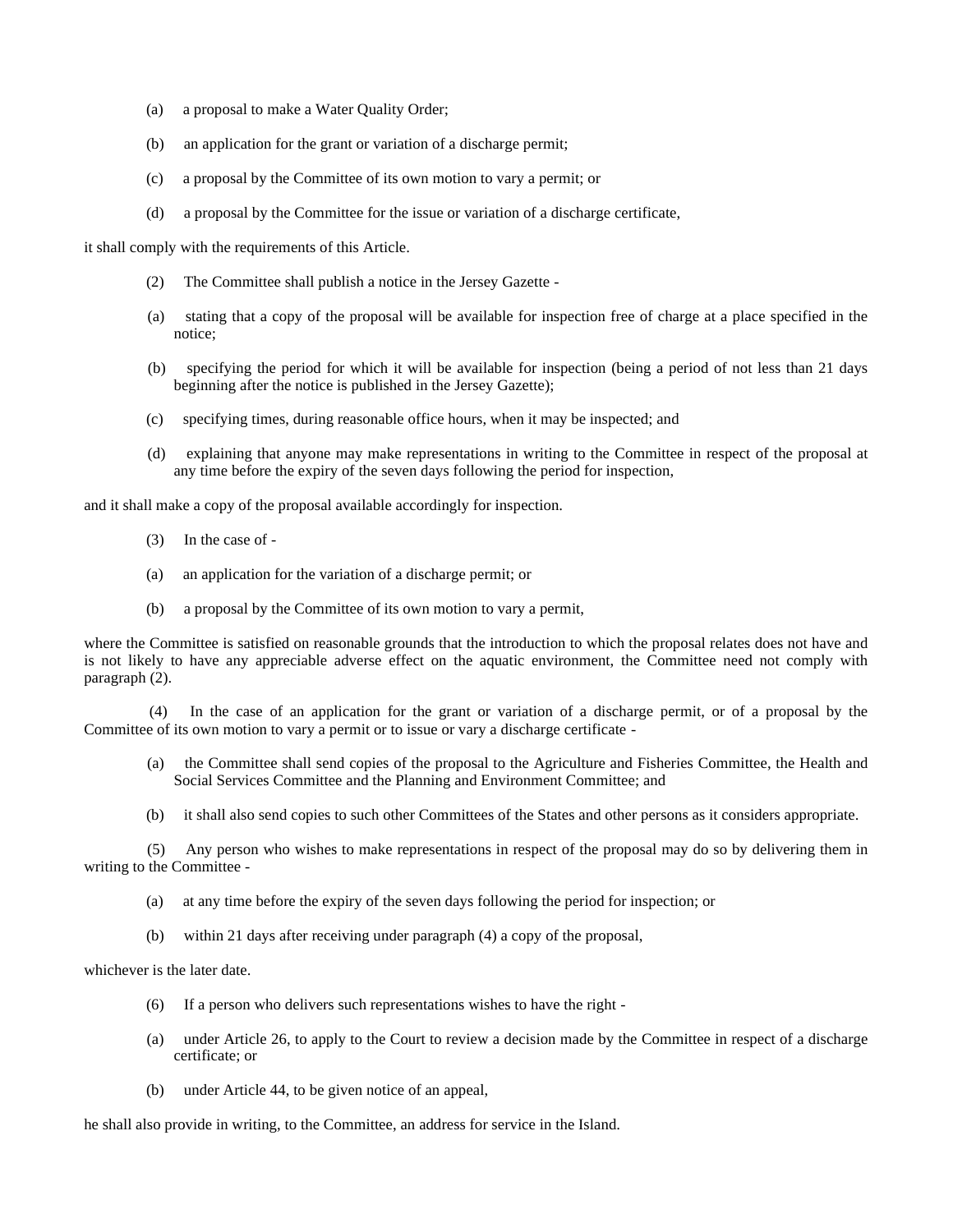(a) a proposal to make a Water Quality Order;

(b) an application for the grant or variation of a discharge permit;

(c) a proposal by the Committee of its own motion to vary a permit; or

(d) a proposal by the Committee for the issue or variation of a discharge certificate,

it shall comply with the requirements of this Article.

(2) The Committee shall publish a notice in the Jersey Gazette -

(a) stating that a copy of the proposal will be available for inspection free of charge at a place specified in the notice;

(b) specifying the period for which it will be available for inspection (being a period of not less than 21 days beginning after the notice is published in the Jersey Gazette);

(c) specifying times, during reasonable office hours, when it may be inspected; and

(d) explaining that anyone may make representations in writing to the Committee in respect of the proposal at any time before the expiry of the seven days following the period for inspection,

and it shall make a copy of the proposal available accordingly for inspection.

(3) In the case of -

(a) an application for the variation of a discharge permit; or

(b) a proposal by the Committee of its own motion to vary a permit,

where the Committee is satisfied on reasonable grounds that the introduction to which the proposal relates does not have and is not likely to have any appreciable adverse effect on the aquatic environment, the Committee need not comply with paragraph (2).

(4) In the case of an application for the grant or variation of a discharge permit, or of a proposal by the Committee of its own motion to vary a permit or to issue or vary a discharge certificate -

(a) the Committee shall send copies of the proposal to the Agriculture and Fisheries Committee, the Health and Social Services Committee and the Planning and Environment Committee; and

(b) it shall also send copies to such other Committees of the States and other persons as it considers appropriate.

(5) Any person who wishes to make representations in respect of the proposal may do so by delivering them in writing to the Committee -

(a) at any time before the expiry of the seven days following the period for inspection; or

(b) within 21 days after receiving under paragraph (4) a copy of the proposal,

whichever is the later date.

(6) If a person who delivers such representations wishes to have the right -

(a) under Article 26, to apply to the Court to review a decision made by the Committee in respect of a discharge certificate; or

(b) under Article 44, to be given notice of an appeal,

he shall also provide in writing, to the Committee, an address for service in the Island.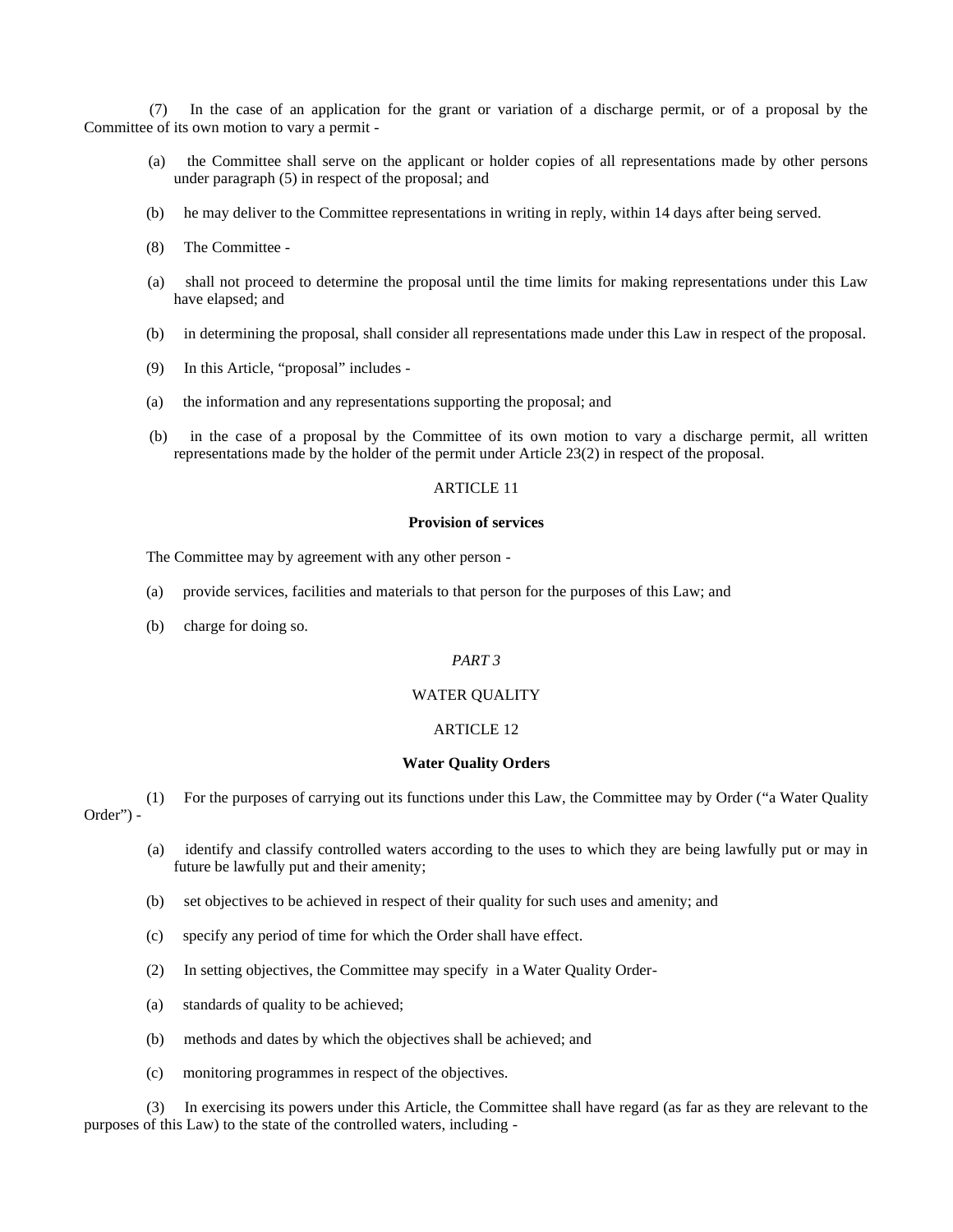(7) In the case of an application for the grant or variation of a discharge permit, or of a proposal by the Committee of its own motion to vary a permit -

(a) the Committee shall serve on the applicant or holder copies of all representations made by other persons under paragraph (5) in respect of the proposal; and

(b) he may deliver to the Committee representations in writing in reply, within 14 days after being served.

(8) The Committee -

(a) shall not proceed to determine the proposal until the time limits for making representations under this Law have elapsed; and

(b) in determining the proposal, shall consider all representations made under this Law in respect of the proposal.

(9) In this Article, "proposal" includes -

(a) the information and any representations supporting the proposal; and

(b) in the case of a proposal by the Committee of its own motion to vary a discharge permit, all written representations made by the holder of the permit under Article 23(2) in respect of the proposal.

ARTICLE 11

**Provision of services**

The Committee may by agreement with any other person -

(a) provide services, facilities and materials to that person for the purposes of this Law; and

(b) charge for doing so.

*PART 3*

WATER QUALITY

ARTICLE 12

**Water Quality Orders**

(1) For the purposes of carrying out its functions under this Law, the Committee may by Order ("a Water Quality Order") -

(a) identify and classify controlled waters according to the uses to which they are being lawfully put or may in future be lawfully put and their amenity;

(b) set objectives to be achieved in respect of their quality for such uses and amenity; and

(c) specify any period of time for which the Order shall have effect.

(2) In setting objectives, the Committee may specify in a Water Quality Order-

(a) standards of quality to be achieved;

(b) methods and dates by which the objectives shall be achieved; and

(c) monitoring programmes in respect of the objectives.

(3) In exercising its powers under this Article, the Committee shall have regard (as far as they are relevant to the purposes of this Law) to the state of the controlled waters, including -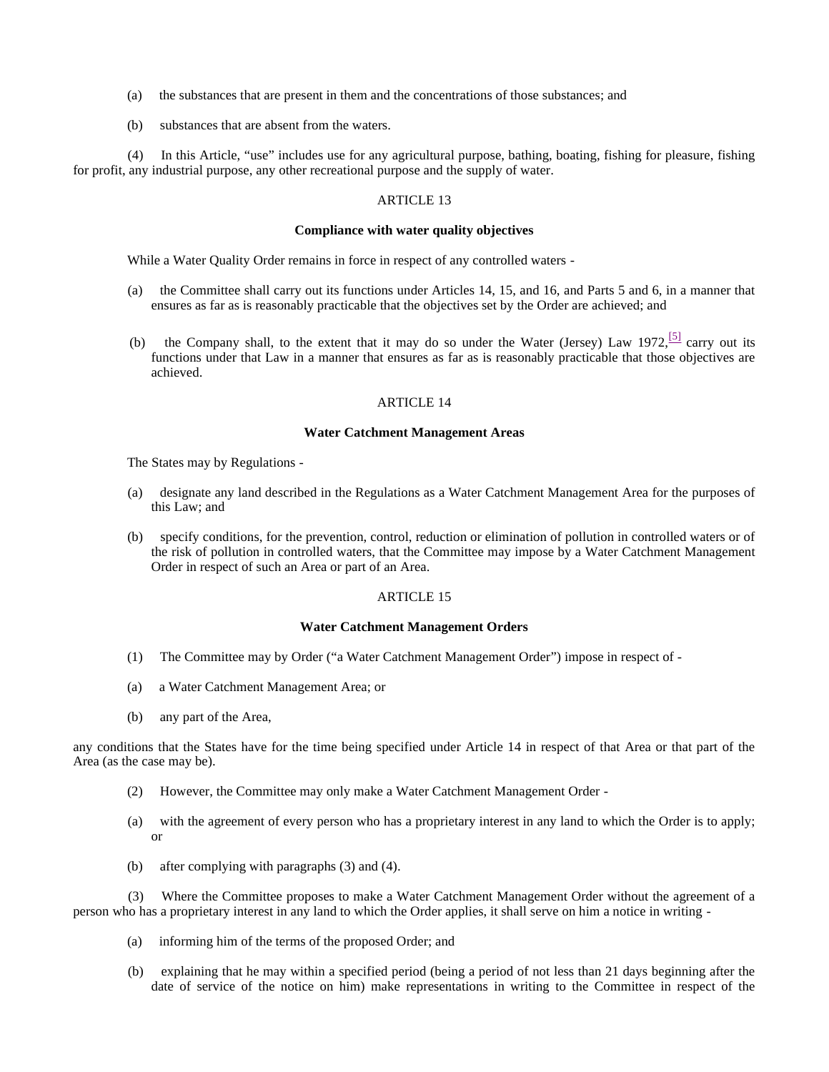(a) the substances that are present in them and the concentrations of those substances; and

(b) substances that are absent from the waters.

(4) In this Article, "use" includes use for any agricultural purpose, bathing, boating, fishing for pleasure, fishing for profit, any industrial purpose, any other recreational purpose and the supply of water.

ARTICLE 13

**Compliance with water quality objectives**

While a Water Quality Order remains in force in respect of any controlled waters -

(a) the Committee shall carry out its functions under Articles 14, 15, and 16, and Parts 5 and 6, in a manner that ensures as far as is reasonably practicable that the objectives set by the Order are achieved; and

(b) the Company shall, to the extent that it may do so under the Water (Jersey) Law 1972,[5] carry out its functions under that Law in a manner that ensures as far as is reasonably practicable that those objectives are achieved.

ARTICLE 14

**Water Catchment Management Areas**

The States may by Regulations -

(a) designate any land described in the Regulations as a Water Catchment Management Area for the purposes of this Law; and

(b) specify conditions, for the prevention, control, reduction or elimination of pollution in controlled waters or of the risk of pollution in controlled waters, that the Committee may impose by a Water Catchment Management Order in respect of such an Area or part of an Area.

ARTICLE 15

**Water Catchment Management Orders**

(1) The Committee may by Order ("a Water Catchment Management Order") impose in respect of -

(a) a Water Catchment Management Area; or

(b) any part of the Area,

any conditions that the States have for the time being specified under Article 14 in respect of that Area or that part of the Area (as the case may be).

(2) However, the Committee may only make a Water Catchment Management Order -

(a) with the agreement of every person who has a proprietary interest in any land to which the Order is to apply; or

(b) after complying with paragraphs (3) and (4).

(3) Where the Committee proposes to make a Water Catchment Management Order without the agreement of a person who has a proprietary interest in any land to which the Order applies, it shall serve on him a notice in writing -

(a) informing him of the terms of the proposed Order; and

(b) explaining that he may within a specified period (being a period of not less than 21 days beginning after the date of service of the notice on him) make representations in writing to the Committee in respect of the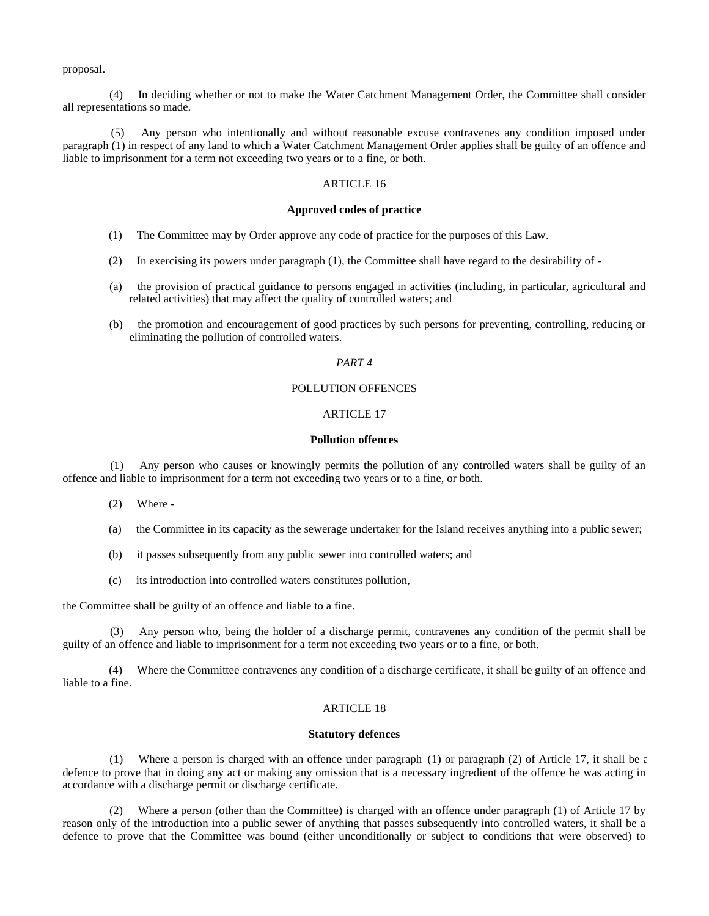proposal.

(4) In deciding whether or not to make the Water Catchment Management Order, the Committee shall consider all representations so made.

(5) Any person who intentionally and without reasonable excuse contravenes any condition imposed under paragraph (1) in respect of any land to which a Water Catchment Management Order applies shall be guilty of an offence and liable to imprisonment for a term not exceeding two years or to a fine, or both.

ARTICLE 16

**Approved codes of practice**

(1) The Committee may by Order approve any code of practice for the purposes of this Law.

(2) In exercising its powers under paragraph (1), the Committee shall have regard to the desirability of -

(a) the provision of practical guidance to persons engaged in activities (including, in particular, agricultural and related activities) that may affect the quality of controlled waters; and

(b) the promotion and encouragement of good practices by such persons for preventing, controlling, reducing or eliminating the pollution of controlled waters.

*PART 4*

POLLUTION OFFENCES

ARTICLE 17

**Pollution offences**

(1) Any person who causes or knowingly permits the pollution of any controlled waters shall be guilty of an offence and liable to imprisonment for a term not exceeding two years or to a fine, or both.

(2) Where -

(a) the Committee in its capacity as the sewerage undertaker for the Island receives anything into a public sewer;

(b) it passes subsequently from any public sewer into controlled waters; and

(c) its introduction into controlled waters constitutes pollution,

the Committee shall be guilty of an offence and liable to a fine.

(3) Any person who, being the holder of a discharge permit, contravenes any condition of the permit shall be guilty of an offence and liable to imprisonment for a term not exceeding two years or to a fine, or both.

(4) Where the Committee contravenes any condition of a discharge certificate, it shall be guilty of an offence and liable to a fine.

ARTICLE 18

**Statutory defences**

(1) Where a person is charged with an offence under paragraph (1) or paragraph (2) of Article 17, it shall be a defence to prove that in doing any act or making any omission that is a necessary ingredient of the offence he was acting in accordance with a discharge permit or discharge certificate.

(2) Where a person (other than the Committee) is charged with an offence under paragraph (1) of Article 17 by reason only of the introduction into a public sewer of anything that passes subsequently into controlled waters, it shall be a defence to prove that the Committee was bound (either unconditionally or subject to conditions that were observed) to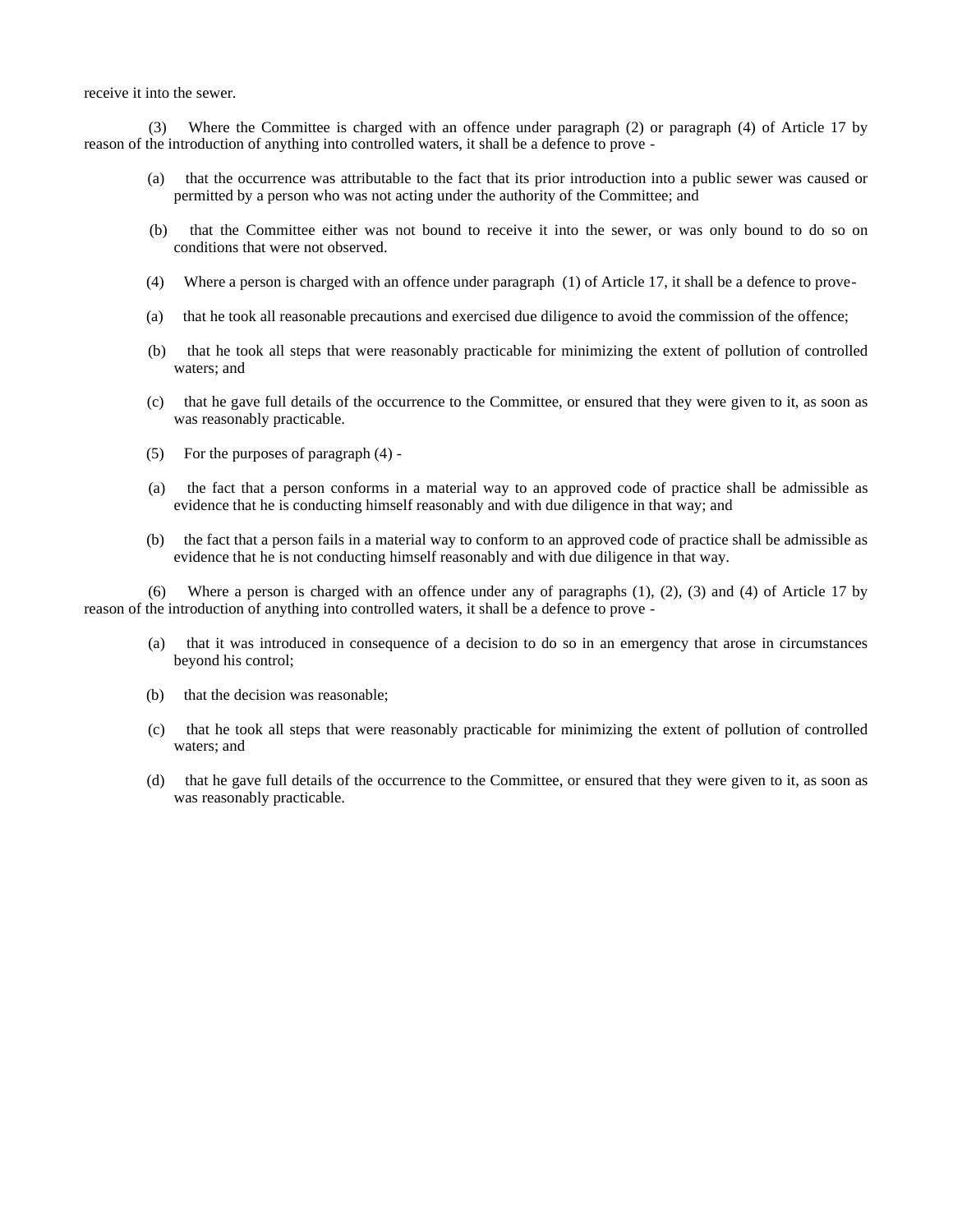receive it into the sewer.

(3) Where the Committee is charged with an offence under paragraph (2) or paragraph (4) of Article 17 by reason of the introduction of anything into controlled waters, it shall be a defence to prove -

(a) that the occurrence was attributable to the fact that its prior introduction into a public sewer was caused or permitted by a person who was not acting under the authority of the Committee; and

(b) that the Committee either was not bound to receive it into the sewer, or was only bound to do so on conditions that were not observed.

(4) Where a person is charged with an offence under paragraph (1) of Article 17, it shall be a defence to prove-

(a) that he took all reasonable precautions and exercised due diligence to avoid the commission of the offence;

(b) that he took all steps that were reasonably practicable for minimizing the extent of pollution of controlled waters; and

(c) that he gave full details of the occurrence to the Committee, or ensured that they were given to it, as soon as was reasonably practicable.

(5) For the purposes of paragraph (4) -

(a) the fact that a person conforms in a material way to an approved code of practice shall be admissible as evidence that he is conducting himself reasonably and with due diligence in that way; and

(b) the fact that a person fails in a material way to conform to an approved code of practice shall be admissible as evidence that he is not conducting himself reasonably and with due diligence in that way.

(6) Where a person is charged with an offence under any of paragraphs (1), (2), (3) and (4) of Article 17 by reason of the introduction of anything into controlled waters, it shall be a defence to prove -

(a) that it was introduced in consequence of a decision to do so in an emergency that arose in circumstances beyond his control;

(b) that the decision was reasonable;

(c) that he took all steps that were reasonably practicable for minimizing the extent of pollution of controlled waters; and

(d) that he gave full details of the occurrence to the Committee, or ensured that they were given to it, as soon as was reasonably practicable.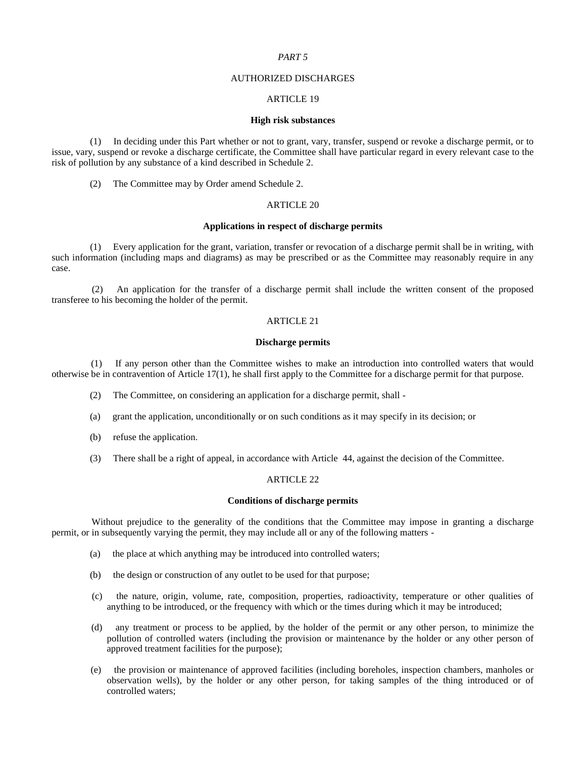*PART 5*

AUTHORIZED DISCHARGES

ARTICLE 19

**High risk substances**

(1) In deciding under this Part whether or not to grant, vary, transfer, suspend or revoke a discharge permit, or to issue, vary, suspend or revoke a discharge certificate, the Committee shall have particular regard in every relevant case to the risk of pollution by any substance of a kind described in Schedule 2.

(2) The Committee may by Order amend Schedule 2.

ARTICLE 20

**Applications in respect of discharge permits**

(1) Every application for the grant, variation, transfer or revocation of a discharge permit shall be in writing, with such information (including maps and diagrams) as may be prescribed or as the Committee may reasonably require in any case.

(2) An application for the transfer of a discharge permit shall include the written consent of the proposed transferee to his becoming the holder of the permit.

ARTICLE 21

**Discharge permits**

(1) If any person other than the Committee wishes to make an introduction into controlled waters that would otherwise be in contravention of Article 17(1), he shall first apply to the Committee for a discharge permit for that purpose.

(2) The Committee, on considering an application for a discharge permit, shall -

(a) grant the application, unconditionally or on such conditions as it may specify in its decision; or

(b) refuse the application.

(3) There shall be a right of appeal, in accordance with Article 44, against the decision of the Committee.

ARTICLE 22

**Conditions of discharge permits**

Without prejudice to the generality of the conditions that the Committee may impose in granting a discharge permit, or in subsequently varying the permit, they may include all or any of the following matters -

(a) the place at which anything may be introduced into controlled waters;

(b) the design or construction of any outlet to be used for that purpose;

(c) the nature, origin, volume, rate, composition, properties, radioactivity, temperature or other qualities of anything to be introduced, or the frequency with which or the times during which it may be introduced;

(d) any treatment or process to be applied, by the holder of the permit or any other person, to minimize the pollution of controlled waters (including the provision or maintenance by the holder or any other person of approved treatment facilities for the purpose);

(e) the provision or maintenance of approved facilities (including boreholes, inspection chambers, manholes or observation wells), by the holder or any other person, for taking samples of the thing introduced or of controlled waters;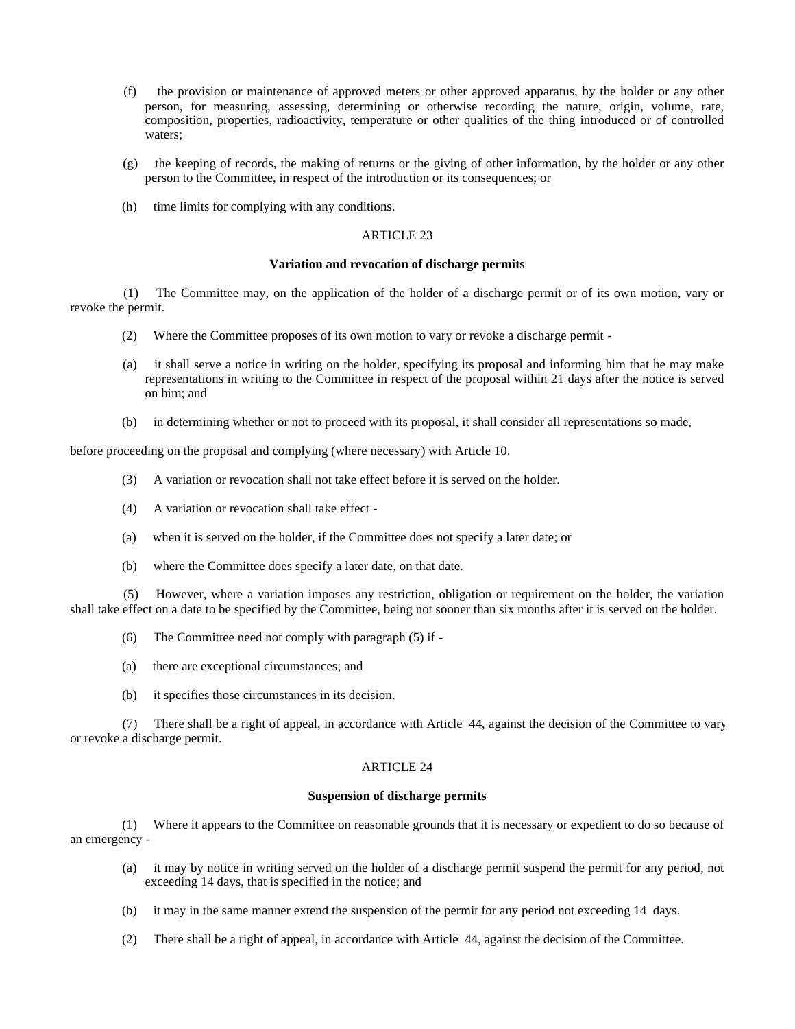(f) the provision or maintenance of approved meters or other approved apparatus, by the holder or any other person, for measuring, assessing, determining or otherwise recording the nature, origin, volume, rate, composition, properties, radioactivity, temperature or other qualities of the thing introduced or of controlled waters;

(g) the keeping of records, the making of returns or the giving of other information, by the holder or any other person to the Committee, in respect of the introduction or its consequences; or

(h) time limits for complying with any conditions.

ARTICLE 23

**Variation and revocation of discharge permits**

(1) The Committee may, on the application of the holder of a discharge permit or of its own motion, vary or revoke the permit.

(2) Where the Committee proposes of its own motion to vary or revoke a discharge permit -

(a) it shall serve a notice in writing on the holder, specifying its proposal and informing him that he may make representations in writing to the Committee in respect of the proposal within 21 days after the notice is served on him; and

(b) in determining whether or not to proceed with its proposal, it shall consider all representations so made,

before proceeding on the proposal and complying (where necessary) with Article 10.

(3) A variation or revocation shall not take effect before it is served on the holder.

(4) A variation or revocation shall take effect -

(a) when it is served on the holder, if the Committee does not specify a later date; or

(b) where the Committee does specify a later date, on that date.

(5) However, where a variation imposes any restriction, obligation or requirement on the holder, the variation shall take effect on a date to be specified by the Committee, being not sooner than six months after it is served on the holder.

(6) The Committee need not comply with paragraph (5) if -

(a) there are exceptional circumstances; and

(b) it specifies those circumstances in its decision.

(7) There shall be a right of appeal, in accordance with Article 44, against the decision of the Committee to vary or revoke a discharge permit.

ARTICLE 24

**Suspension of discharge permits**

(1) Where it appears to the Committee on reasonable grounds that it is necessary or expedient to do so because of an emergency -

(a) it may by notice in writing served on the holder of a discharge permit suspend the permit for any period, not exceeding 14 days, that is specified in the notice; and

(b) it may in the same manner extend the suspension of the permit for any period not exceeding 14 days.

(2) There shall be a right of appeal, in accordance with Article 44, against the decision of the Committee.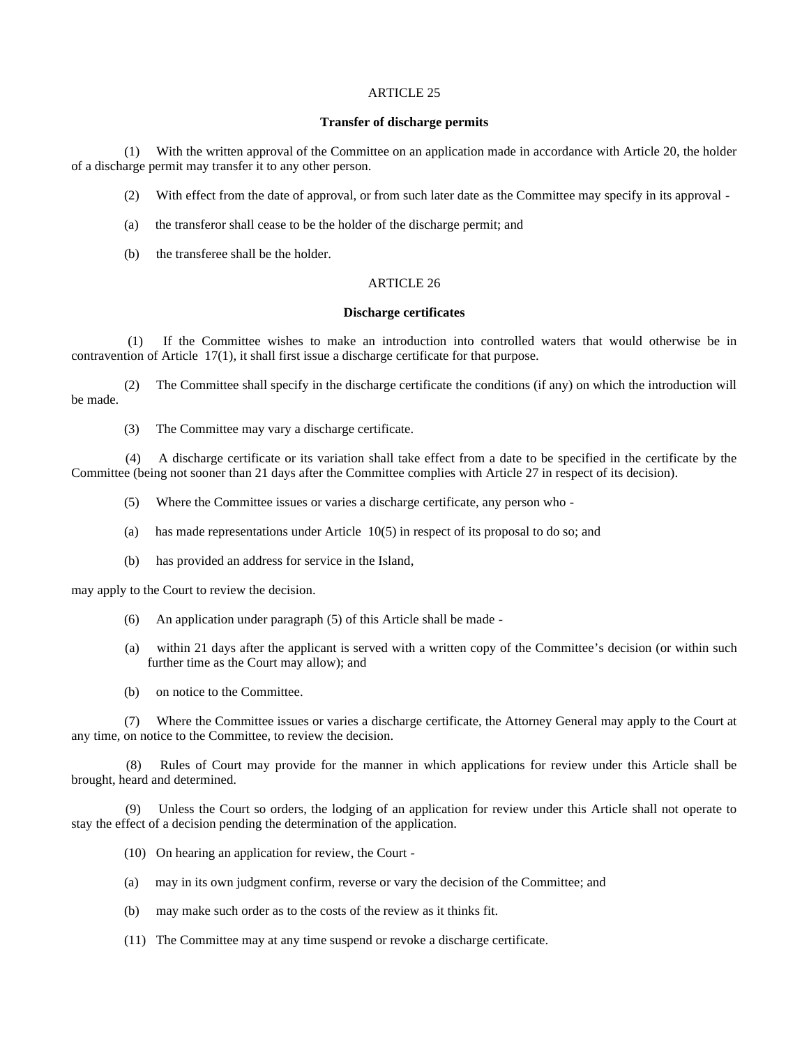ARTICLE 25

**Transfer of discharge permits**

(1) With the written approval of the Committee on an application made in accordance with Article 20, the holder of a discharge permit may transfer it to any other person.

(2) With effect from the date of approval, or from such later date as the Committee may specify in its approval -

(a) the transferor shall cease to be the holder of the discharge permit; and

(b) the transferee shall be the holder.

ARTICLE 26

**Discharge certificates**

(1) If the Committee wishes to make an introduction into controlled waters that would otherwise be in contravention of Article 17(1), it shall first issue a discharge certificate for that purpose.

(2) The Committee shall specify in the discharge certificate the conditions (if any) on which the introduction will be made.

(3) The Committee may vary a discharge certificate.

(4) A discharge certificate or its variation shall take effect from a date to be specified in the certificate by the Committee (being not sooner than 21 days after the Committee complies with Article 27 in respect of its decision).

(5) Where the Committee issues or varies a discharge certificate, any person who -

(a) has made representations under Article 10(5) in respect of its proposal to do so; and

(b) has provided an address for service in the Island,

may apply to the Court to review the decision.

(6) An application under paragraph (5) of this Article shall be made -

(a) within 21 days after the applicant is served with a written copy of the Committee's decision (or within such further time as the Court may allow); and

(b) on notice to the Committee.

(7) Where the Committee issues or varies a discharge certificate, the Attorney General may apply to the Court at any time, on notice to the Committee, to review the decision.

(8) Rules of Court may provide for the manner in which applications for review under this Article shall be brought, heard and determined.

(9) Unless the Court so orders, the lodging of an application for review under this Article shall not operate to stay the effect of a decision pending the determination of the application.

(10) On hearing an application for review, the Court -

(a) may in its own judgment confirm, reverse or vary the decision of the Committee; and

(b) may make such order as to the costs of the review as it thinks fit.

(11) The Committee may at any time suspend or revoke a discharge certificate.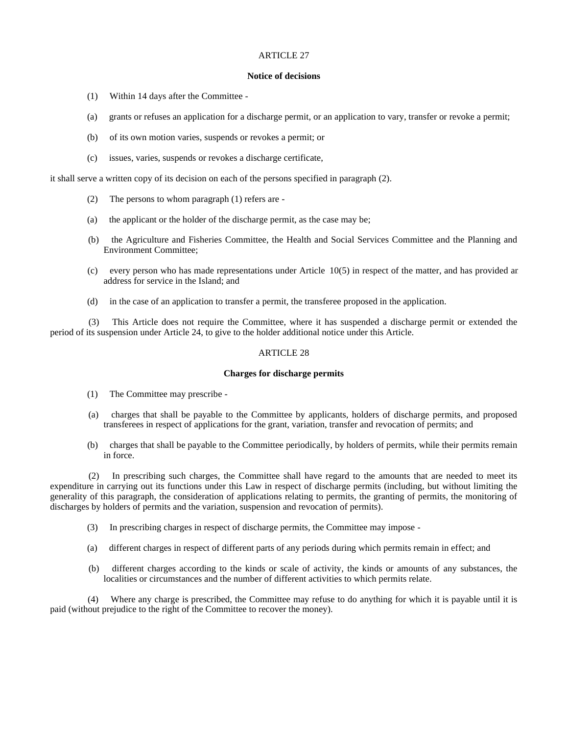## ARTICLE 27

### Notice of decisions

(1) Within 14 days after the Committee -

(a) grants or refuses an application for a discharge permit, or an application to vary, transfer or revoke a permit;

(b) of its own motion varies, suspends or revokes a permit; or

(c) issues, varies, suspends or revokes a discharge certificate,

it shall serve a written copy of its decision on each of the persons specified in paragraph (2).

(2) The persons to whom paragraph (1) refers are -

(a) the applicant or the holder of the discharge permit, as the case may be;

(b) the Agriculture and Fisheries Committee, the Health and Social Services Committee and the Planning and Environment Committee;

(c) every person who has made representations under Article 10(5) in respect of the matter, and has provided an address for service in the Island; and

(d) in the case of an application to transfer a permit, the transferee proposed in the application.

(3) This Article does not require the Committee, where it has suspended a discharge permit or extended the period of its suspension under Article 24, to give to the holder additional notice under this Article.

## ARTICLE 28

### Charges for discharge permits

(1) The Committee may prescribe -

(a) charges that shall be payable to the Committee by applicants, holders of discharge permits, and proposed transferees in respect of applications for the grant, variation, transfer and revocation of permits; and

(b) charges that shall be payable to the Committee periodically, by holders of permits, while their permits remain in force.

(2) In prescribing such charges, the Committee shall have regard to the amounts that are needed to meet its expenditure in carrying out its functions under this Law in respect of discharge permits (including, but without limiting the generality of this paragraph, the consideration of applications relating to permits, the granting of permits, the monitoring of discharges by holders of permits and the variation, suspension and revocation of permits).

(3) In prescribing charges in respect of discharge permits, the Committee may impose -

(a) different charges in respect of different parts of any periods during which permits remain in effect; and

(b) different charges according to the kinds or scale of activity, the kinds or amounts of any substances, the localities or circumstances and the number of different activities to which permits relate.

(4) Where any charge is prescribed, the Committee may refuse to do anything for which it is payable until it is paid (without prejudice to the right of the Committee to recover the money).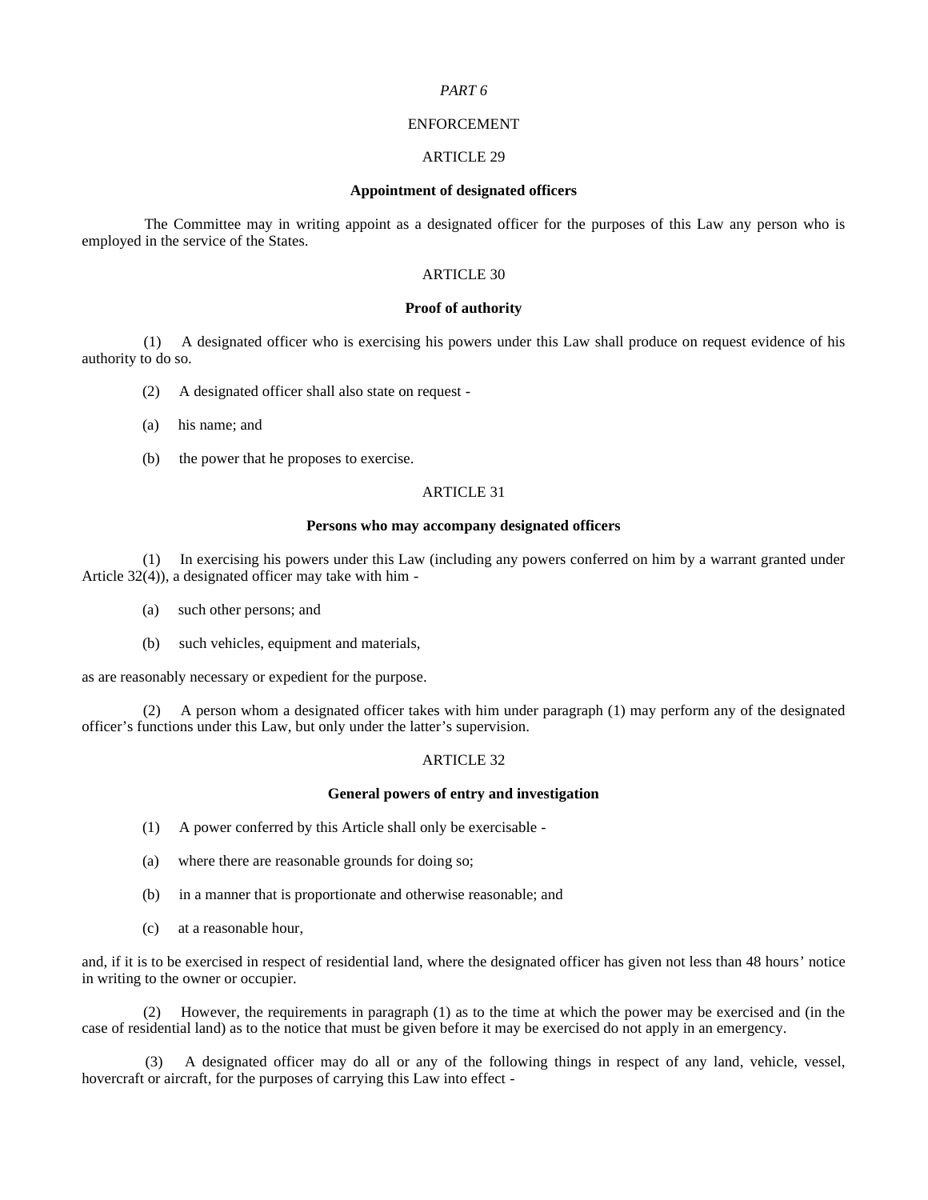*PART 6*

ENFORCEMENT

ARTICLE 29

**Appointment of designated officers**

The Committee may in writing appoint as a designated officer for the purposes of this Law any person who is employed in the service of the States.

ARTICLE 30

**Proof of authority**

(1) A designated officer who is exercising his powers under this Law shall produce on request evidence of his authority to do so.

(2) A designated officer shall also state on request -

(a) his name; and

(b) the power that he proposes to exercise.

ARTICLE 31

**Persons who may accompany designated officers**

(1) In exercising his powers under this Law (including any powers conferred on him by a warrant granted under Article 32(4)), a designated officer may take with him -

(a) such other persons; and

(b) such vehicles, equipment and materials,

as are reasonably necessary or expedient for the purpose.

(2) A person whom a designated officer takes with him under paragraph (1) may perform any of the designated officer's functions under this Law, but only under the latter's supervision.

ARTICLE 32

**General powers of entry and investigation**

(1) A power conferred by this Article shall only be exercisable -

(a) where there are reasonable grounds for doing so;

(b) in a manner that is proportionate and otherwise reasonable; and

(c) at a reasonable hour,

and, if it is to be exercised in respect of residential land, where the designated officer has given not less than 48 hours' notice in writing to the owner or occupier.

(2) However, the requirements in paragraph (1) as to the time at which the power may be exercised and (in the case of residential land) as to the notice that must be given before it may be exercised do not apply in an emergency.

(3) A designated officer may do all or any of the following things in respect of any land, vehicle, vessel, hovercraft or aircraft, for the purposes of carrying this Law into effect -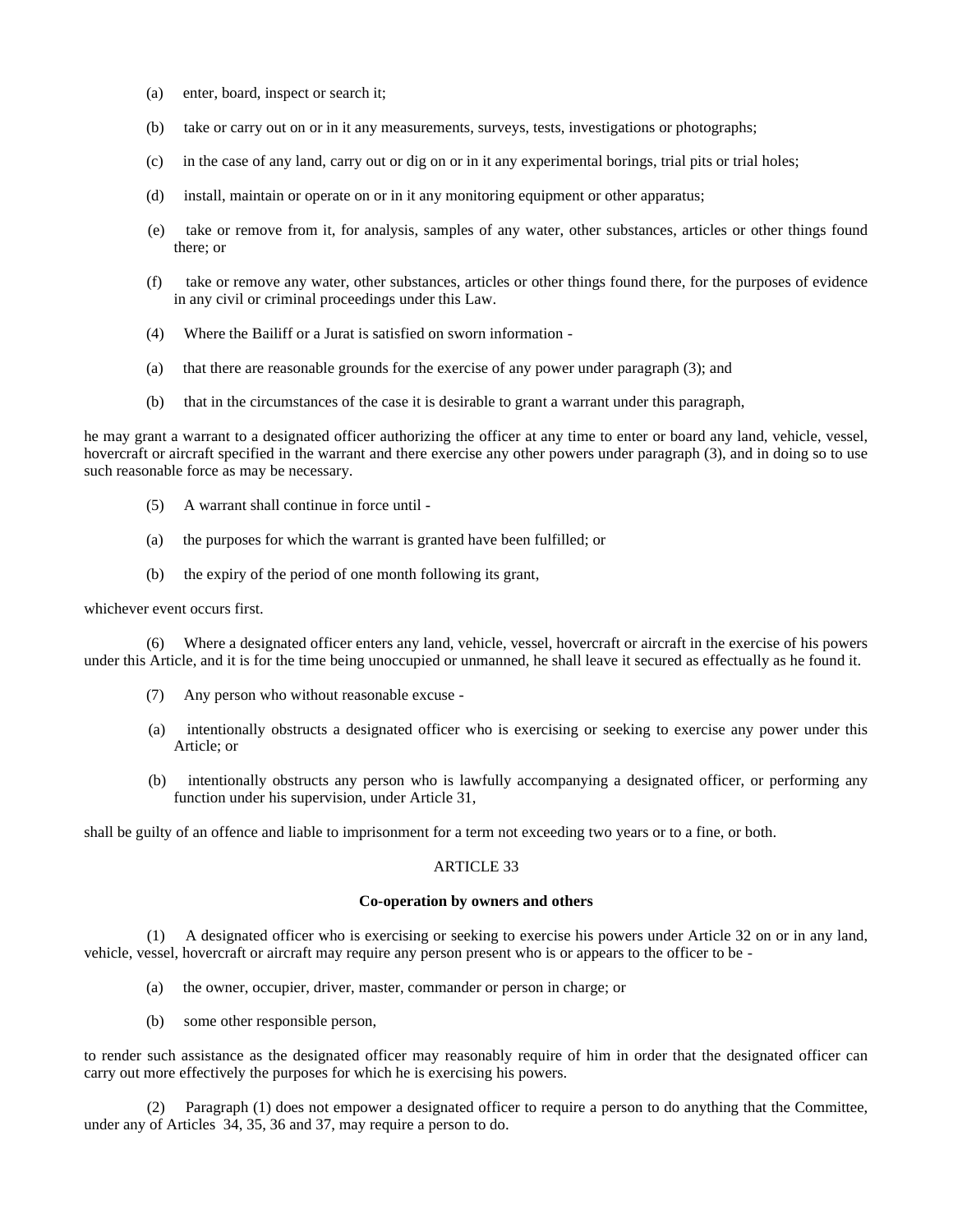(a) enter, board, inspect or search it;

(b) take or carry out on or in it any measurements, surveys, tests, investigations or photographs;

(c) in the case of any land, carry out or dig on or in it any experimental borings, trial pits or trial holes;

(d) install, maintain or operate on or in it any monitoring equipment or other apparatus;

(e) take or remove from it, for analysis, samples of any water, other substances, articles or other things found there; or

(f) take or remove any water, other substances, articles or other things found there, for the purposes of evidence in any civil or criminal proceedings under this Law.

(4) Where the Bailiff or a Jurat is satisfied on sworn information -

(a) that there are reasonable grounds for the exercise of any power under paragraph (3); and

(b) that in the circumstances of the case it is desirable to grant a warrant under this paragraph,

he may grant a warrant to a designated officer authorizing the officer at any time to enter or board any land, vehicle, vessel, hovercraft or aircraft specified in the warrant and there exercise any other powers under paragraph (3), and in doing so to use such reasonable force as may be necessary.

(5) A warrant shall continue in force until -

(a) the purposes for which the warrant is granted have been fulfilled; or

(b) the expiry of the period of one month following its grant,

whichever event occurs first.

(6) Where a designated officer enters any land, vehicle, vessel, hovercraft or aircraft in the exercise of his powers under this Article, and it is for the time being unoccupied or unmanned, he shall leave it secured as effectually as he found it.

(7) Any person who without reasonable excuse -

(a) intentionally obstructs a designated officer who is exercising or seeking to exercise any power under this Article; or

(b) intentionally obstructs any person who is lawfully accompanying a designated officer, or performing any function under his supervision, under Article 31,

shall be guilty of an offence and liable to imprisonment for a term not exceeding two years or to a fine, or both.

ARTICLE 33

**Co-operation by owners and others**

(1) A designated officer who is exercising or seeking to exercise his powers under Article 32 on or in any land, vehicle, vessel, hovercraft or aircraft may require any person present who is or appears to the officer to be -

(a) the owner, occupier, driver, master, commander or person in charge; or

(b) some other responsible person,

to render such assistance as the designated officer may reasonably require of him in order that the designated officer can carry out more effectively the purposes for which he is exercising his powers.

(2) Paragraph (1) does not empower a designated officer to require a person to do anything that the Committee, under any of Articles 34, 35, 36 and 37, may require a person to do.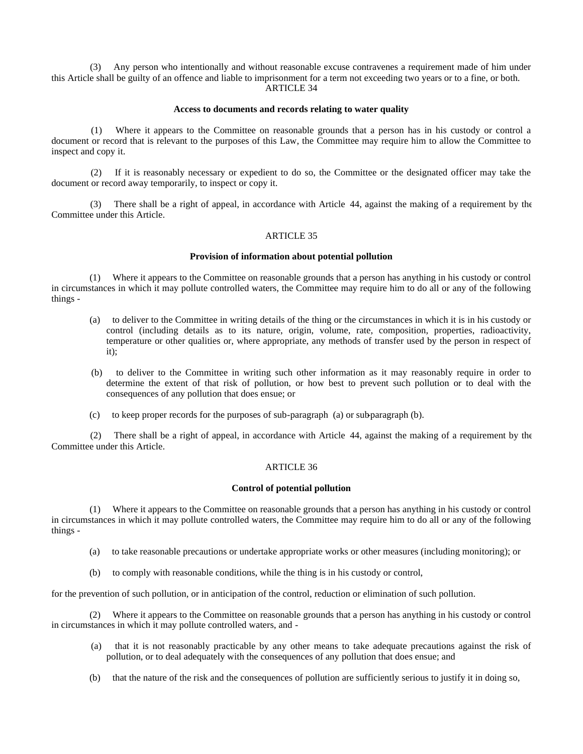(3) Any person who intentionally and without reasonable excuse contravenes a requirement made of him under this Article shall be guilty of an offence and liable to imprisonment for a term not exceeding two years or to a fine, or both.

ARTICLE 34

**Access to documents and records relating to water quality**

(1) Where it appears to the Committee on reasonable grounds that a person has in his custody or control a document or record that is relevant to the purposes of this Law, the Committee may require him to allow the Committee to inspect and copy it.

(2) If it is reasonably necessary or expedient to do so, the Committee or the designated officer may take the document or record away temporarily, to inspect or copy it.

(3) There shall be a right of appeal, in accordance with Article 44, against the making of a requirement by the Committee under this Article.

ARTICLE 35

**Provision of information about potential pollution**

(1) Where it appears to the Committee on reasonable grounds that a person has anything in his custody or control in circumstances in which it may pollute controlled waters, the Committee may require him to do all or any of the following things -

(a) to deliver to the Committee in writing details of the thing or the circumstances in which it is in his custody or control (including details as to its nature, origin, volume, rate, composition, properties, radioactivity, temperature or other qualities or, where appropriate, any methods of transfer used by the person in respect of it);

(b) to deliver to the Committee in writing such other information as it may reasonably require in order to determine the extent of that risk of pollution, or how best to prevent such pollution or to deal with the consequences of any pollution that does ensue; or

(c) to keep proper records for the purposes of sub-paragraph (a) or sub-paragraph (b).

(2) There shall be a right of appeal, in accordance with Article 44, against the making of a requirement by the Committee under this Article.

ARTICLE 36

**Control of potential pollution**

(1) Where it appears to the Committee on reasonable grounds that a person has anything in his custody or control in circumstances in which it may pollute controlled waters, the Committee may require him to do all or any of the following things -

(a) to take reasonable precautions or undertake appropriate works or other measures (including monitoring); or

(b) to comply with reasonable conditions, while the thing is in his custody or control,

for the prevention of such pollution, or in anticipation of the control, reduction or elimination of such pollution.

(2) Where it appears to the Committee on reasonable grounds that a person has anything in his custody or control in circumstances in which it may pollute controlled waters, and -

(a) that it is not reasonably practicable by any other means to take adequate precautions against the risk of pollution, or to deal adequately with the consequences of any pollution that does ensue; and

(b) that the nature of the risk and the consequences of pollution are sufficiently serious to justify it in doing so,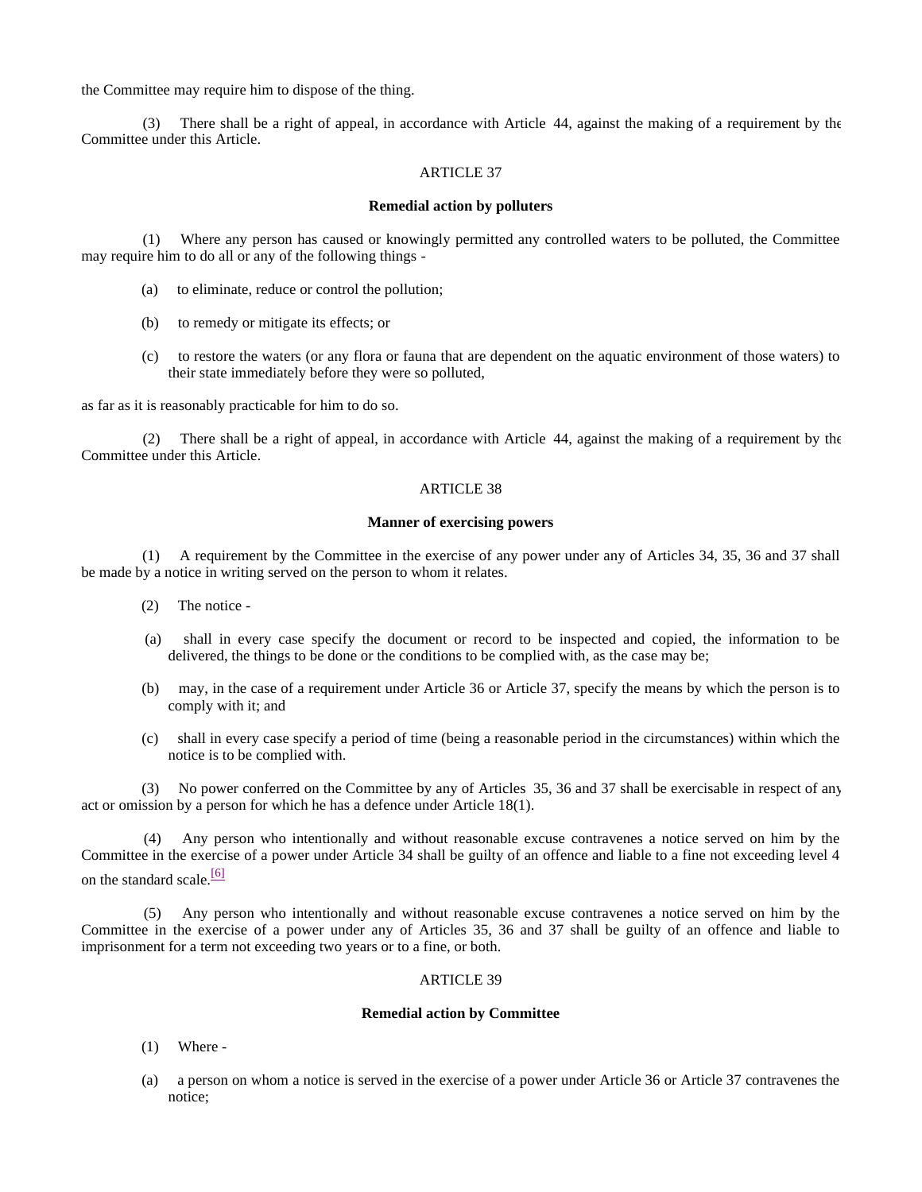the Committee may require him to dispose of the thing.

(3) There shall be a right of appeal, in accordance with Article 44, against the making of a requirement by the Committee under this Article.

ARTICLE 37

**Remedial action by polluters**

(1) Where any person has caused or knowingly permitted any controlled waters to be polluted, the Committee may require him to do all or any of the following things -

(a) to eliminate, reduce or control the pollution;

(b) to remedy or mitigate its effects; or

(c) to restore the waters (or any flora or fauna that are dependent on the aquatic environment of those waters) to their state immediately before they were so polluted,

as far as it is reasonably practicable for him to do so.

(2) There shall be a right of appeal, in accordance with Article 44, against the making of a requirement by the Committee under this Article.

ARTICLE 38

**Manner of exercising powers**

(1) A requirement by the Committee in the exercise of any power under any of Articles 34, 35, 36 and 37 shall be made by a notice in writing served on the person to whom it relates.

(2) The notice -

(a) shall in every case specify the document or record to be inspected and copied, the information to be delivered, the things to be done or the conditions to be complied with, as the case may be;

(b) may, in the case of a requirement under Article 36 or Article 37, specify the means by which the person is to comply with it; and

(c) shall in every case specify a period of time (being a reasonable period in the circumstances) within which the notice is to be complied with.

(3) No power conferred on the Committee by any of Articles 35, 36 and 37 shall be exercisable in respect of any act or omission by a person for which he has a defence under Article 18(1).

(4) Any person who intentionally and without reasonable excuse contravenes a notice served on him by the Committee in the exercise of a power under Article 34 shall be guilty of an offence and liable to a fine not exceeding level 4 on the standard scale.[6]

(5) Any person who intentionally and without reasonable excuse contravenes a notice served on him by the Committee in the exercise of a power under any of Articles 35, 36 and 37 shall be guilty of an offence and liable to imprisonment for a term not exceeding two years or to a fine, or both.

ARTICLE 39

**Remedial action by Committee**

(1) Where -

(a) a person on whom a notice is served in the exercise of a power under Article 36 or Article 37 contravenes the notice;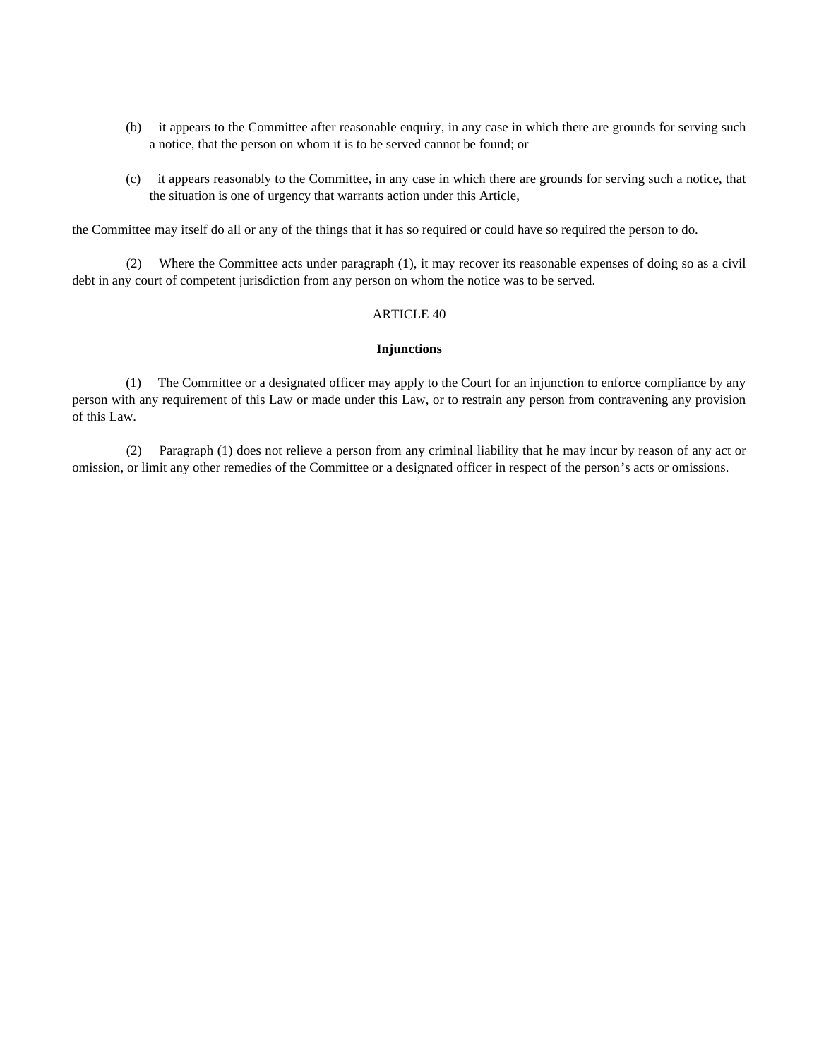(b) it appears to the Committee after reasonable enquiry, in any case in which there are grounds for serving such a notice, that the person on whom it is to be served cannot be found; or

(c) it appears reasonably to the Committee, in any case in which there are grounds for serving such a notice, that the situation is one of urgency that warrants action under this Article,

the Committee may itself do all or any of the things that it has so required or could have so required the person to do.

(2) Where the Committee acts under paragraph (1), it may recover its reasonable expenses of doing so as a civil debt in any court of competent jurisdiction from any person on whom the notice was to be served.

ARTICLE 40

**Injunctions**

(1) The Committee or a designated officer may apply to the Court for an injunction to enforce compliance by any person with any requirement of this Law or made under this Law, or to restrain any person from contravening any provision of this Law.

(2) Paragraph (1) does not relieve a person from any criminal liability that he may incur by reason of any act or omission, or limit any other remedies of the Committee or a designated officer in respect of the person's acts or omissions.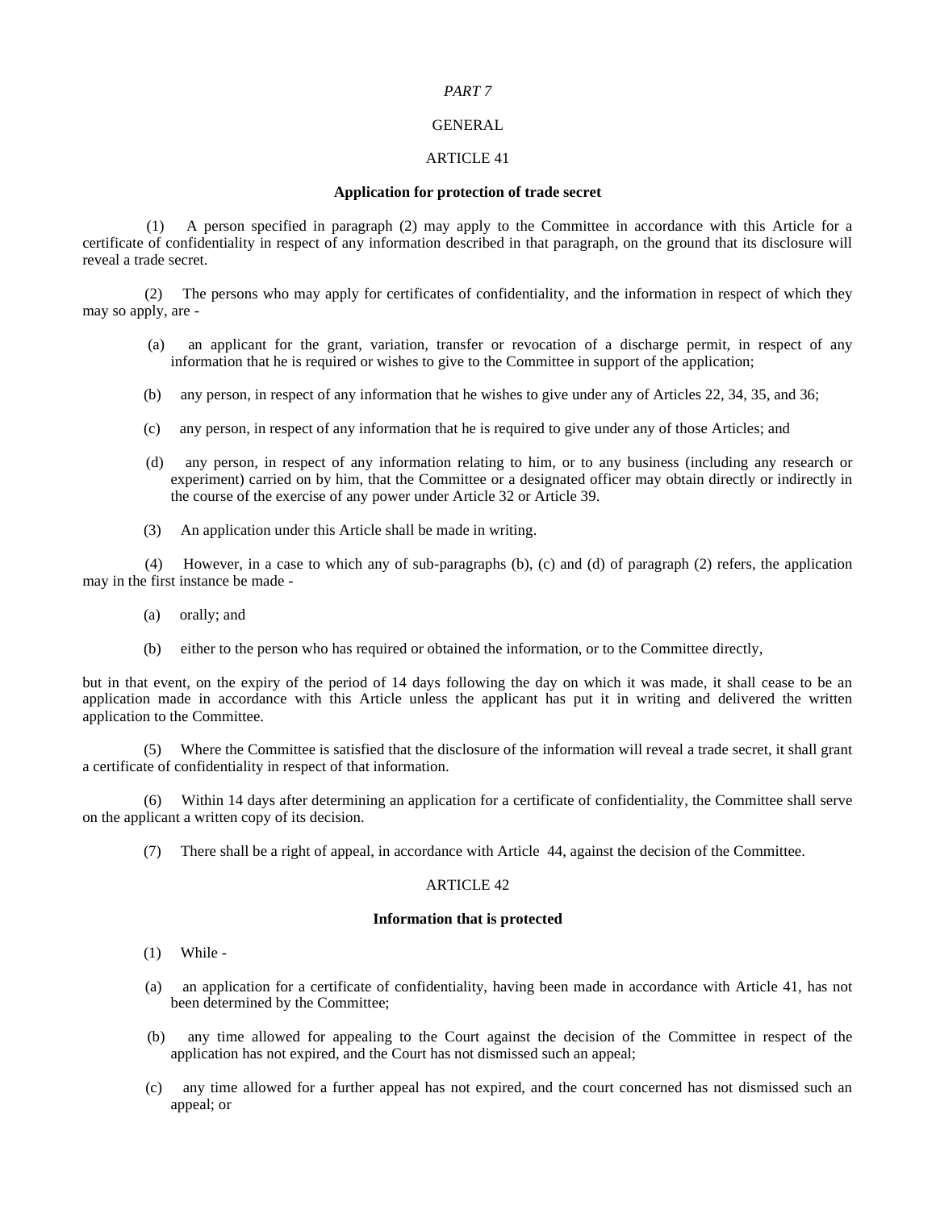*PART 7*

GENERAL

ARTICLE 41

**Application for protection of trade secret**

(1) A person specified in paragraph (2) may apply to the Committee in accordance with this Article for a certificate of confidentiality in respect of any information described in that paragraph, on the ground that its disclosure will reveal a trade secret.

(2) The persons who may apply for certificates of confidentiality, and the information in respect of which they may so apply, are -

(a) an applicant for the grant, variation, transfer or revocation of a discharge permit, in respect of any information that he is required or wishes to give to the Committee in support of the application;

(b) any person, in respect of any information that he wishes to give under any of Articles 22, 34, 35, and 36;

(c) any person, in respect of any information that he is required to give under any of those Articles; and

(d) any person, in respect of any information relating to him, or to any business (including any research or experiment) carried on by him, that the Committee or a designated officer may obtain directly or indirectly in the course of the exercise of any power under Article 32 or Article 39.

(3) An application under this Article shall be made in writing.

(4) However, in a case to which any of sub-paragraphs (b), (c) and (d) of paragraph (2) refers, the application may in the first instance be made -

(a) orally; and

(b) either to the person who has required or obtained the information, or to the Committee directly,

but in that event, on the expiry of the period of 14 days following the day on which it was made, it shall cease to be an application made in accordance with this Article unless the applicant has put it in writing and delivered the written application to the Committee.

(5) Where the Committee is satisfied that the disclosure of the information will reveal a trade secret, it shall grant a certificate of confidentiality in respect of that information.

(6) Within 14 days after determining an application for a certificate of confidentiality, the Committee shall serve on the applicant a written copy of its decision.

(7) There shall be a right of appeal, in accordance with Article 44, against the decision of the Committee.

ARTICLE 42

**Information that is protected**

(1) While -

(a) an application for a certificate of confidentiality, having been made in accordance with Article 41, has not been determined by the Committee;

(b) any time allowed for appealing to the Court against the decision of the Committee in respect of the application has not expired, and the Court has not dismissed such an appeal;

(c) any time allowed for a further appeal has not expired, and the court concerned has not dismissed such an appeal; or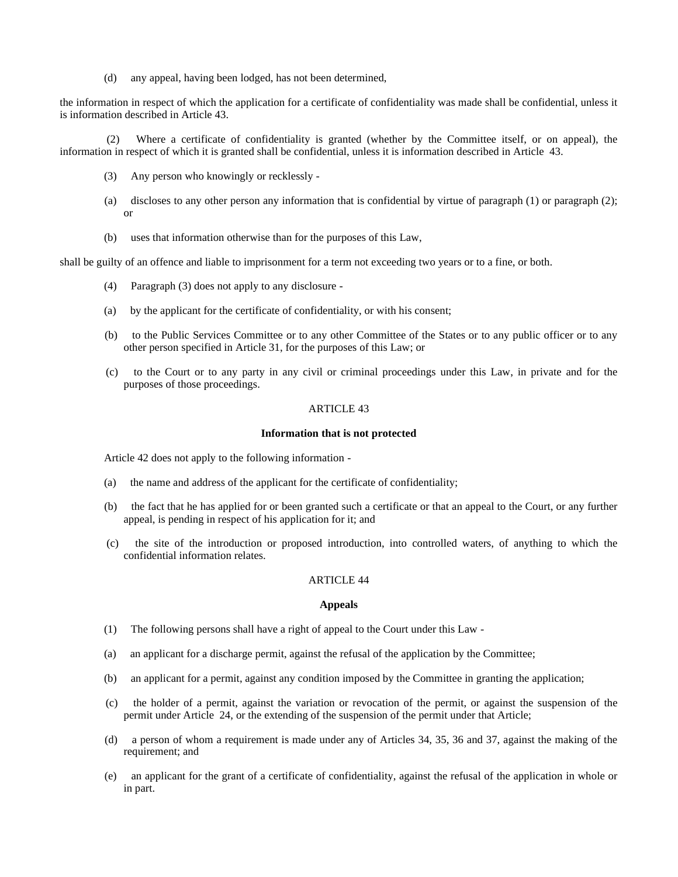(d) any appeal, having been lodged, has not been determined,

the information in respect of which the application for a certificate of confidentiality was made shall be confidential, unless it is information described in Article 43.

(2) Where a certificate of confidentiality is granted (whether by the Committee itself, or on appeal), the information in respect of which it is granted shall be confidential, unless it is information described in Article 43.

(3) Any person who knowingly or recklessly -

(a) discloses to any other person any information that is confidential by virtue of paragraph (1) or paragraph (2); or

(b) uses that information otherwise than for the purposes of this Law,

shall be guilty of an offence and liable to imprisonment for a term not exceeding two years or to a fine, or both.

(4) Paragraph (3) does not apply to any disclosure -

(a) by the applicant for the certificate of confidentiality, or with his consent;

(b) to the Public Services Committee or to any other Committee of the States or to any public officer or to any other person specified in Article 31, for the purposes of this Law; or

(c) to the Court or to any party in any civil or criminal proceedings under this Law, in private and for the purposes of those proceedings.

ARTICLE 43

**Information that is not protected**

Article 42 does not apply to the following information -

(a) the name and address of the applicant for the certificate of confidentiality;

(b) the fact that he has applied for or been granted such a certificate or that an appeal to the Court, or any further appeal, is pending in respect of his application for it; and

(c) the site of the introduction or proposed introduction, into controlled waters, of anything to which the confidential information relates.

ARTICLE 44

**Appeals**

(1) The following persons shall have a right of appeal to the Court under this Law -

(a) an applicant for a discharge permit, against the refusal of the application by the Committee;

(b) an applicant for a permit, against any condition imposed by the Committee in granting the application;

(c) the holder of a permit, against the variation or revocation of the permit, or against the suspension of the permit under Article 24, or the extending of the suspension of the permit under that Article;

(d) a person of whom a requirement is made under any of Articles 34, 35, 36 and 37, against the making of the requirement; and

(e) an applicant for the grant of a certificate of confidentiality, against the refusal of the application in whole or in part.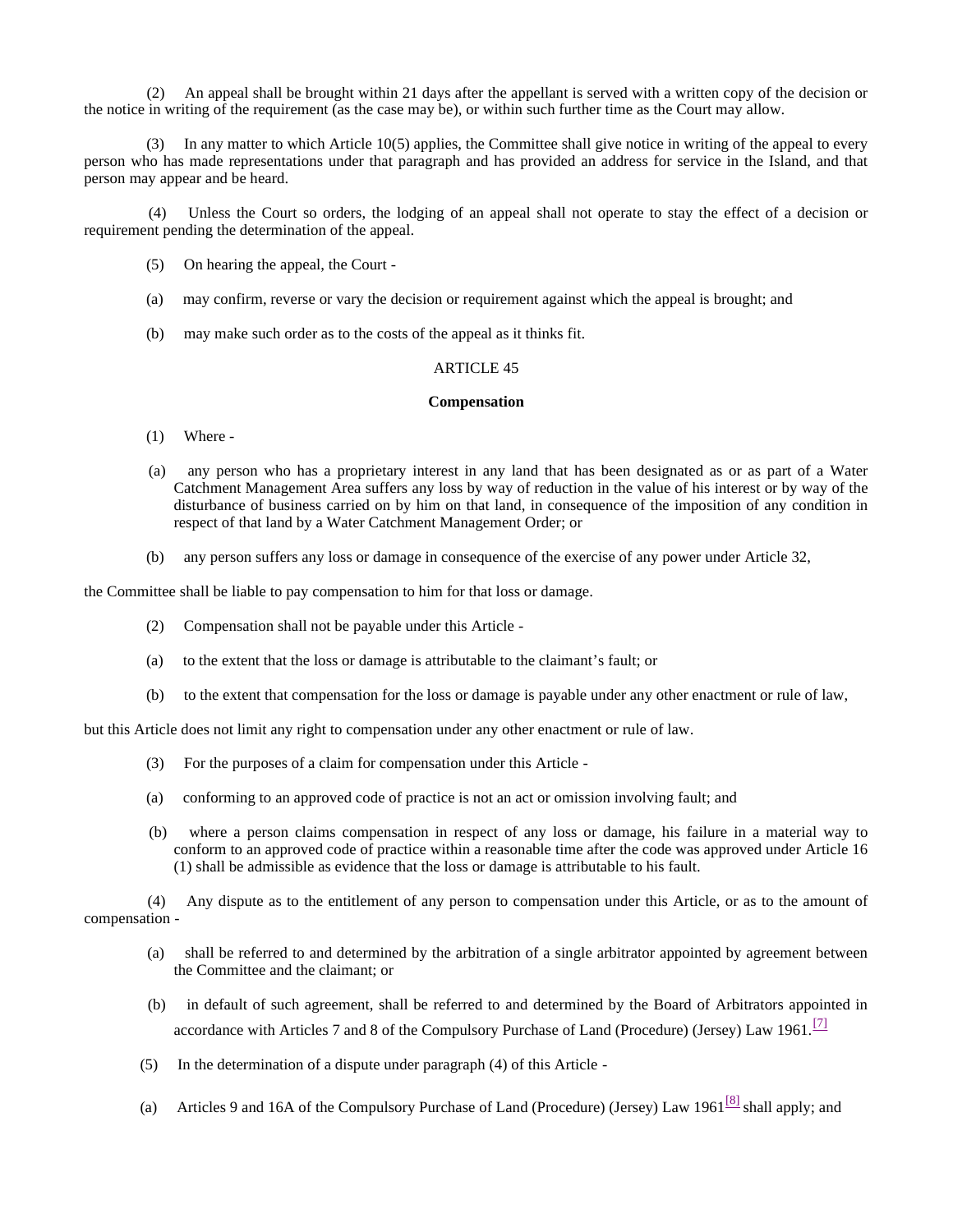(2) An appeal shall be brought within 21 days after the appellant is served with a written copy of the decision or the notice in writing of the requirement (as the case may be), or within such further time as the Court may allow.

(3) In any matter to which Article 10(5) applies, the Committee shall give notice in writing of the appeal to every person who has made representations under that paragraph and has provided an address for service in the Island, and that person may appear and be heard.

(4) Unless the Court so orders, the lodging of an appeal shall not operate to stay the effect of a decision or requirement pending the determination of the appeal.

(5) On hearing the appeal, the Court -

(a) may confirm, reverse or vary the decision or requirement against which the appeal is brought; and

(b) may make such order as to the costs of the appeal as it thinks fit.

ARTICLE 45

**Compensation**

(1) Where -

(a) any person who has a proprietary interest in any land that has been designated as or as part of a Water Catchment Management Area suffers any loss by way of reduction in the value of his interest or by way of the disturbance of business carried on by him on that land, in consequence of the imposition of any condition in respect of that land by a Water Catchment Management Order; or

(b) any person suffers any loss or damage in consequence of the exercise of any power under Article 32,

the Committee shall be liable to pay compensation to him for that loss or damage.

(2) Compensation shall not be payable under this Article -

(a) to the extent that the loss or damage is attributable to the claimant’s fault; or

(b) to the extent that compensation for the loss or damage is payable under any other enactment or rule of law,

but this Article does not limit any right to compensation under any other enactment or rule of law.

(3) For the purposes of a claim for compensation under this Article -

(a) conforming to an approved code of practice is not an act or omission involving fault; and

(b) where a person claims compensation in respect of any loss or damage, his failure in a material way to conform to an approved code of practice within a reasonable time after the code was approved under Article 16 (1) shall be admissible as evidence that the loss or damage is attributable to his fault.

(4) Any dispute as to the entitlement of any person to compensation under this Article, or as to the amount of compensation -

(a) shall be referred to and determined by the arbitration of a single arbitrator appointed by agreement between the Committee and the claimant; or

(b) in default of such agreement, shall be referred to and determined by the Board of Arbitrators appointed in accordance with Articles 7 and 8 of the Compulsory Purchase of Land (Procedure) (Jersey) Law 1961.[7]

(5) In the determination of a dispute under paragraph (4) of this Article -

(a) Articles 9 and 16A of the Compulsory Purchase of Land (Procedure) (Jersey) Law 1961[8] shall apply; and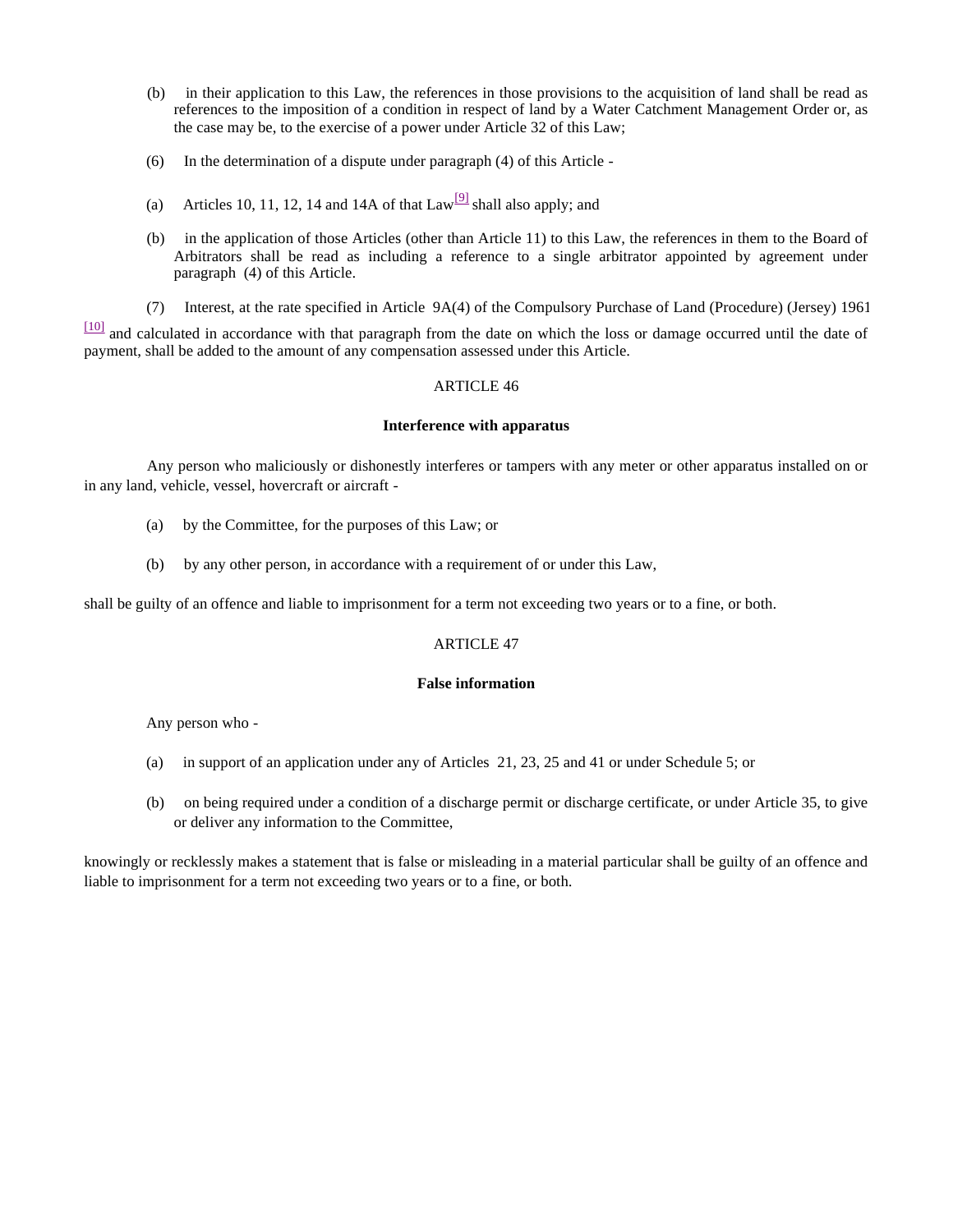(b) in their application to this Law, the references in those provisions to the acquisition of land shall be read as references to the imposition of a condition in respect of land by a Water Catchment Management Order or, as the case may be, to the exercise of a power under Article 32 of this Law;

(6) In the determination of a dispute under paragraph (4) of this Article -

(a) Articles 10, 11, 12, 14 and 14A of that Law[9] shall also apply; and

(b) in the application of those Articles (other than Article 11) to this Law, the references in them to the Board of Arbitrators shall be read as including a reference to a single arbitrator appointed by agreement under paragraph (4) of this Article.

(7) Interest, at the rate specified in Article 9A(4) of the Compulsory Purchase of Land (Procedure) (Jersey) 1961 [10] and calculated in accordance with that paragraph from the date on which the loss or damage occurred until the date of payment, shall be added to the amount of any compensation assessed under this Article.

ARTICLE 46

**Interference with apparatus**

Any person who maliciously or dishonestly interferes or tampers with any meter or other apparatus installed on or in any land, vehicle, vessel, hovercraft or aircraft -

(a) by the Committee, for the purposes of this Law; or

(b) by any other person, in accordance with a requirement of or under this Law,

shall be guilty of an offence and liable to imprisonment for a term not exceeding two years or to a fine, or both.

ARTICLE 47

**False information**

Any person who -

(a) in support of an application under any of Articles 21, 23, 25 and 41 or under Schedule 5; or

(b) on being required under a condition of a discharge permit or discharge certificate, or under Article 35, to give or deliver any information to the Committee,

knowingly or recklessly makes a statement that is false or misleading in a material particular shall be guilty of an offence and liable to imprisonment for a term not exceeding two years or to a fine, or both.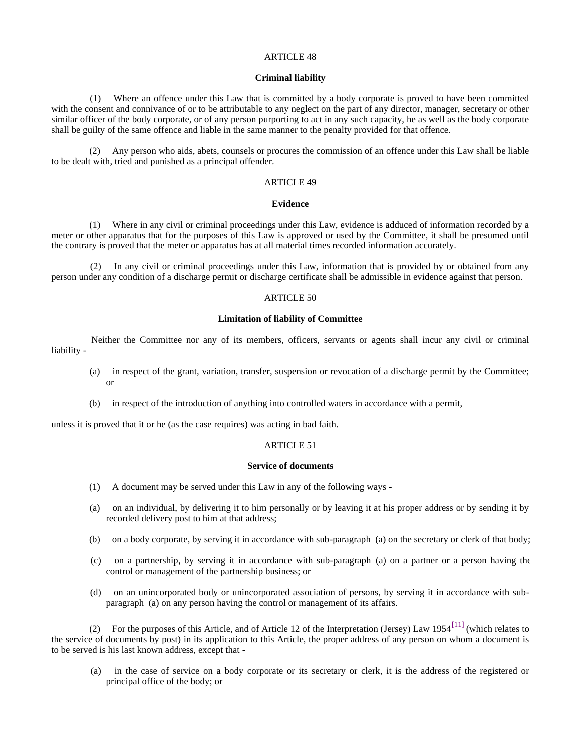ARTICLE 48

**Criminal liability**

(1) Where an offence under this Law that is committed by a body corporate is proved to have been committed with the consent and connivance of or to be attributable to any neglect on the part of any director, manager, secretary or other similar officer of the body corporate, or of any person purporting to act in any such capacity, he as well as the body corporate shall be guilty of the same offence and liable in the same manner to the penalty provided for that offence.

(2) Any person who aids, abets, counsels or procures the commission of an offence under this Law shall be liable to be dealt with, tried and punished as a principal offender.

ARTICLE 49

**Evidence**

(1) Where in any civil or criminal proceedings under this Law, evidence is adduced of information recorded by a meter or other apparatus that for the purposes of this Law is approved or used by the Committee, it shall be presumed until the contrary is proved that the meter or apparatus has at all material times recorded information accurately.

(2) In any civil or criminal proceedings under this Law, information that is provided by or obtained from any person under any condition of a discharge permit or discharge certificate shall be admissible in evidence against that person.

ARTICLE 50

**Limitation of liability of Committee**

Neither the Committee nor any of its members, officers, servants or agents shall incur any civil or criminal liability -

(a) in respect of the grant, variation, transfer, suspension or revocation of a discharge permit by the Committee; or

(b) in respect of the introduction of anything into controlled waters in accordance with a permit,

unless it is proved that it or he (as the case requires) was acting in bad faith.

ARTICLE 51

**Service of documents**

(1) A document may be served under this Law in any of the following ways -

(a) on an individual, by delivering it to him personally or by leaving it at his proper address or by sending it by recorded delivery post to him at that address;

(b) on a body corporate, by serving it in accordance with sub-paragraph (a) on the secretary or clerk of that body;

(c) on a partnership, by serving it in accordance with sub-paragraph (a) on a partner or a person having the control or management of the partnership business; or

(d) on an unincorporated body or unincorporated association of persons, by serving it in accordance with sub-paragraph (a) on any person having the control or management of its affairs.

(2) For the purposes of this Article, and of Article 12 of the Interpretation (Jersey) Law 1954[11] (which relates to the service of documents by post) in its application to this Article, the proper address of any person on whom a document is to be served is his last known address, except that -

(a) in the case of service on a body corporate or its secretary or clerk, it is the address of the registered or principal office of the body; or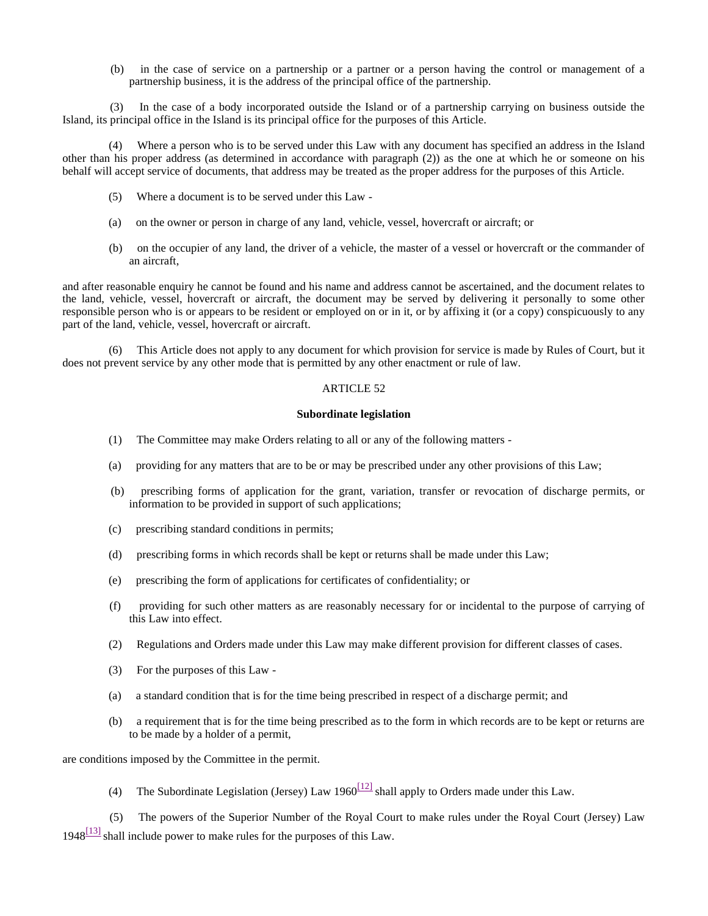(b) in the case of service on a partnership or a partner or a person having the control or management of a partnership business, it is the address of the principal office of the partnership.

(3) In the case of a body incorporated outside the Island or of a partnership carrying on business outside the Island, its principal office in the Island is its principal office for the purposes of this Article.

(4) Where a person who is to be served under this Law with any document has specified an address in the Island other than his proper address (as determined in accordance with paragraph (2)) as the one at which he or someone on his behalf will accept service of documents, that address may be treated as the proper address for the purposes of this Article.

(5) Where a document is to be served under this Law -

(a) on the owner or person in charge of any land, vehicle, vessel, hovercraft or aircraft; or

(b) on the occupier of any land, the driver of a vehicle, the master of a vessel or hovercraft or the commander of an aircraft,

and after reasonable enquiry he cannot be found and his name and address cannot be ascertained, and the document relates to the land, vehicle, vessel, hovercraft or aircraft, the document may be served by delivering it personally to some other responsible person who is or appears to be resident or employed on or in it, or by affixing it (or a copy) conspicuously to any part of the land, vehicle, vessel, hovercraft or aircraft.

(6) This Article does not apply to any document for which provision for service is made by Rules of Court, but it does not prevent service by any other mode that is permitted by any other enactment or rule of law.

ARTICLE 52

**Subordinate legislation**

(1) The Committee may make Orders relating to all or any of the following matters -

(a) providing for any matters that are to be or may be prescribed under any other provisions of this Law;

(b) prescribing forms of application for the grant, variation, transfer or revocation of discharge permits, or information to be provided in support of such applications;

(c) prescribing standard conditions in permits;

(d) prescribing forms in which records shall be kept or returns shall be made under this Law;

(e) prescribing the form of applications for certificates of confidentiality; or

(f) providing for such other matters as are reasonably necessary for or incidental to the purpose of carrying of this Law into effect.

(2) Regulations and Orders made under this Law may make different provision for different classes of cases.

(3) For the purposes of this Law -

(a) a standard condition that is for the time being prescribed in respect of a discharge permit; and

(b) a requirement that is for the time being prescribed as to the form in which records are to be kept or returns are to be made by a holder of a permit,

are conditions imposed by the Committee in the permit.

(4) The Subordinate Legislation (Jersey) Law 1960[12] shall apply to Orders made under this Law.

(5) The powers of the Superior Number of the Royal Court to make rules under the Royal Court (Jersey) Law 1948[13] shall include power to make rules for the purposes of this Law.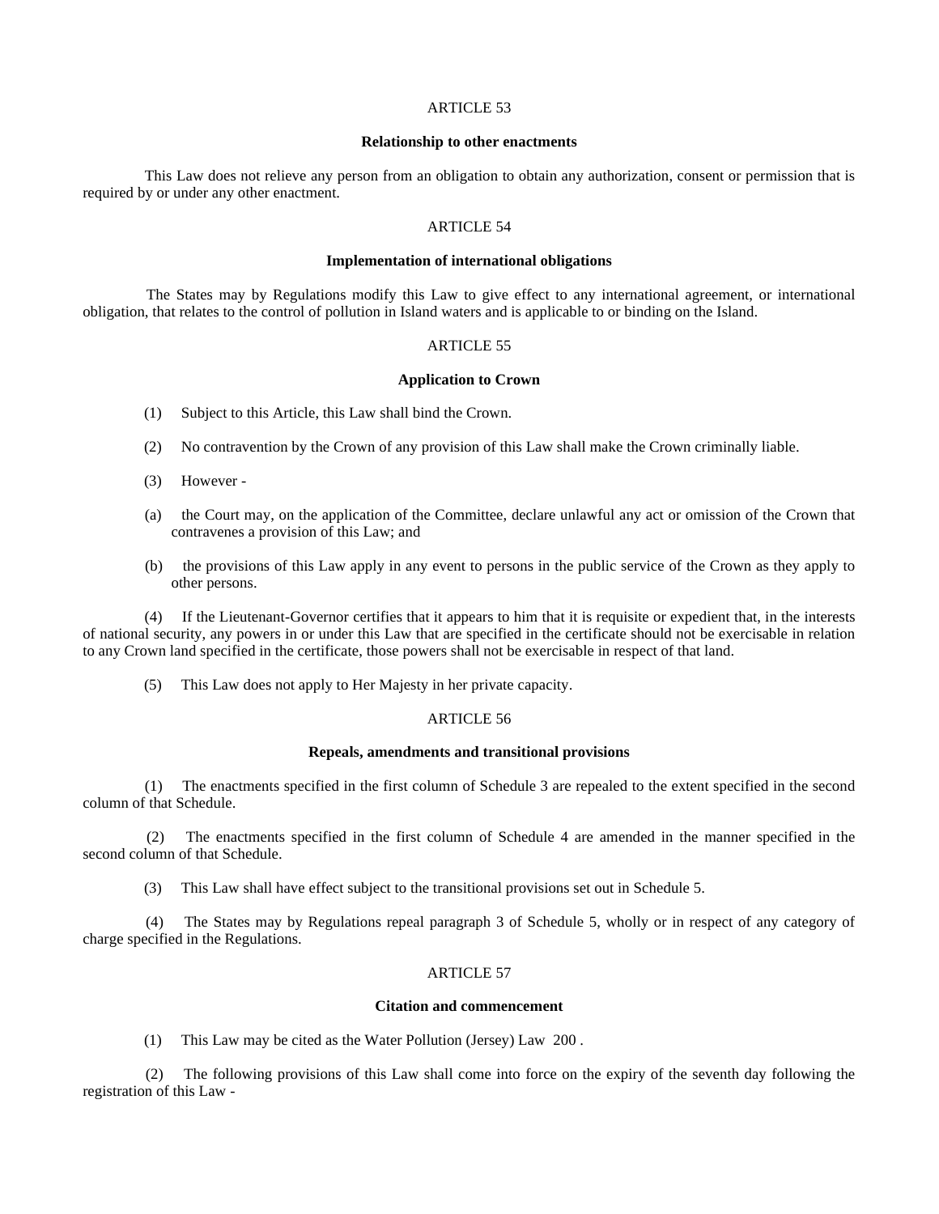ARTICLE 53

**Relationship to other enactments**

This Law does not relieve any person from an obligation to obtain any authorization, consent or permission that is required by or under any other enactment.

ARTICLE 54

**Implementation of international obligations**

The States may by Regulations modify this Law to give effect to any international agreement, or international obligation, that relates to the control of pollution in Island waters and is applicable to or binding on the Island.

ARTICLE 55

**Application to Crown**

(1) Subject to this Article, this Law shall bind the Crown.

(2) No contravention by the Crown of any provision of this Law shall make the Crown criminally liable.

(3) However -

(a) the Court may, on the application of the Committee, declare unlawful any act or omission of the Crown that contravenes a provision of this Law; and

(b) the provisions of this Law apply in any event to persons in the public service of the Crown as they apply to other persons.

(4) If the Lieutenant-Governor certifies that it appears to him that it is requisite or expedient that, in the interests of national security, any powers in or under this Law that are specified in the certificate should not be exercisable in relation to any Crown land specified in the certificate, those powers shall not be exercisable in respect of that land.

(5) This Law does not apply to Her Majesty in her private capacity.

ARTICLE 56

**Repeals, amendments and transitional provisions**

(1) The enactments specified in the first column of Schedule 3 are repealed to the extent specified in the second column of that Schedule.

(2) The enactments specified in the first column of Schedule 4 are amended in the manner specified in the second column of that Schedule.

(3) This Law shall have effect subject to the transitional provisions set out in Schedule 5.

(4) The States may by Regulations repeal paragraph 3 of Schedule 5, wholly or in respect of any category of charge specified in the Regulations.

ARTICLE 57

**Citation and commencement**

(1) This Law may be cited as the Water Pollution (Jersey) Law 200 .

(2) The following provisions of this Law shall come into force on the expiry of the seventh day following the registration of this Law -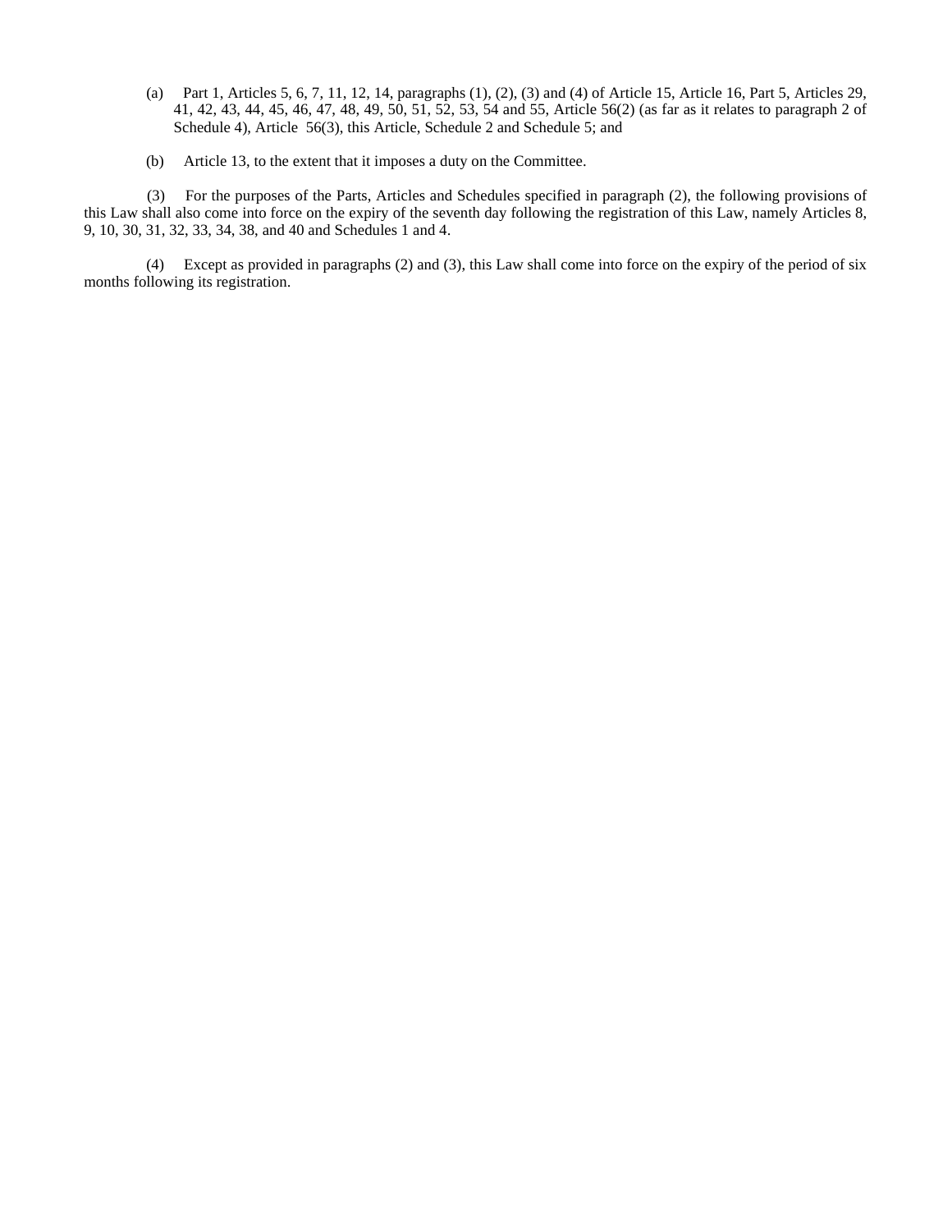(a) Part 1, Articles 5, 6, 7, 11, 12, 14, paragraphs (1), (2), (3) and (4) of Article 15, Article 16, Part 5, Articles 29, 41, 42, 43, 44, 45, 46, 47, 48, 49, 50, 51, 52, 53, 54 and 55, Article 56(2) (as far as it relates to paragraph 2 of Schedule 4), Article 56(3), this Article, Schedule 2 and Schedule 5; and

(b) Article 13, to the extent that it imposes a duty on the Committee.

(3) For the purposes of the Parts, Articles and Schedules specified in paragraph (2), the following provisions of this Law shall also come into force on the expiry of the seventh day following the registration of this Law, namely Articles 8, 9, 10, 30, 31, 32, 33, 34, 38, and 40 and Schedules 1 and 4.

(4) Except as provided in paragraphs (2) and (3), this Law shall come into force on the expiry of the period of six months following its registration.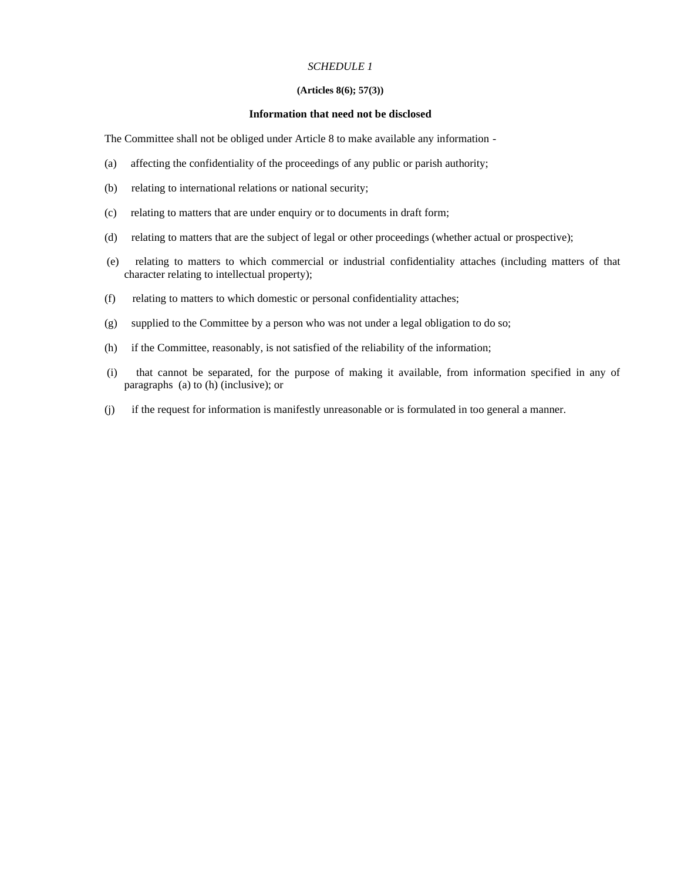*SCHEDULE 1*

**(Articles 8(6); 57(3))**

**Information that need not be disclosed**

The Committee shall not be obliged under Article 8 to make available any information -

(a) affecting the confidentiality of the proceedings of any public or parish authority;

(b) relating to international relations or national security;

(c) relating to matters that are under enquiry or to documents in draft form;

(d) relating to matters that are the subject of legal or other proceedings (whether actual or prospective);

(e) relating to matters to which commercial or industrial confidentiality attaches (including matters of that character relating to intellectual property);

(f) relating to matters to which domestic or personal confidentiality attaches;

(g) supplied to the Committee by a person who was not under a legal obligation to do so;

(h) if the Committee, reasonably, is not satisfied of the reliability of the information;

(i) that cannot be separated, for the purpose of making it available, from information specified in any of paragraphs (a) to (h) (inclusive); or

(j) if the request for information is manifestly unreasonable or is formulated in too general a manner.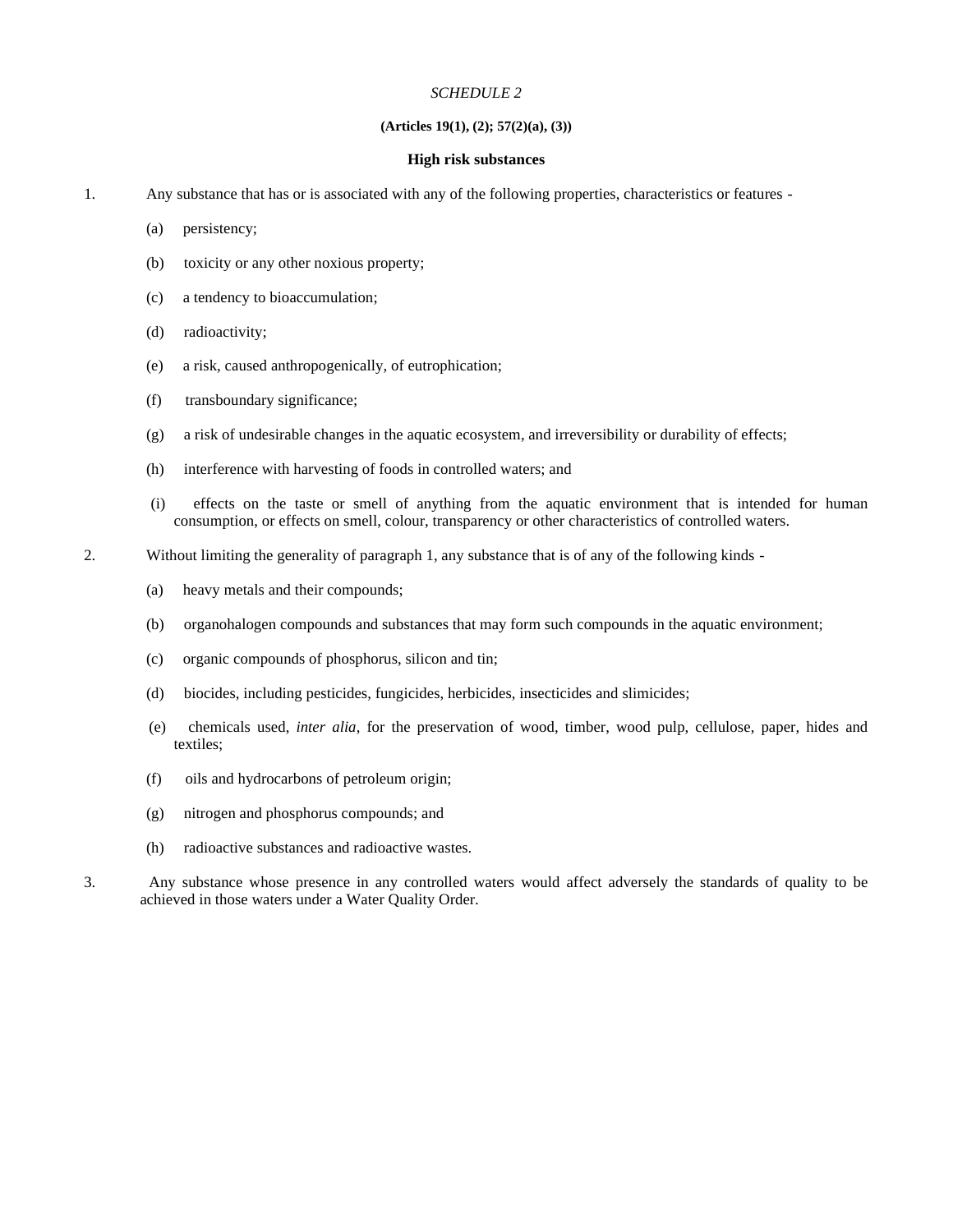*SCHEDULE 2*

**(Articles 19(1), (2); 57(2)(a), (3))**

**High risk substances**

1. Any substance that has or is associated with any of the following properties, characteristics or features -

   (a) persistency;

   (b) toxicity or any other noxious property;

   (c) a tendency to bioaccumulation;

   (d) radioactivity;

   (e) a risk, caused anthropogenically, of eutrophication;

   (f) transboundary significance;

   (g) a risk of undesirable changes in the aquatic ecosystem, and irreversibility or durability of effects;

   (h) interference with harvesting of foods in controlled waters; and

   (i) effects on the taste or smell of anything from the aquatic environment that is intended for human consumption, or effects on smell, colour, transparency or other characteristics of controlled waters.

2. Without limiting the generality of paragraph 1, any substance that is of any of the following kinds -

   (a) heavy metals and their compounds;

   (b) organohalogen compounds and substances that may form such compounds in the aquatic environment;

   (c) organic compounds of phosphorus, silicon and tin;

   (d) biocides, including pesticides, fungicides, herbicides, insecticides and slimicides;

   (e) chemicals used, *inter alia*, for the preservation of wood, timber, wood pulp, cellulose, paper, hides and textiles;

   (f) oils and hydrocarbons of petroleum origin;

   (g) nitrogen and phosphorus compounds; and

   (h) radioactive substances and radioactive wastes.

3. Any substance whose presence in any controlled waters would affect adversely the standards of quality to be achieved in those waters under a Water Quality Order.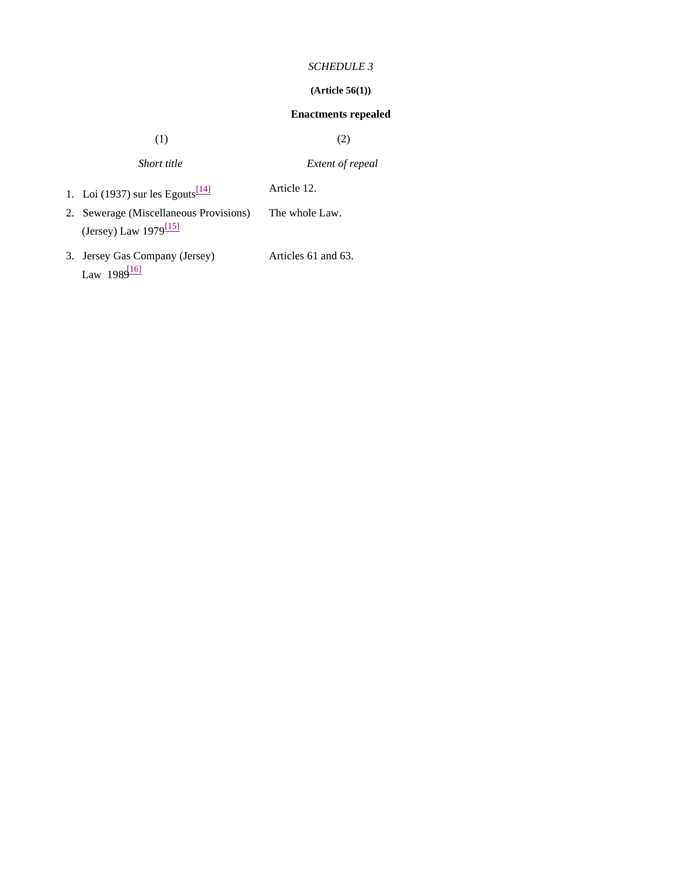*SCHEDULE 3*

**(Article 56(1))**

**Enactments repealed**

| (1) | (2) |
| --- | --- |
| *Short title* | *Extent of repeal* |
| 1. Loi (1937) sur les Egouts[14] | Article 12. |
| 2. Sewerage (Miscellaneous Provisions) (Jersey) Law 1979[15] | The whole Law. |
| 3. Jersey Gas Company (Jersey) Law 1989[16] | Articles 61 and 63. |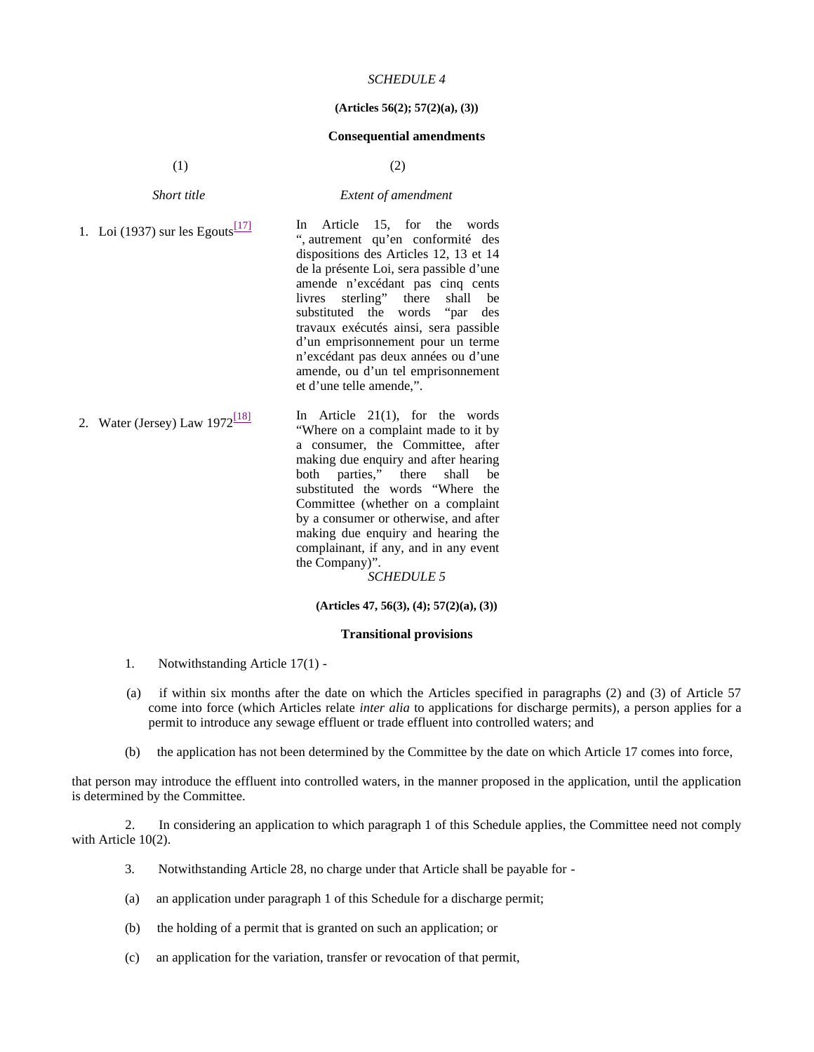*SCHEDULE 4*

**(Articles 56(2); 57(2)(a), (3))**

**Consequential amendments**

| (1) | (2) |
|---|---|
| *Short title* | *Extent of amendment* |
| 1. Loi (1937) sur les Egouts[17] | In Article 15, for the words “, autrement qu’en conformité des dispositions des Articles 12, 13 et 14 de la présente Loi, sera passible d’une amende n’excédant pas cinq cents livres sterling” there shall be substituted the words “par des travaux exécutés ainsi, sera passible d’un emprisonnement pour un terme n’excédant pas deux années ou d’une amende, ou d’un tel emprisonnement et d’une telle amende,”. |
| 2. Water (Jersey) Law 1972[18] | In Article 21(1), for the words “Where on a complaint made to it by a consumer, the Committee, after making due enquiry and after hearing both parties,” there shall be substituted the words “Where the Committee (whether on a complaint by a consumer or otherwise, and after making due enquiry and hearing the complainant, if any, and in any event the Company)”. |

*SCHEDULE 5*

**(Articles 47, 56(3), (4); 57(2)(a), (3))**

**Transitional provisions**

1. Notwithstanding Article 17(1) -

(a) if within six months after the date on which the Articles specified in paragraphs (2) and (3) of Article 57 come into force (which Articles relate *inter alia* to applications for discharge permits), a person applies for a permit to introduce any sewage effluent or trade effluent into controlled waters; and

(b) the application has not been determined by the Committee by the date on which Article 17 comes into force,

that person may introduce the effluent into controlled waters, in the manner proposed in the application, until the application is determined by the Committee.

2. In considering an application to which paragraph 1 of this Schedule applies, the Committee need not comply with Article 10(2).

3. Notwithstanding Article 28, no charge under that Article shall be payable for -

(a) an application under paragraph 1 of this Schedule for a discharge permit;

(b) the holding of a permit that is granted on such an application; or

(c) an application for the variation, transfer or revocation of that permit,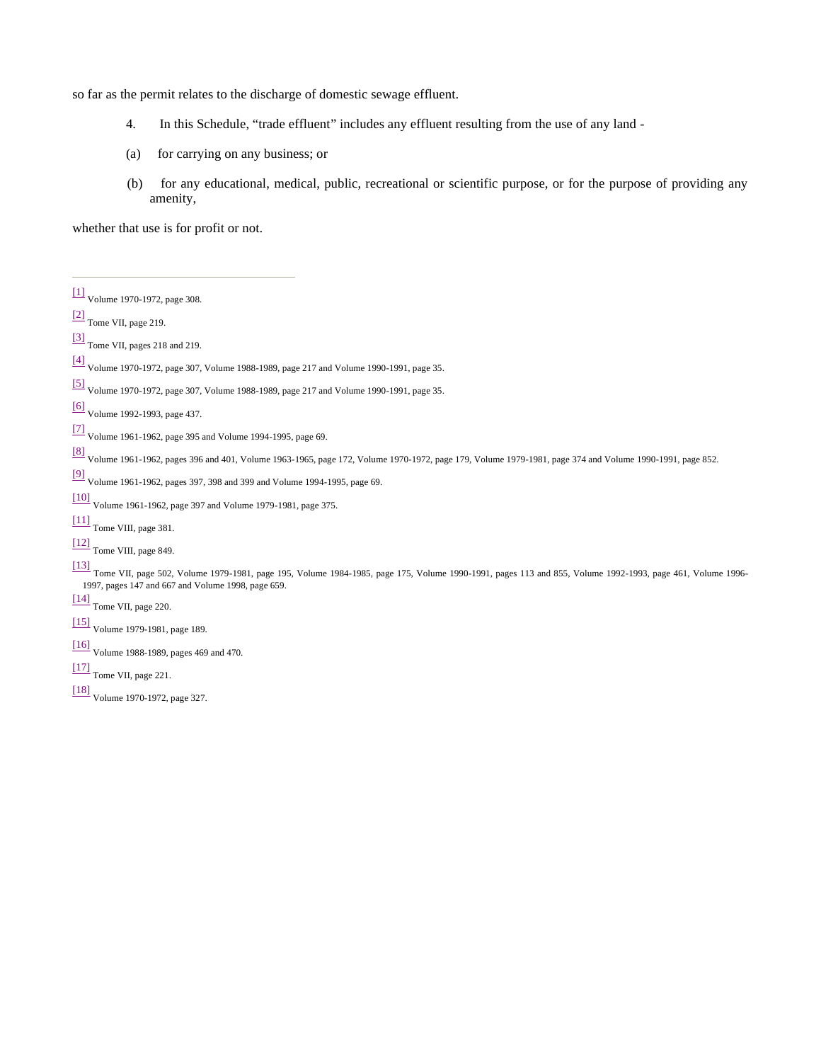so far as the permit relates to the discharge of domestic sewage effluent.

4. In this Schedule, "trade effluent" includes any effluent resulting from the use of any land -

(a) for carrying on any business; or

(b) for any educational, medical, public, recreational or scientific purpose, or for the purpose of providing any amenity,

whether that use is for profit or not.

---

[1] Volume 1970-1972, page 308.

[2] Tome VII, page 219.

[3] Tome VII, pages 218 and 219.

[4] Volume 1970-1972, page 307, Volume 1988-1989, page 217 and Volume 1990-1991, page 35.

[5] Volume 1970-1972, page 307, Volume 1988-1989, page 217 and Volume 1990-1991, page 35.

[6] Volume 1992-1993, page 437.

[7] Volume 1961-1962, page 395 and Volume 1994-1995, page 69.

[8] Volume 1961-1962, pages 396 and 401, Volume 1963-1965, page 172, Volume 1970-1972, page 179, Volume 1979-1981, page 374 and Volume 1990-1991, page 852.

[9] Volume 1961-1962, pages 397, 398 and 399 and Volume 1994-1995, page 69.

[10] Volume 1961-1962, page 397 and Volume 1979-1981, page 375.

[11] Tome VIII, page 381.

[12] Tome VIII, page 849.

[13] Tome VII, page 502, Volume 1979-1981, page 195, Volume 1984-1985, page 175, Volume 1990-1991, pages 113 and 855, Volume 1992-1993, page 461, Volume 1996-1997, pages 147 and 667 and Volume 1998, page 659.

[14] Tome VII, page 220.

[15] Volume 1979-1981, page 189.

[16] Volume 1988-1989, pages 469 and 470.

[17] Tome VII, page 221.

[18] Volume 1970-1972, page 327.